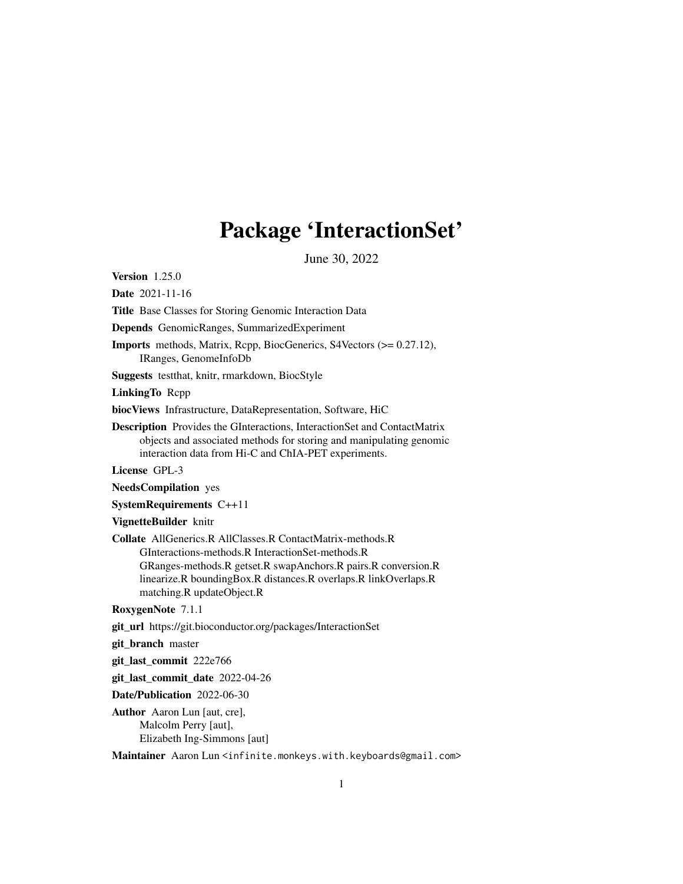# Package 'InteractionSet'

June 30, 2022

**Version** 1.25.0

**Date** 2021-11-16

**Title** Base Classes for Storing Genomic Interaction Data

**Depends** GenomicRanges, SummarizedExperiment

**Imports** methods, Matrix, Rcpp, BiocGenerics, S4Vectors (>= 0.27.12), IRanges, GenomeInfoDb

**Suggests** testthat, knitr, rmarkdown, BiocStyle

**LinkingTo** Rcpp

**biocViews** Infrastructure, DataRepresentation, Software, HiC

**Description** Provides the GInteractions, InteractionSet and ContactMatrix objects and associated methods for storing and manipulating genomic interaction data from Hi-C and ChIA-PET experiments.

**License** GPL-3

**NeedsCompilation** yes

**SystemRequirements** C++11

**VignetteBuilder** knitr

**Collate** AllGenerics.R AllClasses.R ContactMatrix-methods.R GInteractions-methods.R InteractionSet-methods.R GRanges-methods.R getset.R swapAnchors.R pairs.R conversion.R linearize.R boundingBox.R distances.R overlaps.R linkOverlaps.R matching.R updateObject.R

**RoxygenNote** 7.1.1

**git_url** https://git.bioconductor.org/packages/InteractionSet

**git_branch** master

**git_last_commit** 222e766

**git_last_commit_date** 2022-04-26

**Date/Publication** 2022-06-30

**Author** Aaron Lun [aut, cre],
Malcolm Perry [aut],
Elizabeth Ing-Simmons [aut]

**Maintainer** Aaron Lun <infinite.monkeys.with.keyboards@gmail.com>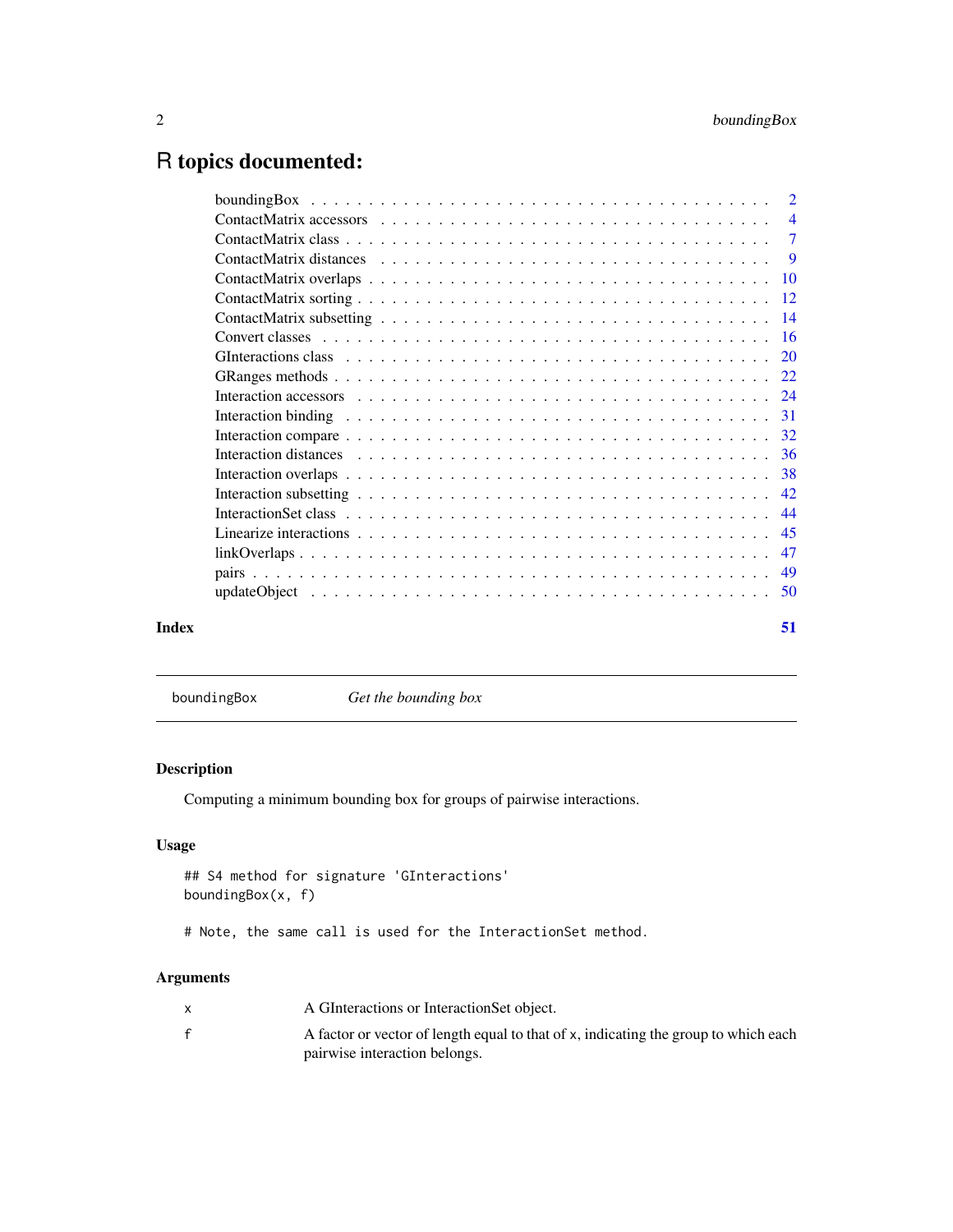# R topics documented:

| | |
|---|---|
| boundingBox | 2 |
| ContactMatrix accessors | 4 |
| ContactMatrix class | 7 |
| ContactMatrix distances | 9 |
| ContactMatrix overlaps | 10 |
| ContactMatrix sorting | 12 |
| ContactMatrix subsetting | 14 |
| Convert classes | 16 |
| GInteractions class | 20 |
| GRanges methods | 22 |
| Interaction accessors | 24 |
| Interaction binding | 31 |
| Interaction compare | 32 |
| Interaction distances | 36 |
| Interaction overlaps | 38 |
| Interaction subsetting | 42 |
| InteractionSet class | 44 |
| Linearize interactions | 45 |
| linkOverlaps | 47 |
| pairs | 49 |
| updateObject | 50 |
| **Index** | **51** |

---

boundingBox — *Get the bounding box*

---

## Description

Computing a minimum bounding box for groups of pairwise interactions.

## Usage

```
## S4 method for signature 'GInteractions'
boundingBox(x, f)

# Note, the same call is used for the InteractionSet method.
```

## Arguments

| | |
|---|---|
| x | A GInteractions or InteractionSet object. |
| f | A factor or vector of length equal to that of x, indicating the group to which each pairwise interaction belongs. |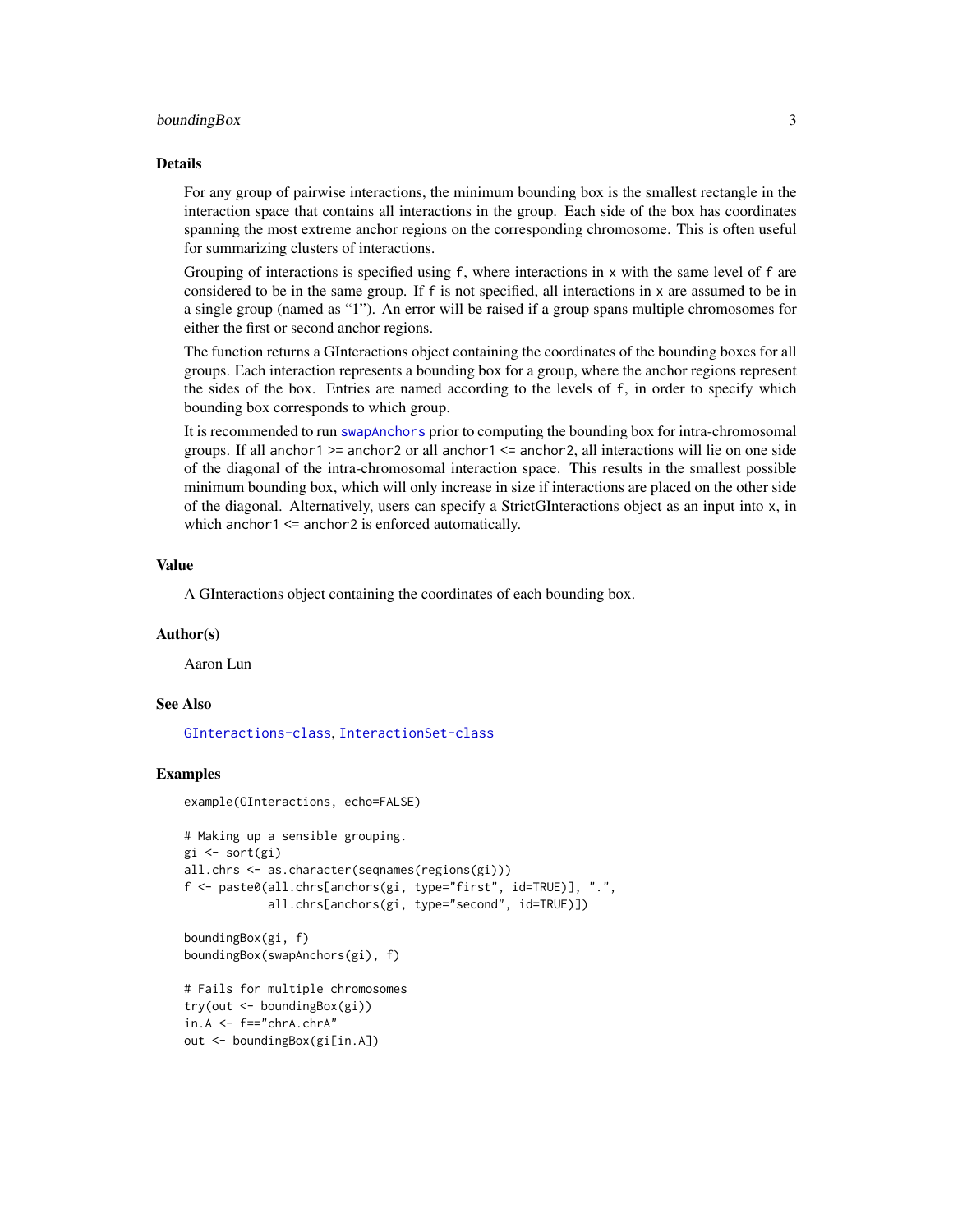## Details

For any group of pairwise interactions, the minimum bounding box is the smallest rectangle in the interaction space that contains all interactions in the group. Each side of the box has coordinates spanning the most extreme anchor regions on the corresponding chromosome. This is often useful for summarizing clusters of interactions.

Grouping of interactions is specified using `f`, where interactions in `x` with the same level of `f` are considered to be in the same group. If `f` is not specified, all interactions in `x` are assumed to be in a single group (named as "1"). An error will be raised if a group spans multiple chromosomes for either the first or second anchor regions.

The function returns a GInteractions object containing the coordinates of the bounding boxes for all groups. Each interaction represents a bounding box for a group, where the anchor regions represent the sides of the box. Entries are named according to the levels of `f`, in order to specify which bounding box corresponds to which group.

It is recommended to run `swapAnchors` prior to computing the bounding box for intra-chromosomal groups. If all `anchor1` >= `anchor2` or all `anchor1` <= `anchor2`, all interactions will lie on one side of the diagonal of the intra-chromosomal interaction space. This results in the smallest possible minimum bounding box, which will only increase in size if interactions are placed on the other side of the diagonal. Alternatively, users can specify a StrictGInteractions object as an input into `x`, in which `anchor1` <= `anchor2` is enforced automatically.

## Value

A GInteractions object containing the coordinates of each bounding box.

## Author(s)

Aaron Lun

## See Also

`GInteractions-class`, `InteractionSet-class`

## Examples

```
example(GInteractions, echo=FALSE)

# Making up a sensible grouping.
gi <- sort(gi)
all.chrs <- as.character(seqnames(regions(gi)))
f <- paste0(all.chrs[anchors(gi, type="first", id=TRUE)], ".",
            all.chrs[anchors(gi, type="second", id=TRUE)])

boundingBox(gi, f)
boundingBox(swapAnchors(gi), f)

# Fails for multiple chromosomes
try(out <- boundingBox(gi))
in.A <- f=="chrA.chrA"
out <- boundingBox(gi[in.A])
```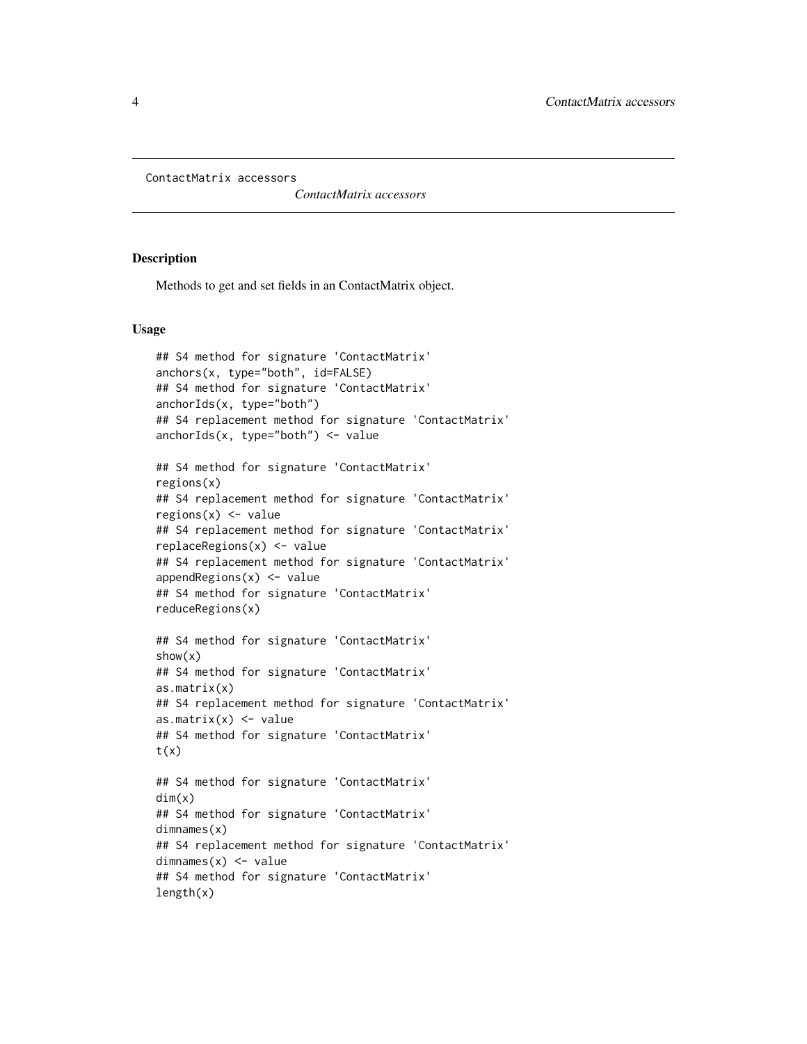ContactMatrix accessors

*ContactMatrix accessors*

## Description

Methods to get and set fields in an ContactMatrix object.

## Usage

```
## S4 method for signature 'ContactMatrix'
anchors(x, type="both", id=FALSE)
## S4 method for signature 'ContactMatrix'
anchorIds(x, type="both")
## S4 replacement method for signature 'ContactMatrix'
anchorIds(x, type="both") <- value

## S4 method for signature 'ContactMatrix'
regions(x)
## S4 replacement method for signature 'ContactMatrix'
regions(x) <- value
## S4 replacement method for signature 'ContactMatrix'
replaceRegions(x) <- value
## S4 replacement method for signature 'ContactMatrix'
appendRegions(x) <- value
## S4 method for signature 'ContactMatrix'
reduceRegions(x)

## S4 method for signature 'ContactMatrix'
show(x)
## S4 method for signature 'ContactMatrix'
as.matrix(x)
## S4 replacement method for signature 'ContactMatrix'
as.matrix(x) <- value
## S4 method for signature 'ContactMatrix'
t(x)

## S4 method for signature 'ContactMatrix'
dim(x)
## S4 method for signature 'ContactMatrix'
dimnames(x)
## S4 replacement method for signature 'ContactMatrix'
dimnames(x) <- value
## S4 method for signature 'ContactMatrix'
length(x)
```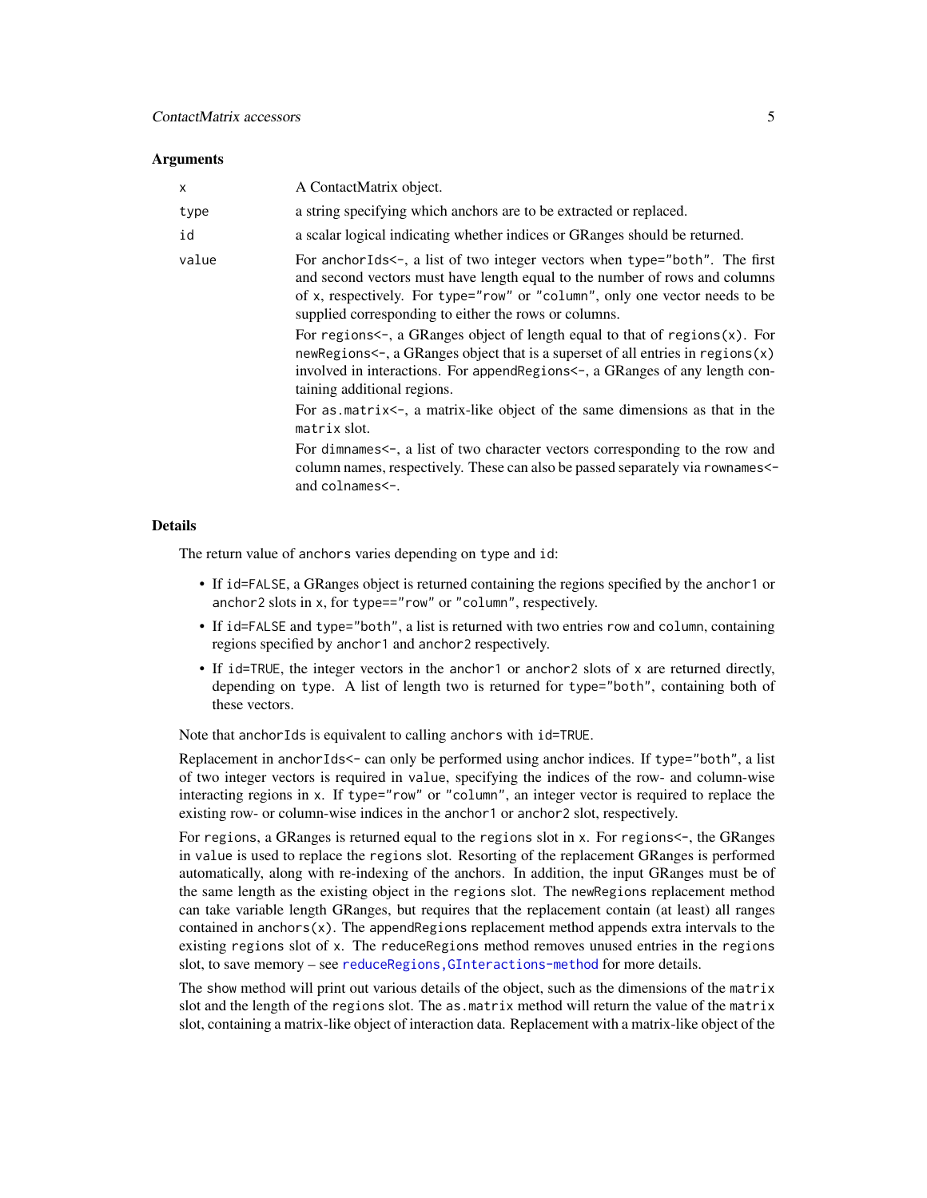### Arguments

| | |
|---|---|
| `x` | A ContactMatrix object. |
| `type` | a string specifying which anchors are to be extracted or replaced. |
| `id` | a scalar logical indicating whether indices or GRanges should be returned. |
| `value` | For `anchorIds<-`, a list of two integer vectors when `type="both"`. The first and second vectors must have length equal to the number of rows and columns of `x`, respectively. For `type="row"` or `"column"`, only one vector needs to be supplied corresponding to either the rows or columns.<br><br>For `regions<-`, a GRanges object of length equal to that of `regions(x)`. For `newRegions<-`, a GRanges object that is a superset of all entries in `regions(x)` involved in interactions. For `appendRegions<-`, a GRanges of any length containing additional regions.<br><br>For `as.matrix<-`, a matrix-like object of the same dimensions as that in the `matrix` slot.<br><br>For `dimnames<-`, a list of two character vectors corresponding to the row and column names, respectively. These can also be passed separately via `rownames<-` and `colnames<-`. |

### Details

The return value of `anchors` varies depending on `type` and `id`:

- If `id=FALSE`, a GRanges object is returned containing the regions specified by the `anchor1` or `anchor2` slots in `x`, for `type=="row"` or `"column"`, respectively.
- If `id=FALSE` and `type="both"`, a list is returned with two entries `row` and `column`, containing regions specified by `anchor1` and `anchor2` respectively.
- If `id=TRUE`, the integer vectors in the `anchor1` or `anchor2` slots of `x` are returned directly, depending on `type`. A list of length two is returned for `type="both"`, containing both of these vectors.

Note that `anchorIds` is equivalent to calling `anchors` with `id=TRUE`.

Replacement in `anchorIds<-` can only be performed using anchor indices. If `type="both"`, a list of two integer vectors is required in `value`, specifying the indices of the row- and column-wise interacting regions in `x`. If `type="row"` or `"column"`, an integer vector is required to replace the existing row- or column-wise indices in the `anchor1` or `anchor2` slot, respectively.

For `regions`, a GRanges is returned equal to the `regions` slot in `x`. For `regions<-`, the GRanges in `value` is used to replace the `regions` slot. Resorting of the replacement GRanges is performed automatically, along with re-indexing of the anchors. In addition, the input GRanges must be of the same length as the existing object in the `regions` slot. The `newRegions` replacement method can take variable length GRanges, but requires that the replacement contain (at least) all ranges contained in `anchors(x)`. The `appendRegions` replacement method appends extra intervals to the existing `regions` slot of `x`. The `reduceRegions` method removes unused entries in the `regions` slot, to save memory – see `reduceRegions,GInteractions-method` for more details.

The `show` method will print out various details of the object, such as the dimensions of the `matrix` slot and the length of the `regions` slot. The `as.matrix` method will return the value of the `matrix` slot, containing a matrix-like object of interaction data. Replacement with a matrix-like object of the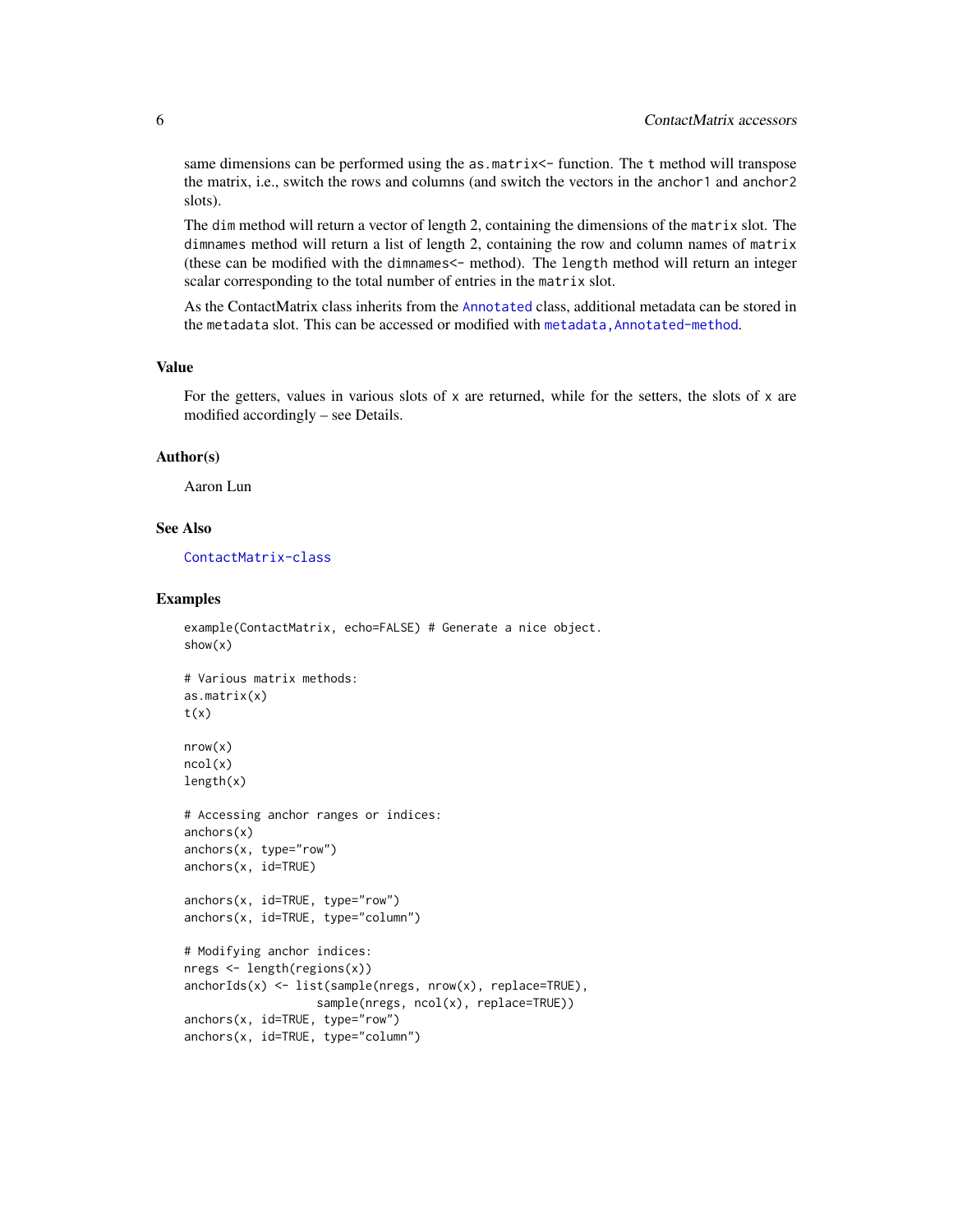same dimensions can be performed using the `as.matrix<-` function. The `t` method will transpose the matrix, i.e., switch the rows and columns (and switch the vectors in the `anchor1` and `anchor2` slots).

The `dim` method will return a vector of length 2, containing the dimensions of the `matrix` slot. The `dimnames` method will return a list of length 2, containing the row and column names of `matrix` (these can be modified with the `dimnames<-` method). The `length` method will return an integer scalar corresponding to the total number of entries in the `matrix` slot.

As the ContactMatrix class inherits from the `Annotated` class, additional metadata can be stored in the `metadata` slot. This can be accessed or modified with `metadata,Annotated-method`.

### Value

For the getters, values in various slots of `x` are returned, while for the setters, the slots of `x` are modified accordingly – see Details.

### Author(s)

Aaron Lun

### See Also

`ContactMatrix-class`

### Examples

```
example(ContactMatrix, echo=FALSE) # Generate a nice object.
show(x)

# Various matrix methods:
as.matrix(x)
t(x)

nrow(x)
ncol(x)
length(x)

# Accessing anchor ranges or indices:
anchors(x)
anchors(x, type="row")
anchors(x, id=TRUE)

anchors(x, id=TRUE, type="row")
anchors(x, id=TRUE, type="column")

# Modifying anchor indices:
nregs <- length(regions(x))
anchorIds(x) <- list(sample(nregs, nrow(x), replace=TRUE),
                     sample(nregs, ncol(x), replace=TRUE))
anchors(x, id=TRUE, type="row")
anchors(x, id=TRUE, type="column")
```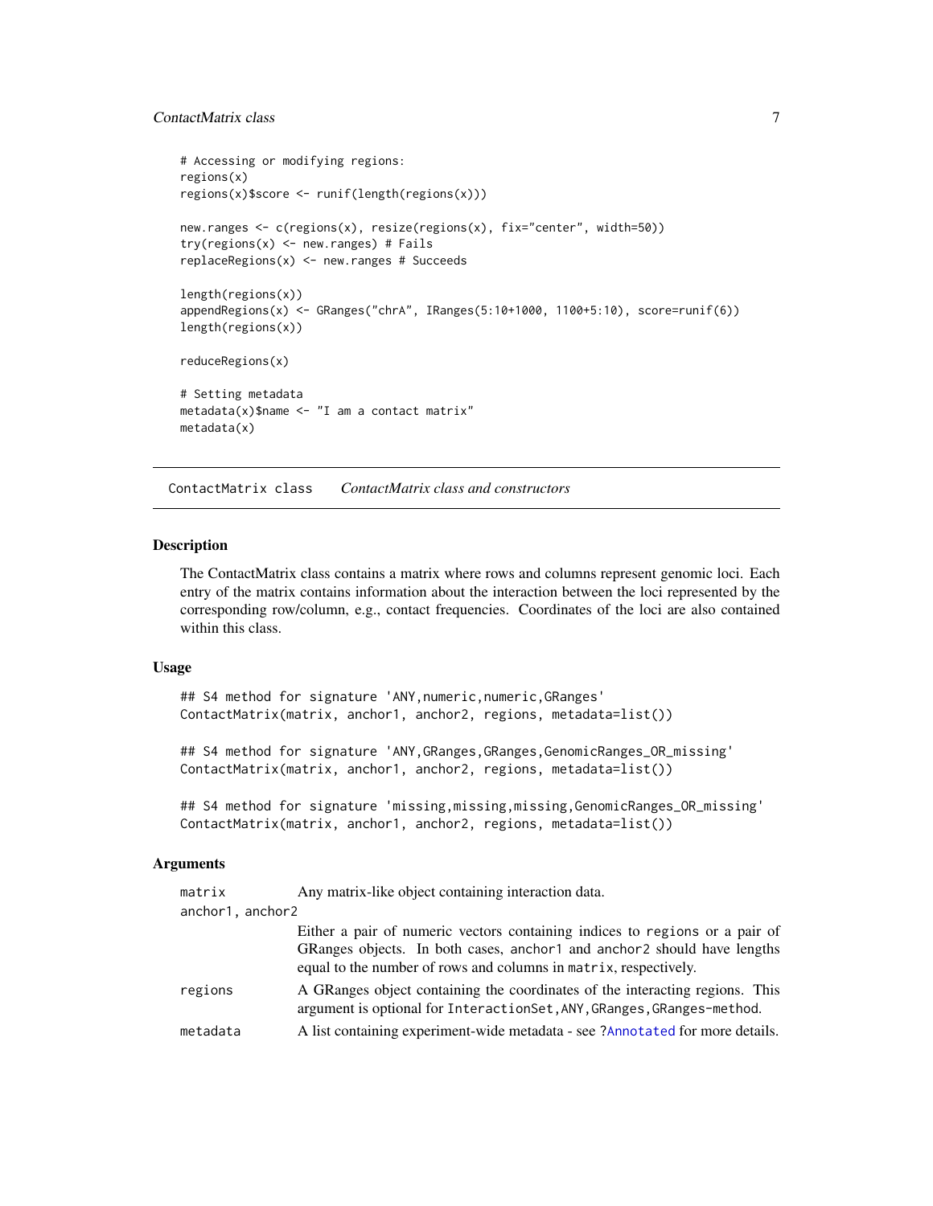```
# Accessing or modifying regions:
regions(x)
regions(x)$score <- runif(length(regions(x)))

new.ranges <- c(regions(x), resize(regions(x), fix="center", width=50))
try(regions(x) <- new.ranges) # Fails
replaceRegions(x) <- new.ranges # Succeeds

length(regions(x))
appendRegions(x) <- GRanges("chrA", IRanges(5:10+1000, 1100+5:10), score=runif(6))
length(regions(x))

reduceRegions(x)

# Setting metadata
metadata(x)$name <- "I am a contact matrix"
metadata(x)
```

---

## ContactMatrix class — *ContactMatrix class and constructors*

### Description

The ContactMatrix class contains a matrix where rows and columns represent genomic loci. Each entry of the matrix contains information about the interaction between the loci represented by the corresponding row/column, e.g., contact frequencies. Coordinates of the loci are also contained within this class.

### Usage

```
## S4 method for signature 'ANY,numeric,numeric,GRanges'
ContactMatrix(matrix, anchor1, anchor2, regions, metadata=list())

## S4 method for signature 'ANY,GRanges,GRanges,GenomicRanges_OR_missing'
ContactMatrix(matrix, anchor1, anchor2, regions, metadata=list())

## S4 method for signature 'missing,missing,missing,GenomicRanges_OR_missing'
ContactMatrix(matrix, anchor1, anchor2, regions, metadata=list())
```

### Arguments

| | |
|---|---|
| `matrix` | Any matrix-like object containing interaction data. |
| `anchor1`, `anchor2` | Either a pair of numeric vectors containing indices to `regions` or a pair of GRanges objects. In both cases, `anchor1` and `anchor2` should have lengths equal to the number of rows and columns in `matrix`, respectively. |
| `regions` | A GRanges object containing the coordinates of the interacting regions. This argument is optional for `InteractionSet,ANY,GRanges,GRanges-method`. |
| `metadata` | A list containing experiment-wide metadata - see ?`Annotated` for more details. |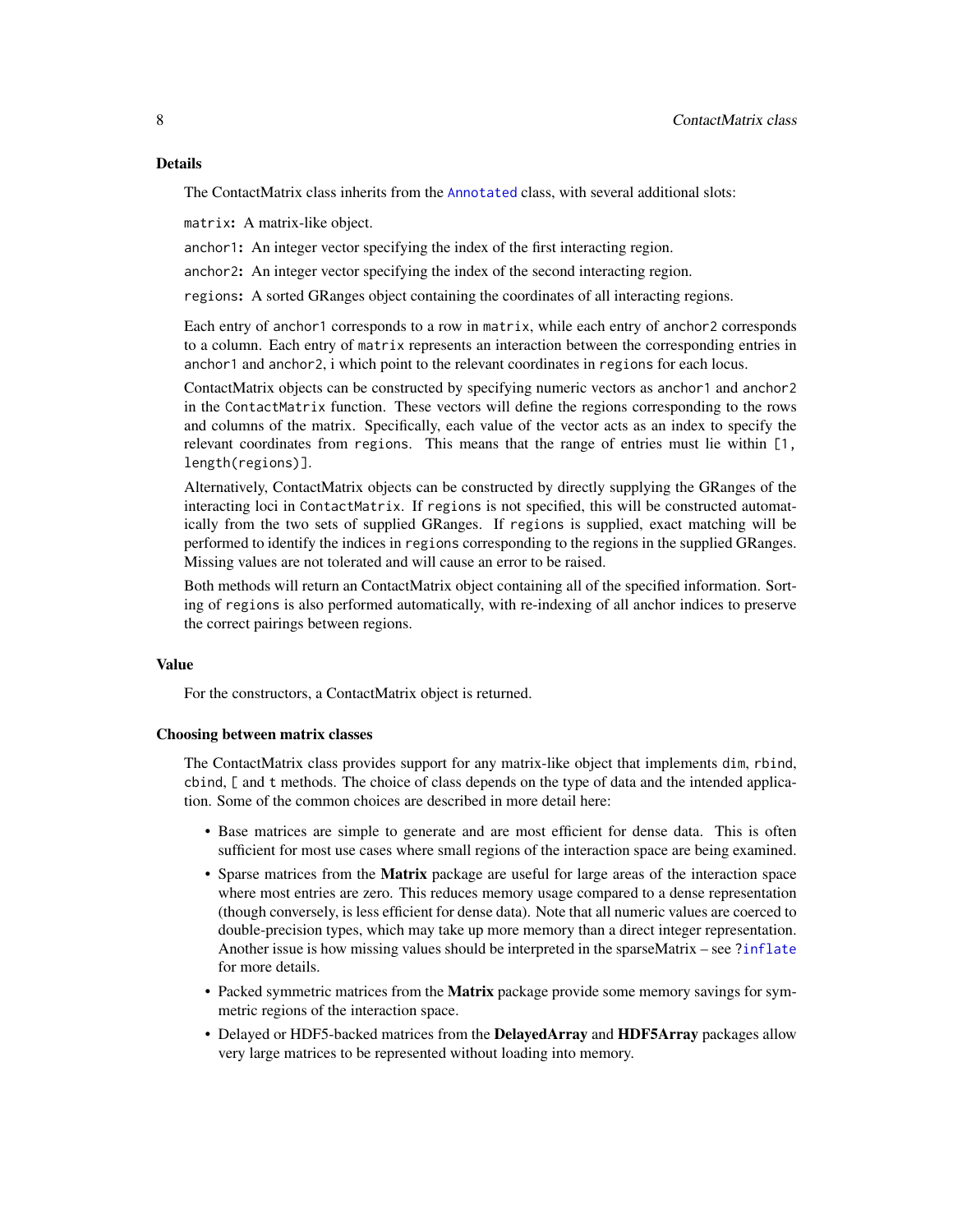## Details

The ContactMatrix class inherits from the `Annotated` class, with several additional slots:

`matrix`: A matrix-like object.

`anchor1`: An integer vector specifying the index of the first interacting region.

`anchor2`: An integer vector specifying the index of the second interacting region.

`regions`: A sorted GRanges object containing the coordinates of all interacting regions.

Each entry of `anchor1` corresponds to a row in `matrix`, while each entry of `anchor2` corresponds to a column. Each entry of `matrix` represents an interaction between the corresponding entries in `anchor1` and `anchor2`, i which point to the relevant coordinates in `regions` for each locus.

ContactMatrix objects can be constructed by specifying numeric vectors as `anchor1` and `anchor2` in the `ContactMatrix` function. These vectors will define the regions corresponding to the rows and columns of the matrix. Specifically, each value of the vector acts as an index to specify the relevant coordinates from `regions`. This means that the range of entries must lie within `[1, length(regions)]`.

Alternatively, ContactMatrix objects can be constructed by directly supplying the GRanges of the interacting loci in `ContactMatrix`. If `regions` is not specified, this will be constructed automatically from the two sets of supplied GRanges. If `regions` is supplied, exact matching will be performed to identify the indices in `regions` corresponding to the regions in the supplied GRanges. Missing values are not tolerated and will cause an error to be raised.

Both methods will return an ContactMatrix object containing all of the specified information. Sorting of `regions` is also performed automatically, with re-indexing of all anchor indices to preserve the correct pairings between regions.

## Value

For the constructors, a ContactMatrix object is returned.

## Choosing between matrix classes

The ContactMatrix class provides support for any matrix-like object that implements `dim`, `rbind`, `cbind`, `[` and `t` methods. The choice of class depends on the type of data and the intended application. Some of the common choices are described in more detail here:

- Base matrices are simple to generate and are most efficient for dense data. This is often sufficient for most use cases where small regions of the interaction space are being examined.
- Sparse matrices from the **Matrix** package are useful for large areas of the interaction space where most entries are zero. This reduces memory usage compared to a dense representation (though conversely, is less efficient for dense data). Note that all numeric values are coerced to double-precision types, which may take up more memory than a direct integer representation. Another issue is how missing values should be interpreted in the sparseMatrix – see `?inflate` for more details.
- Packed symmetric matrices from the **Matrix** package provide some memory savings for symmetric regions of the interaction space.
- Delayed or HDF5-backed matrices from the **DelayedArray** and **HDF5Array** packages allow very large matrices to be represented without loading into memory.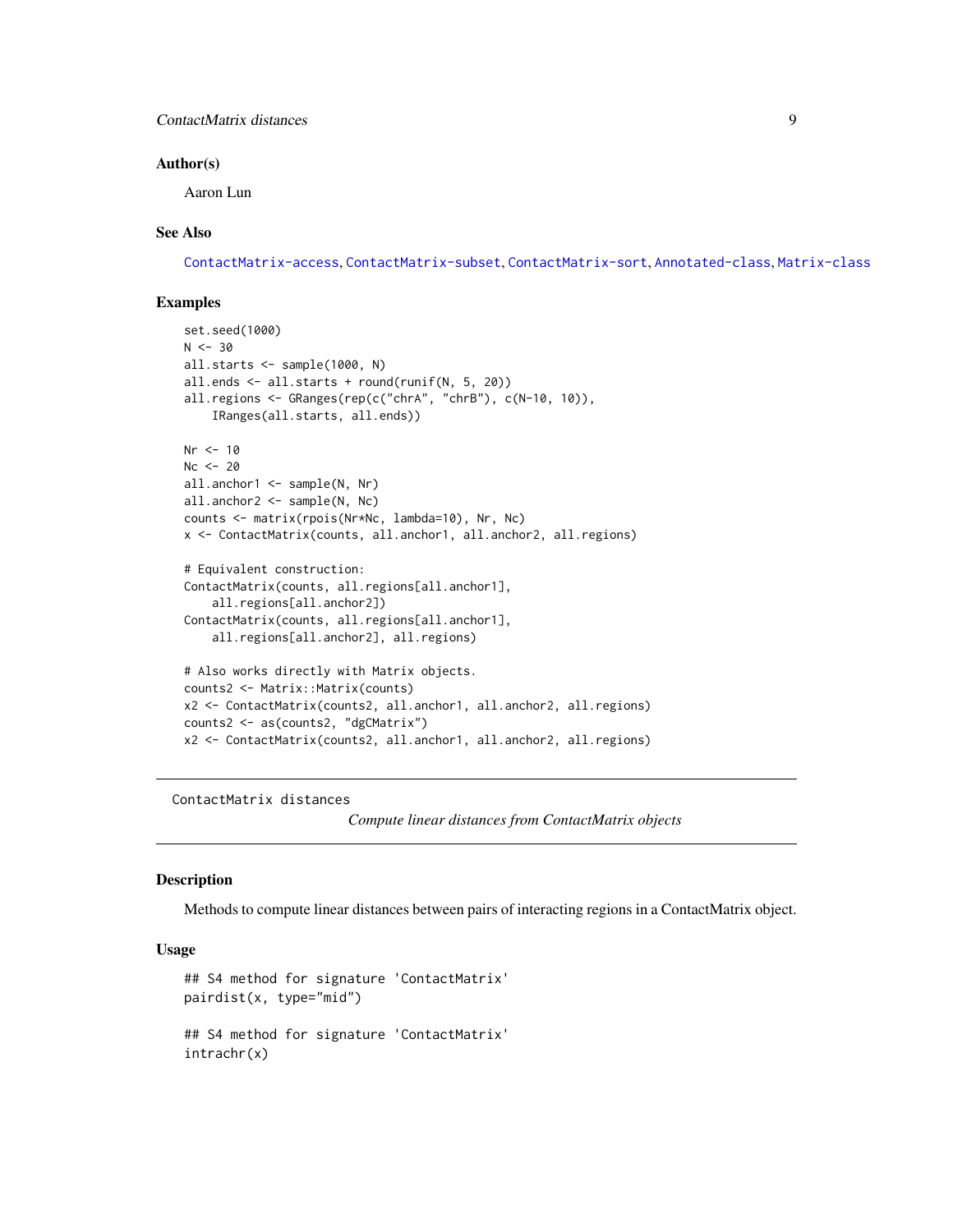### Author(s)

Aaron Lun

### See Also

ContactMatrix-access, ContactMatrix-subset, ContactMatrix-sort, Annotated-class, Matrix-class

### Examples

```
set.seed(1000)
N <- 30
all.starts <- sample(1000, N)
all.ends <- all.starts + round(runif(N, 5, 20))
all.regions <- GRanges(rep(c("chrA", "chrB"), c(N-10, 10)),
    IRanges(all.starts, all.ends))

Nr <- 10
Nc <- 20
all.anchor1 <- sample(N, Nr)
all.anchor2 <- sample(N, Nc)
counts <- matrix(rpois(Nr*Nc, lambda=10), Nr, Nc)
x <- ContactMatrix(counts, all.anchor1, all.anchor2, all.regions)

# Equivalent construction:
ContactMatrix(counts, all.regions[all.anchor1],
    all.regions[all.anchor2])
ContactMatrix(counts, all.regions[all.anchor1],
    all.regions[all.anchor2], all.regions)

# Also works directly with Matrix objects.
counts2 <- Matrix::Matrix(counts)
x2 <- ContactMatrix(counts2, all.anchor1, all.anchor2, all.regions)
counts2 <- as(counts2, "dgCMatrix")
x2 <- ContactMatrix(counts2, all.anchor1, all.anchor2, all.regions)
```

---

## ContactMatrix distances

*Compute linear distances from ContactMatrix objects*

---

### Description

Methods to compute linear distances between pairs of interacting regions in a ContactMatrix object.

### Usage

```
## S4 method for signature 'ContactMatrix'
pairdist(x, type="mid")

## S4 method for signature 'ContactMatrix'
intrachr(x)
```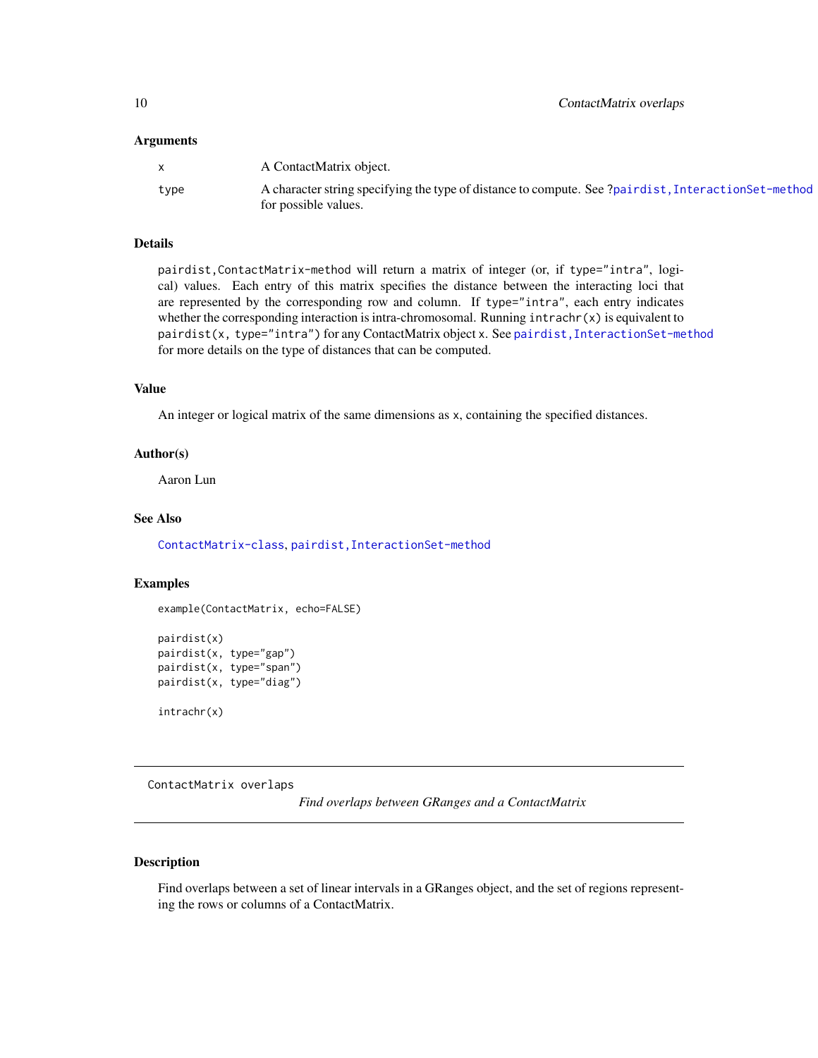### Arguments

- `x` — A ContactMatrix object.
- `type` — A character string specifying the type of distance to compute. See ?`pairdist,InteractionSet-method` for possible values.

### Details

`pairdist,ContactMatrix-method` will return a matrix of integer (or, if `type="intra"`, logical) values. Each entry of this matrix specifies the distance between the interacting loci that are represented by the corresponding row and column. If `type="intra"`, each entry indicates whether the corresponding interaction is intra-chromosomal. Running `intrachr(x)` is equivalent to `pairdist(x, type="intra")` for any ContactMatrix object `x`. See `pairdist,InteractionSet-method` for more details on the type of distances that can be computed.

### Value

An integer or logical matrix of the same dimensions as `x`, containing the specified distances.

### Author(s)

Aaron Lun

### See Also

`ContactMatrix-class`, `pairdist,InteractionSet-method`

### Examples

```
example(ContactMatrix, echo=FALSE)

pairdist(x)
pairdist(x, type="gap")
pairdist(x, type="span")
pairdist(x, type="diag")

intrachr(x)
```

---

## ContactMatrix overlaps

*Find overlaps between GRanges and a ContactMatrix*

---

### Description

Find overlaps between a set of linear intervals in a GRanges object, and the set of regions representing the rows or columns of a ContactMatrix.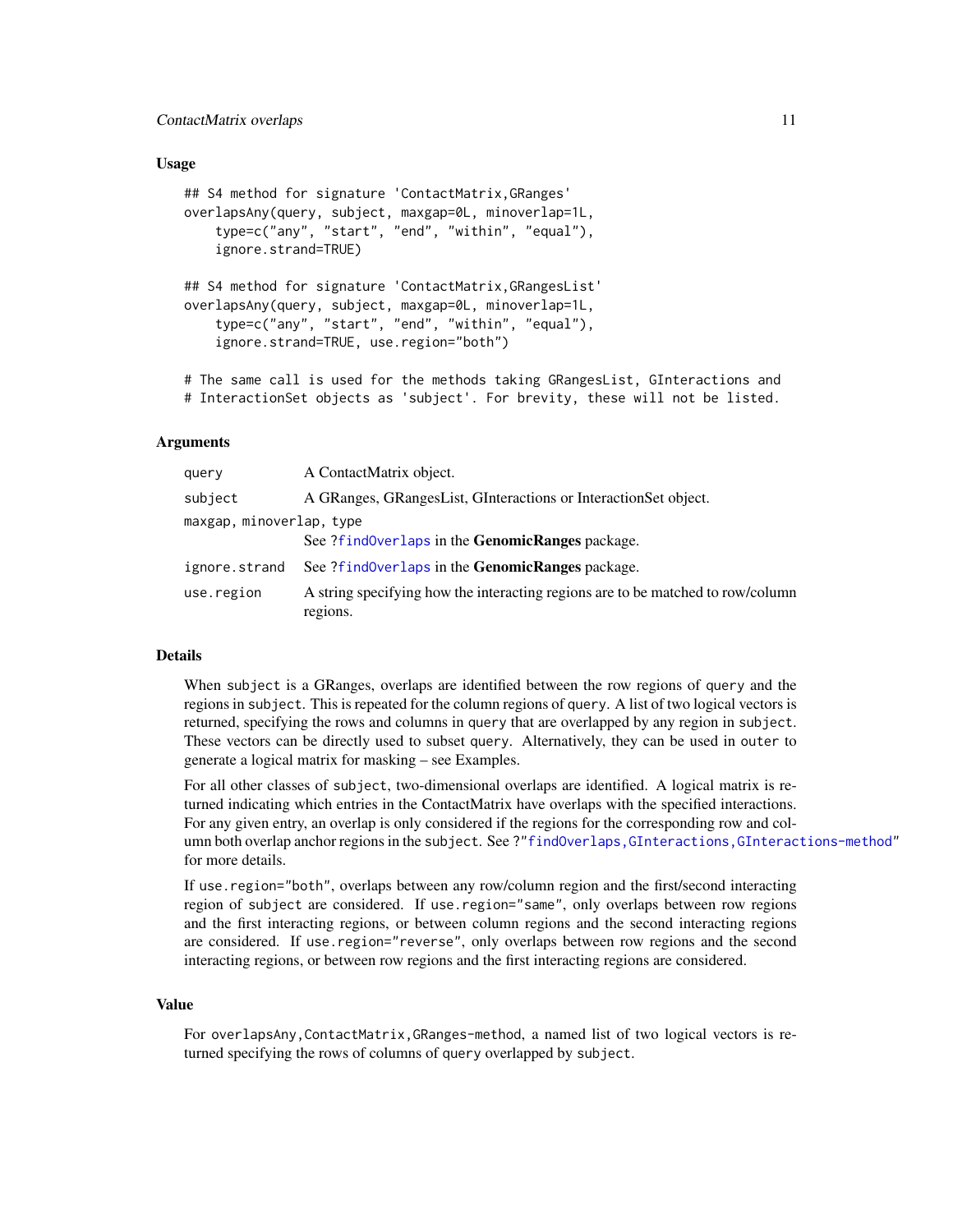## Usage

```
## S4 method for signature 'ContactMatrix,GRanges'
overlapsAny(query, subject, maxgap=0L, minoverlap=1L,
    type=c("any", "start", "end", "within", "equal"),
    ignore.strand=TRUE)

## S4 method for signature 'ContactMatrix,GRangesList'
overlapsAny(query, subject, maxgap=0L, minoverlap=1L,
    type=c("any", "start", "end", "within", "equal"),
    ignore.strand=TRUE, use.region="both")

# The same call is used for the methods taking GRangesList, GInteractions and
# InteractionSet objects as 'subject'. For brevity, these will not be listed.
```

## Arguments

| | |
|---|---|
| `query` | A ContactMatrix object. |
| `subject` | A GRanges, GRangesList, GInteractions or InteractionSet object. |
| `maxgap, minoverlap, type` | See `?findOverlaps` in the **GenomicRanges** package. |
| `ignore.strand` | See `?findOverlaps` in the **GenomicRanges** package. |
| `use.region` | A string specifying how the interacting regions are to be matched to row/column regions. |

## Details

When `subject` is a GRanges, overlaps are identified between the row regions of `query` and the regions in `subject`. This is repeated for the column regions of `query`. A list of two logical vectors is returned, specifying the rows and columns in `query` that are overlapped by any region in `subject`. These vectors can be directly used to subset `query`. Alternatively, they can be used in `outer` to generate a logical matrix for masking – see Examples.

For all other classes of `subject`, two-dimensional overlaps are identified. A logical matrix is returned indicating which entries in the ContactMatrix have overlaps with the specified interactions. For any given entry, an overlap is only considered if the regions for the corresponding row and column both overlap anchor regions in the `subject`. See `?"findOverlaps,GInteractions,GInteractions-method"` for more details.

If `use.region="both"`, overlaps between any row/column region and the first/second interacting region of `subject` are considered. If `use.region="same"`, only overlaps between row regions and the first interacting regions, or between column regions and the second interacting regions are considered. If `use.region="reverse"`, only overlaps between row regions and the second interacting regions, or between row regions and the first interacting regions are considered.

## Value

For `overlapsAny,ContactMatrix,GRanges-method`, a named list of two logical vectors is returned specifying the rows of columns of `query` overlapped by `subject`.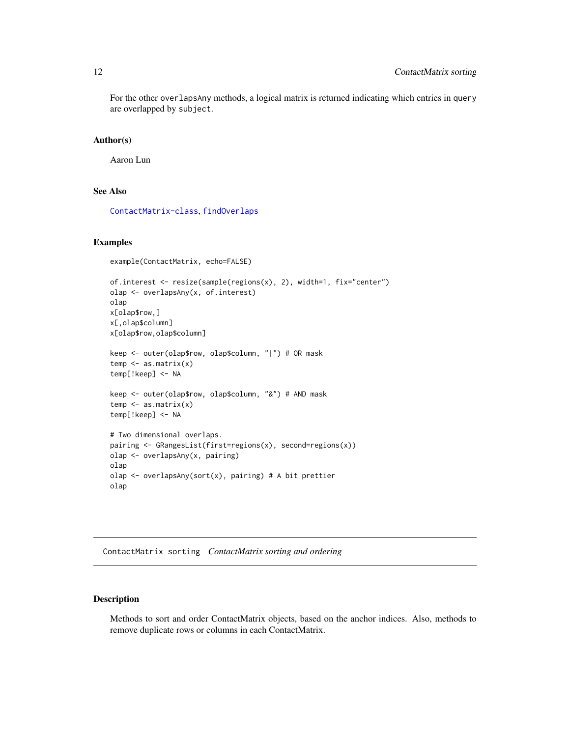For the other overlapsAny methods, a logical matrix is returned indicating which entries in query are overlapped by subject.

### Author(s)

Aaron Lun

### See Also

ContactMatrix-class, findOverlaps

### Examples

```
example(ContactMatrix, echo=FALSE)

of.interest <- resize(sample(regions(x), 2), width=1, fix="center")
olap <- overlapsAny(x, of.interest)
olap
x[olap$row,]
x[,olap$column]
x[olap$row,olap$column]

keep <- outer(olap$row, olap$column, "|") # OR mask
temp <- as.matrix(x)
temp[!keep] <- NA

keep <- outer(olap$row, olap$column, "&") # AND mask
temp <- as.matrix(x)
temp[!keep] <- NA

# Two dimensional overlaps.
pairing <- GRangesList(first=regions(x), second=regions(x))
olap <- overlapsAny(x, pairing)
olap
olap <- overlapsAny(sort(x), pairing) # A bit prettier
olap
```

---

## ContactMatrix sorting *ContactMatrix sorting and ordering*

### Description

Methods to sort and order ContactMatrix objects, based on the anchor indices. Also, methods to remove duplicate rows or columns in each ContactMatrix.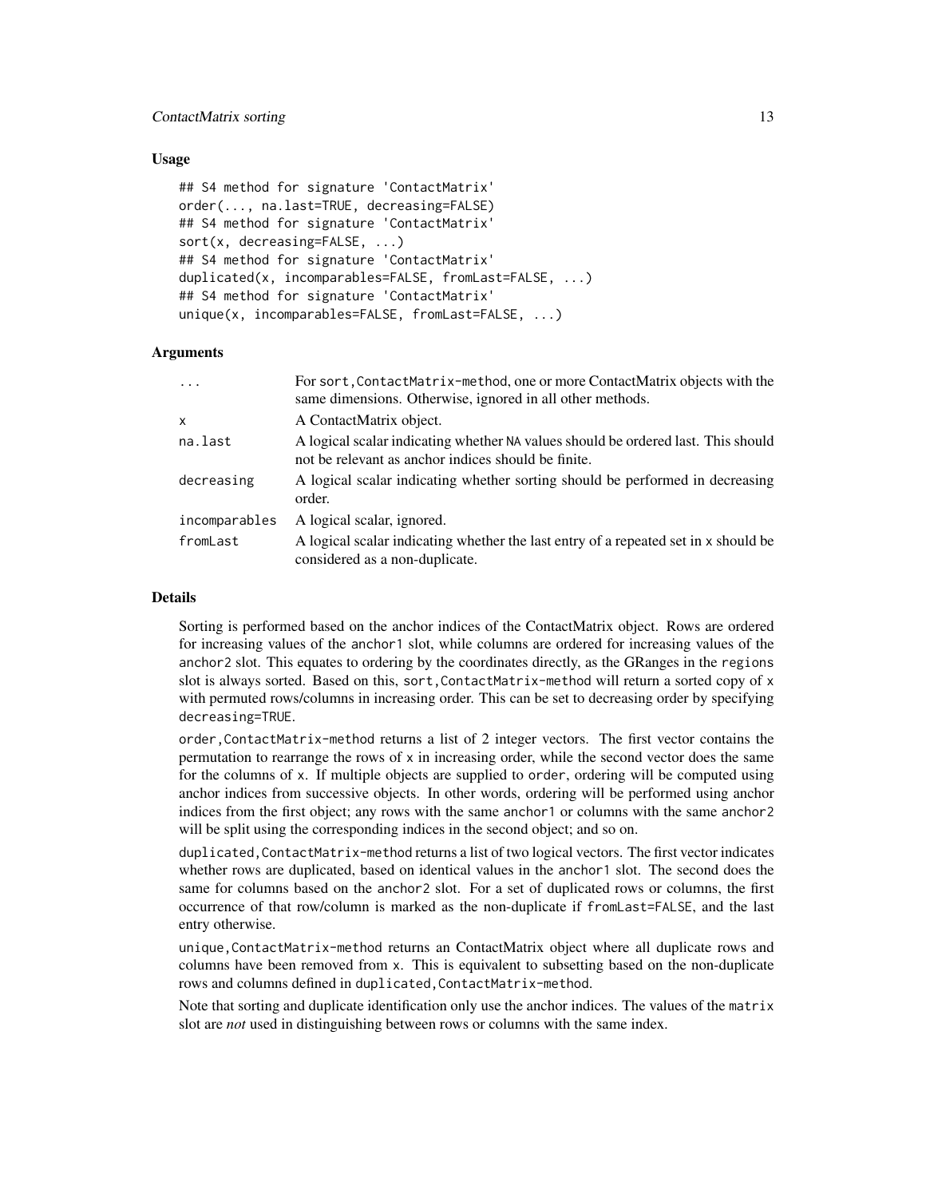### Usage

```
## S4 method for signature 'ContactMatrix'
order(..., na.last=TRUE, decreasing=FALSE)
## S4 method for signature 'ContactMatrix'
sort(x, decreasing=FALSE, ...)
## S4 method for signature 'ContactMatrix'
duplicated(x, incomparables=FALSE, fromLast=FALSE, ...)
## S4 method for signature 'ContactMatrix'
unique(x, incomparables=FALSE, fromLast=FALSE, ...)
```

### Arguments

| | |
|---|---|
| `...` | For `sort,ContactMatrix-method`, one or more ContactMatrix objects with the same dimensions. Otherwise, ignored in all other methods. |
| `x` | A ContactMatrix object. |
| `na.last` | A logical scalar indicating whether `NA` values should be ordered last. This should not be relevant as anchor indices should be finite. |
| `decreasing` | A logical scalar indicating whether sorting should be performed in decreasing order. |
| `incomparables` | A logical scalar, ignored. |
| `fromLast` | A logical scalar indicating whether the last entry of a repeated set in `x` should be considered as a non-duplicate. |

### Details

Sorting is performed based on the anchor indices of the ContactMatrix object. Rows are ordered for increasing values of the `anchor1` slot, while columns are ordered for increasing values of the `anchor2` slot. This equates to ordering by the coordinates directly, as the GRanges in the `regions` slot is always sorted. Based on this, `sort,ContactMatrix-method` will return a sorted copy of `x` with permuted rows/columns in increasing order. This can be set to decreasing order by specifying `decreasing=TRUE`.

`order,ContactMatrix-method` returns a list of 2 integer vectors. The first vector contains the permutation to rearrange the rows of `x` in increasing order, while the second vector does the same for the columns of `x`. If multiple objects are supplied to `order`, ordering will be computed using anchor indices from successive objects. In other words, ordering will be performed using anchor indices from the first object; any rows with the same `anchor1` or columns with the same `anchor2` will be split using the corresponding indices in the second object; and so on.

`duplicated,ContactMatrix-method` returns a list of two logical vectors. The first vector indicates whether rows are duplicated, based on identical values in the `anchor1` slot. The second does the same for columns based on the `anchor2` slot. For a set of duplicated rows or columns, the first occurrence of that row/column is marked as the non-duplicate if `fromLast=FALSE`, and the last entry otherwise.

`unique,ContactMatrix-method` returns an ContactMatrix object where all duplicate rows and columns have been removed from `x`. This is equivalent to subsetting based on the non-duplicate rows and columns defined in `duplicated,ContactMatrix-method`.

Note that sorting and duplicate identification only use the anchor indices. The values of the `matrix` slot are *not* used in distinguishing between rows or columns with the same index.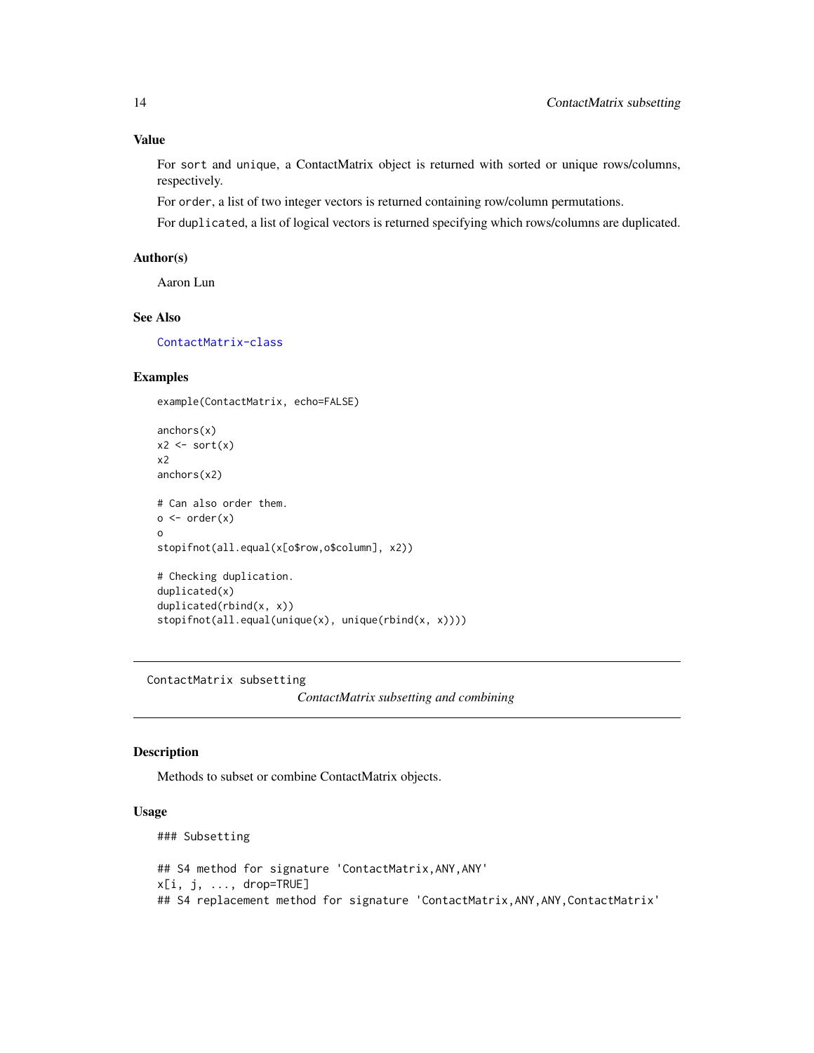## Value

For `sort` and `unique`, a ContactMatrix object is returned with sorted or unique rows/columns, respectively.

For `order`, a list of two integer vectors is returned containing row/column permutations.

For `duplicated`, a list of logical vectors is returned specifying which rows/columns are duplicated.

## Author(s)

Aaron Lun

## See Also

ContactMatrix-class

## Examples

```
example(ContactMatrix, echo=FALSE)

anchors(x)
x2 <- sort(x)
x2
anchors(x2)

# Can also order them.
o <- order(x)
o
stopifnot(all.equal(x[o$row,o$column], x2))

# Checking duplication.
duplicated(x)
duplicated(rbind(x, x))
stopifnot(all.equal(unique(x), unique(rbind(x, x))))
```

---

# ContactMatrix subsetting

*ContactMatrix subsetting and combining*

---

## Description

Methods to subset or combine ContactMatrix objects.

## Usage

```
### Subsetting

## S4 method for signature 'ContactMatrix,ANY,ANY'
x[i, j, ..., drop=TRUE]
## S4 replacement method for signature 'ContactMatrix,ANY,ANY,ContactMatrix'
```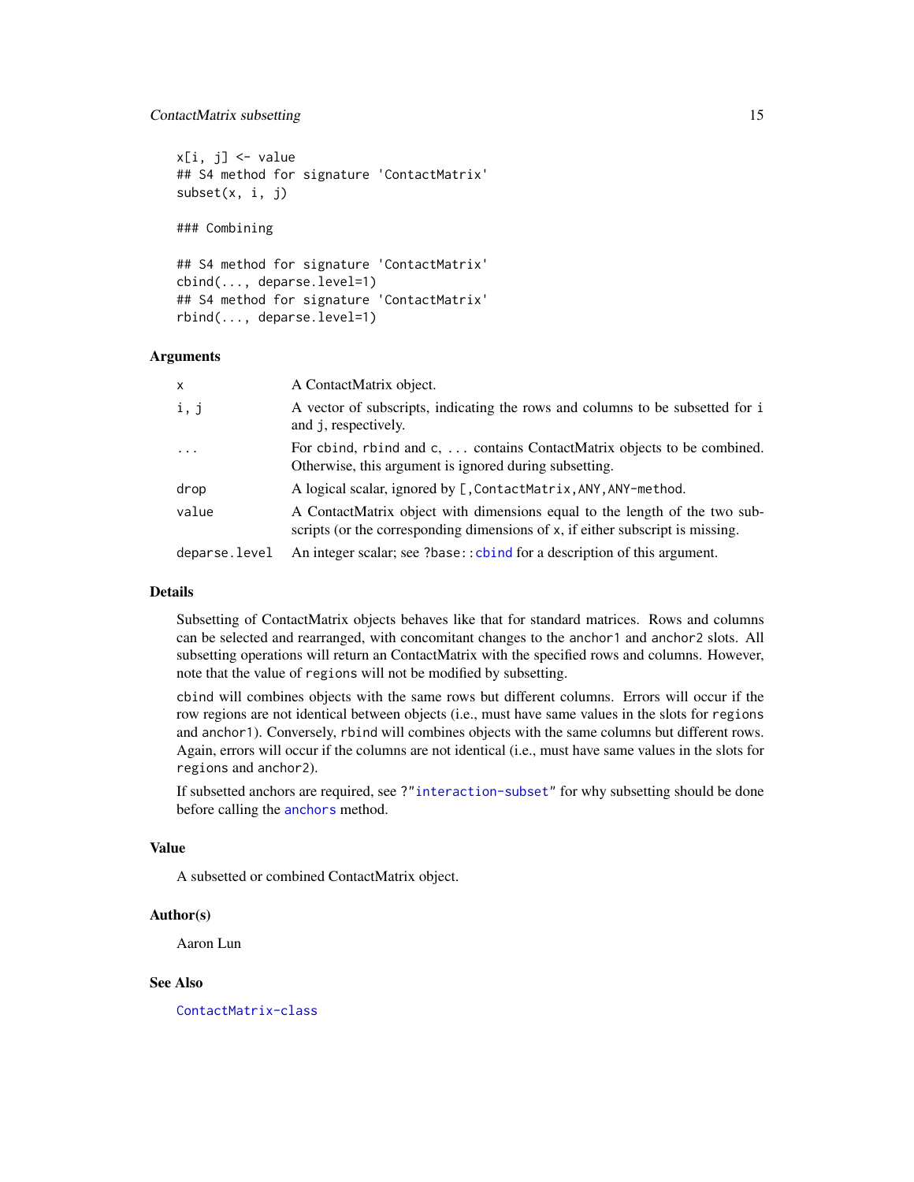```
x[i, j] <- value
## S4 method for signature 'ContactMatrix'
subset(x, i, j)

### Combining

## S4 method for signature 'ContactMatrix'
cbind(..., deparse.level=1)
## S4 method for signature 'ContactMatrix'
rbind(..., deparse.level=1)
```

## Arguments

| | |
|---|---|
| `x` | A ContactMatrix object. |
| `i, j` | A vector of subscripts, indicating the rows and columns to be subsetted for `i` and `j`, respectively. |
| `...` | For `cbind`, `rbind` and `c`, `...` contains ContactMatrix objects to be combined. Otherwise, this argument is ignored during subsetting. |
| `drop` | A logical scalar, ignored by `[,ContactMatrix,ANY,ANY-method`. |
| `value` | A ContactMatrix object with dimensions equal to the length of the two subscripts (or the corresponding dimensions of `x`, if either subscript is missing. |
| `deparse.level` | An integer scalar; see `?base::cbind` for a description of this argument. |

## Details

Subsetting of ContactMatrix objects behaves like that for standard matrices. Rows and columns can be selected and rearranged, with concomitant changes to the `anchor1` and `anchor2` slots. All subsetting operations will return an ContactMatrix with the specified rows and columns. However, note that the value of `regions` will not be modified by subsetting.

`cbind` will combines objects with the same rows but different columns. Errors will occur if the row regions are not identical between objects (i.e., must have same values in the slots for `regions` and `anchor1`). Conversely, `rbind` will combines objects with the same columns but different rows. Again, errors will occur if the columns are not identical (i.e., must have same values in the slots for `regions` and `anchor2`).

If subsetted anchors are required, see `?"interaction-subset"` for why subsetting should be done before calling the `anchors` method.

## Value

A subsetted or combined ContactMatrix object.

## Author(s)

Aaron Lun

## See Also

`ContactMatrix-class`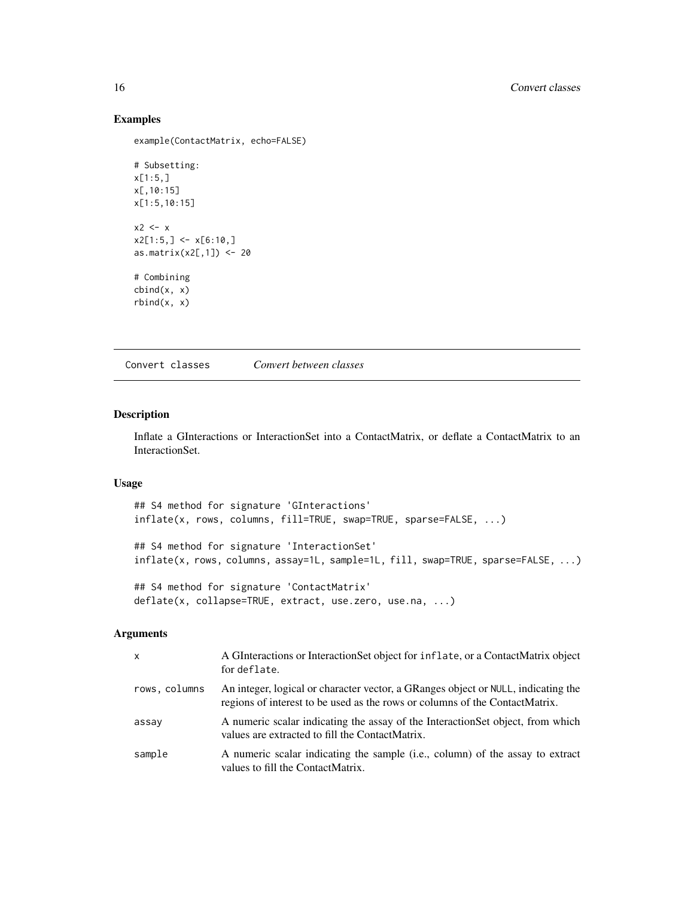## Examples

```
example(ContactMatrix, echo=FALSE)

# Subsetting:
x[1:5,]
x[,10:15]
x[1:5,10:15]

x2 <- x
x2[1:5,] <- x[6:10,]
as.matrix(x2[,1]) <- 20

# Combining
cbind(x, x)
rbind(x, x)
```

---

# Convert classes — *Convert between classes*

---

## Description

Inflate a GInteractions or InteractionSet into a ContactMatrix, or deflate a ContactMatrix to an InteractionSet.

## Usage

```
## S4 method for signature 'GInteractions'
inflate(x, rows, columns, fill=TRUE, swap=TRUE, sparse=FALSE, ...)

## S4 method for signature 'InteractionSet'
inflate(x, rows, columns, assay=1L, sample=1L, fill, swap=TRUE, sparse=FALSE, ...)

## S4 method for signature 'ContactMatrix'
deflate(x, collapse=TRUE, extract, use.zero, use.na, ...)
```

## Arguments

| | |
|---|---|
| `x` | A GInteractions or InteractionSet object for `inflate`, or a ContactMatrix object for `deflate`. |
| `rows, columns` | An integer, logical or character vector, a GRanges object or `NULL`, indicating the regions of interest to be used as the rows or columns of the ContactMatrix. |
| `assay` | A numeric scalar indicating the assay of the InteractionSet object, from which values are extracted to fill the ContactMatrix. |
| `sample` | A numeric scalar indicating the sample (i.e., column) of the assay to extract values to fill the ContactMatrix. |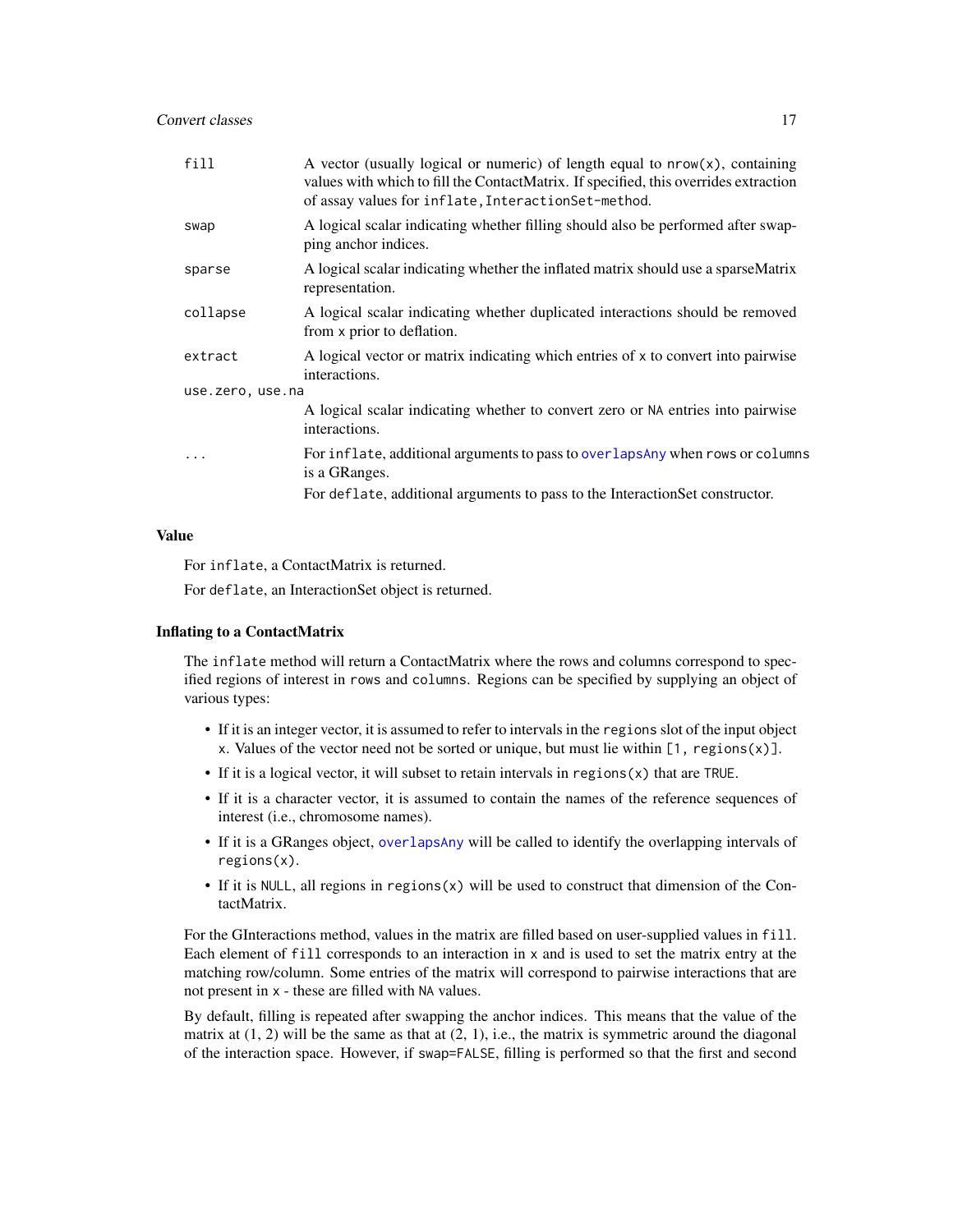| | |
|---|---|
| `fill` | A vector (usually logical or numeric) of length equal to `nrow(x)`, containing values with which to fill the ContactMatrix. If specified, this overrides extraction of assay values for `inflate,InteractionSet-method`. |
| `swap` | A logical scalar indicating whether filling should also be performed after swapping anchor indices. |
| `sparse` | A logical scalar indicating whether the inflated matrix should use a sparseMatrix representation. |
| `collapse` | A logical scalar indicating whether duplicated interactions should be removed from `x` prior to deflation. |
| `extract` | A logical vector or matrix indicating which entries of `x` to convert into pairwise interactions. |
| `use.zero, use.na` | A logical scalar indicating whether to convert zero or `NA` entries into pairwise interactions. |
| `...` | For `inflate`, additional arguments to pass to `overlapsAny` when `rows` or `columns` is a GRanges. For `deflate`, additional arguments to pass to the InteractionSet constructor. |

### Value

For `inflate`, a ContactMatrix is returned.

For `deflate`, an InteractionSet object is returned.

### Inflating to a ContactMatrix

The `inflate` method will return a ContactMatrix where the rows and columns correspond to specified regions of interest in `rows` and `columns`. Regions can be specified by supplying an object of various types:

- If it is an integer vector, it is assumed to refer to intervals in the `regions` slot of the input object `x`. Values of the vector need not be sorted or unique, but must lie within `[1, regions(x)]`.
- If it is a logical vector, it will subset to retain intervals in `regions(x)` that are `TRUE`.
- If it is a character vector, it is assumed to contain the names of the reference sequences of interest (i.e., chromosome names).
- If it is a GRanges object, `overlapsAny` will be called to identify the overlapping intervals of `regions(x)`.
- If it is `NULL`, all regions in `regions(x)` will be used to construct that dimension of the ContactMatrix.

For the GInteractions method, values in the matrix are filled based on user-supplied values in `fill`. Each element of `fill` corresponds to an interaction in `x` and is used to set the matrix entry at the matching row/column. Some entries of the matrix will correspond to pairwise interactions that are not present in `x` - these are filled with `NA` values.

By default, filling is repeated after swapping the anchor indices. This means that the value of the matrix at (1, 2) will be the same as that at (2, 1), i.e., the matrix is symmetric around the diagonal of the interaction space. However, if `swap=FALSE`, filling is performed so that the first and second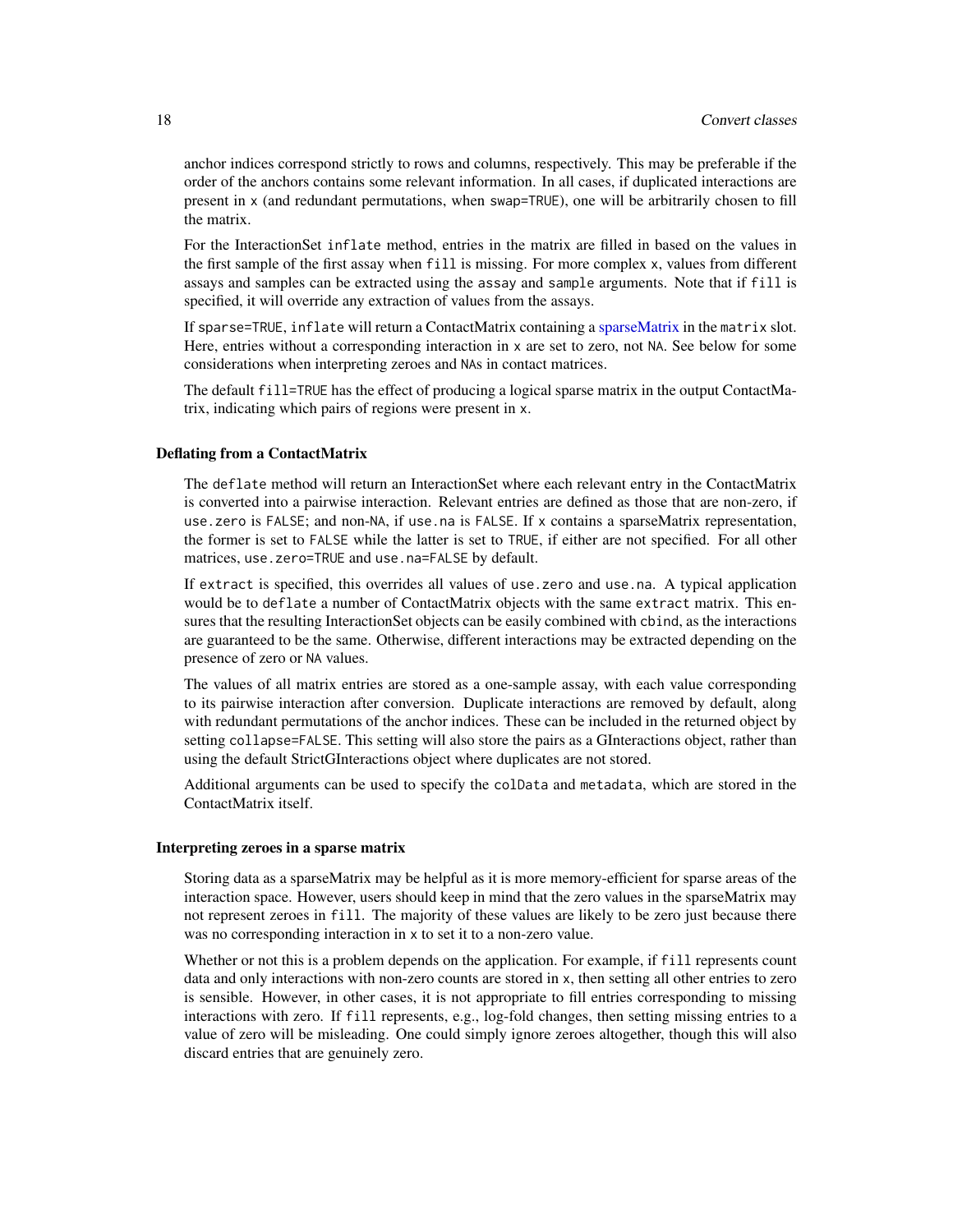anchor indices correspond strictly to rows and columns, respectively. This may be preferable if the order of the anchors contains some relevant information. In all cases, if duplicated interactions are present in `x` (and redundant permutations, when `swap=TRUE`), one will be arbitrarily chosen to fill the matrix.

For the InteractionSet `inflate` method, entries in the matrix are filled in based on the values in the first sample of the first assay when `fill` is missing. For more complex `x`, values from different assays and samples can be extracted using the `assay` and `sample` arguments. Note that if `fill` is specified, it will override any extraction of values from the assays.

If `sparse=TRUE`, `inflate` will return a ContactMatrix containing a sparseMatrix in the `matrix` slot. Here, entries without a corresponding interaction in `x` are set to zero, not `NA`. See below for some considerations when interpreting zeroes and `NA`s in contact matrices.

The default `fill=TRUE` has the effect of producing a logical sparse matrix in the output ContactMatrix, indicating which pairs of regions were present in `x`.

### Deflating from a ContactMatrix

The `deflate` method will return an InteractionSet where each relevant entry in the ContactMatrix is converted into a pairwise interaction. Relevant entries are defined as those that are non-zero, if `use.zero` is `FALSE`; and non-`NA`, if `use.na` is `FALSE`. If `x` contains a sparseMatrix representation, the former is set to `FALSE` while the latter is set to `TRUE`, if either are not specified. For all other matrices, `use.zero=TRUE` and `use.na=FALSE` by default.

If `extract` is specified, this overrides all values of `use.zero` and `use.na`. A typical application would be to `deflate` a number of ContactMatrix objects with the same `extract` matrix. This ensures that the resulting InteractionSet objects can be easily combined with `cbind`, as the interactions are guaranteed to be the same. Otherwise, different interactions may be extracted depending on the presence of zero or `NA` values.

The values of all matrix entries are stored as a one-sample assay, with each value corresponding to its pairwise interaction after conversion. Duplicate interactions are removed by default, along with redundant permutations of the anchor indices. These can be included in the returned object by setting `collapse=FALSE`. This setting will also store the pairs as a GInteractions object, rather than using the default StrictGInteractions object where duplicates are not stored.

Additional arguments can be used to specify the `colData` and `metadata`, which are stored in the ContactMatrix itself.

### Interpreting zeroes in a sparse matrix

Storing data as a sparseMatrix may be helpful as it is more memory-efficient for sparse areas of the interaction space. However, users should keep in mind that the zero values in the sparseMatrix may not represent zeroes in `fill`. The majority of these values are likely to be zero just because there was no corresponding interaction in `x` to set it to a non-zero value.

Whether or not this is a problem depends on the application. For example, if `fill` represents count data and only interactions with non-zero counts are stored in `x`, then setting all other entries to zero is sensible. However, in other cases, it is not appropriate to fill entries corresponding to missing interactions with zero. If `fill` represents, e.g., log-fold changes, then setting missing entries to a value of zero will be misleading. One could simply ignore zeroes altogether, though this will also discard entries that are genuinely zero.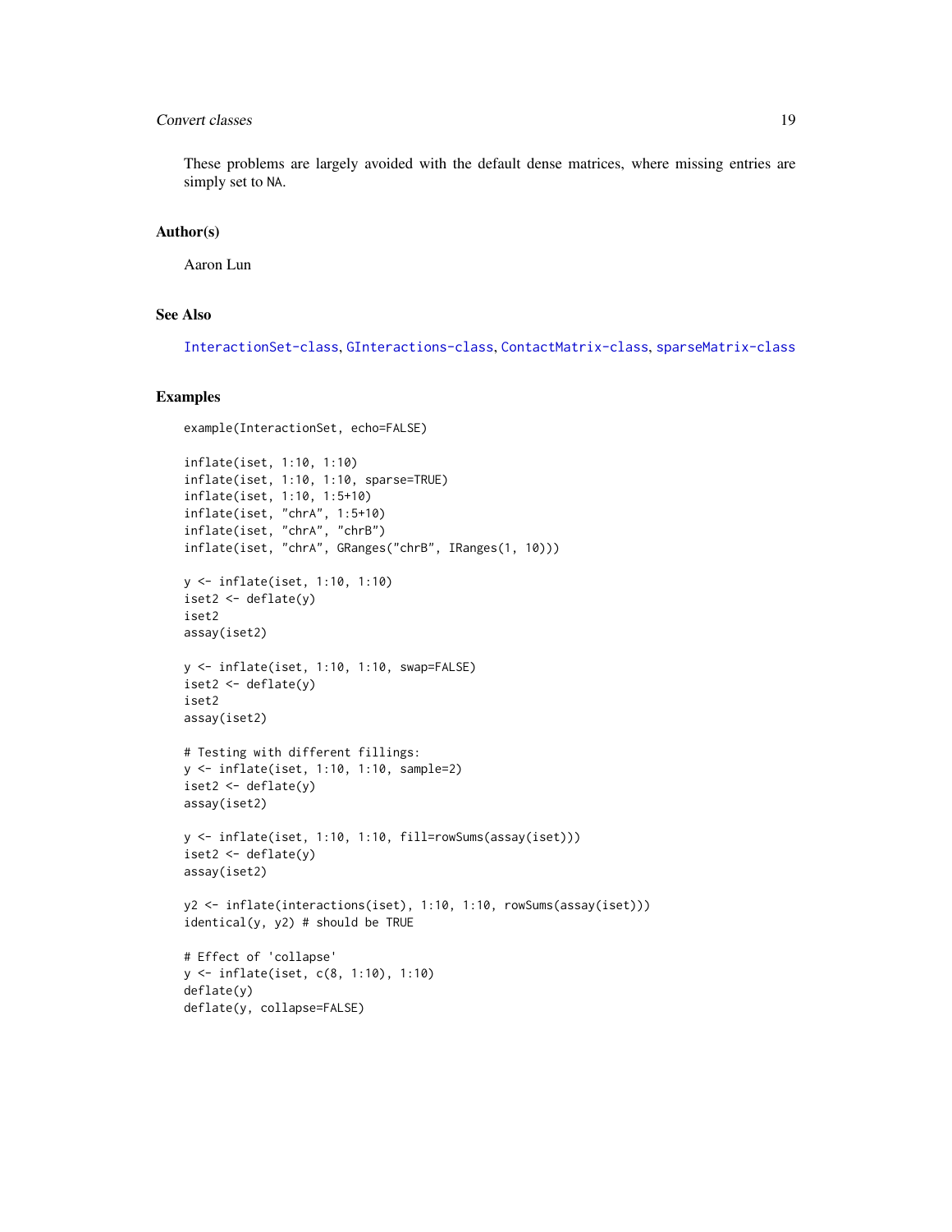These problems are largely avoided with the default dense matrices, where missing entries are simply set to NA.

## Author(s)

Aaron Lun

## See Also

InteractionSet-class, GInteractions-class, ContactMatrix-class, sparseMatrix-class

## Examples

```
example(InteractionSet, echo=FALSE)

inflate(iset, 1:10, 1:10)
inflate(iset, 1:10, 1:10, sparse=TRUE)
inflate(iset, 1:10, 1:5+10)
inflate(iset, "chrA", 1:5+10)
inflate(iset, "chrA", "chrB")
inflate(iset, "chrA", GRanges("chrB", IRanges(1, 10)))

y <- inflate(iset, 1:10, 1:10)
iset2 <- deflate(y)
iset2
assay(iset2)

y <- inflate(iset, 1:10, 1:10, swap=FALSE)
iset2 <- deflate(y)
iset2
assay(iset2)

# Testing with different fillings:
y <- inflate(iset, 1:10, 1:10, sample=2)
iset2 <- deflate(y)
assay(iset2)

y <- inflate(iset, 1:10, 1:10, fill=rowSums(assay(iset)))
iset2 <- deflate(y)
assay(iset2)

y2 <- inflate(interactions(iset), 1:10, 1:10, rowSums(assay(iset)))
identical(y, y2) # should be TRUE

# Effect of 'collapse'
y <- inflate(iset, c(8, 1:10), 1:10)
deflate(y)
deflate(y, collapse=FALSE)
```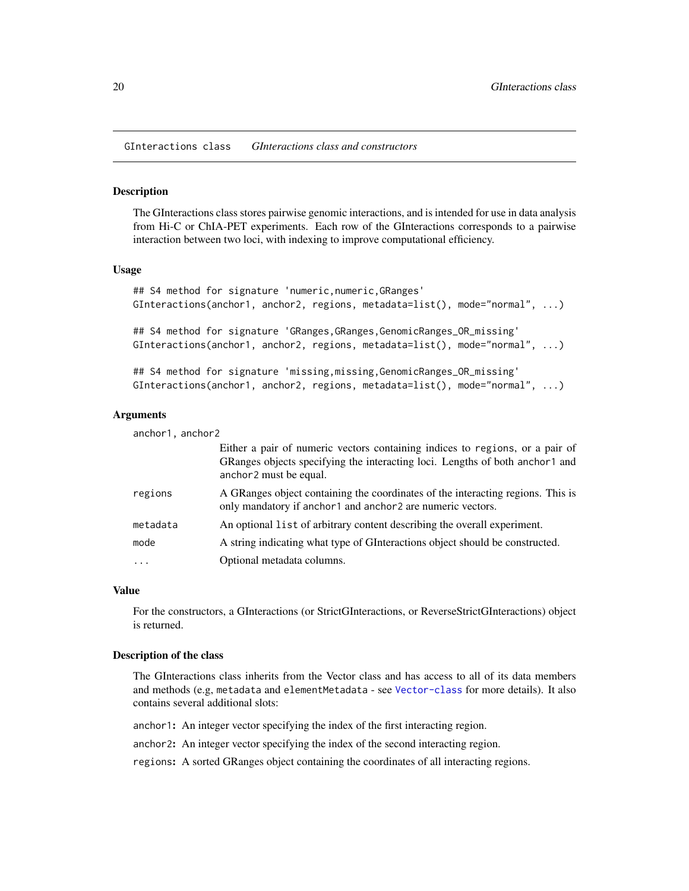GInteractions class — *GInteractions class and constructors*

## Description

The GInteractions class stores pairwise genomic interactions, and is intended for use in data analysis from Hi-C or ChIA-PET experiments. Each row of the GInteractions corresponds to a pairwise interaction between two loci, with indexing to improve computational efficiency.

## Usage

```
## S4 method for signature 'numeric,numeric,GRanges'
GInteractions(anchor1, anchor2, regions, metadata=list(), mode="normal", ...)

## S4 method for signature 'GRanges,GRanges,GenomicRanges_OR_missing'
GInteractions(anchor1, anchor2, regions, metadata=list(), mode="normal", ...)

## S4 method for signature 'missing,missing,GenomicRanges_OR_missing'
GInteractions(anchor1, anchor2, regions, metadata=list(), mode="normal", ...)
```

## Arguments

`anchor1, anchor2`
: Either a pair of numeric vectors containing indices to `regions`, or a pair of GRanges objects specifying the interacting loci. Lengths of both `anchor1` and `anchor2` must be equal.

`regions`
: A GRanges object containing the coordinates of the interacting regions. This is only mandatory if `anchor1` and `anchor2` are numeric vectors.

`metadata`
: An optional `list` of arbitrary content describing the overall experiment.

`mode`
: A string indicating what type of GInteractions object should be constructed.

`...`
: Optional metadata columns.

## Value

For the constructors, a GInteractions (or StrictGInteractions, or ReverseStrictGInteractions) object is returned.

## Description of the class

The GInteractions class inherits from the Vector class and has access to all of its data members and methods (e.g, `metadata` and `elementMetadata` - see `Vector-class` for more details). It also contains several additional slots:

**`anchor1`:** An integer vector specifying the index of the first interacting region.

**`anchor2`:** An integer vector specifying the index of the second interacting region.

**`regions`:** A sorted GRanges object containing the coordinates of all interacting regions.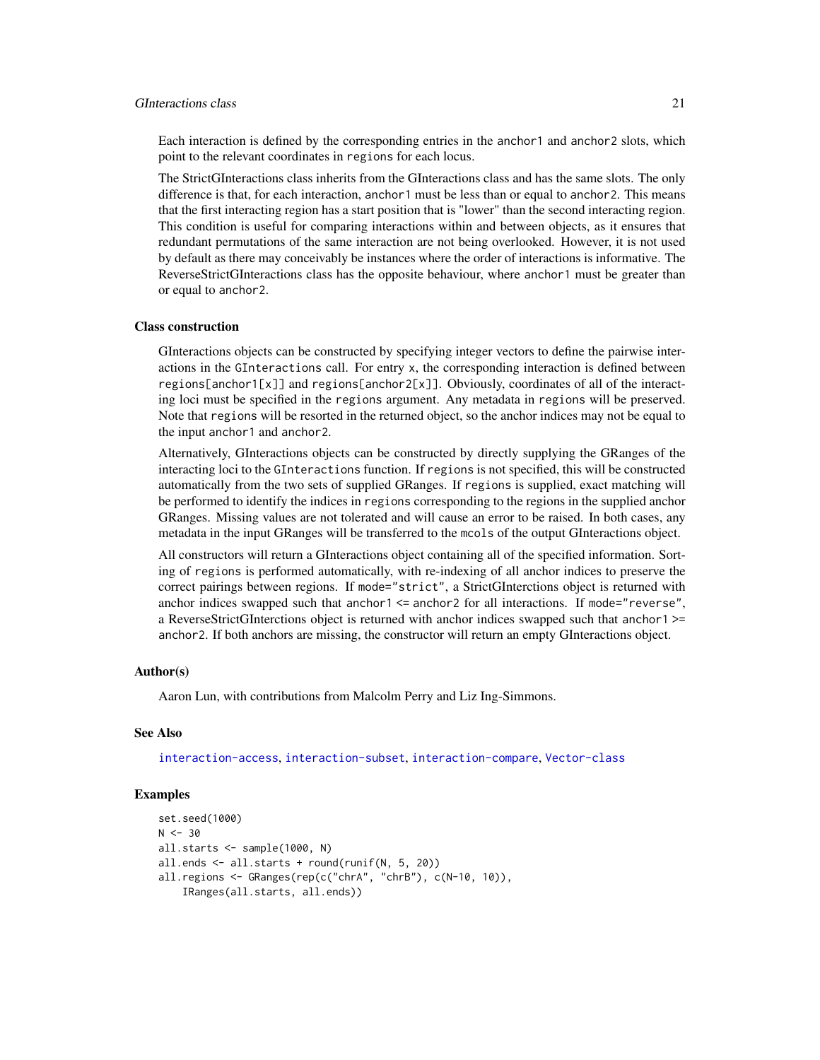Each interaction is defined by the corresponding entries in the anchor1 and anchor2 slots, which point to the relevant coordinates in regions for each locus.

The StrictGInteractions class inherits from the GInteractions class and has the same slots. The only difference is that, for each interaction, anchor1 must be less than or equal to anchor2. This means that the first interacting region has a start position that is "lower" than the second interacting region. This condition is useful for comparing interactions within and between objects, as it ensures that redundant permutations of the same interaction are not being overlooked. However, it is not used by default as there may conceivably be instances where the order of interactions is informative. The ReverseStrictGInteractions class has the opposite behaviour, where anchor1 must be greater than or equal to anchor2.

## Class construction

GInteractions objects can be constructed by specifying integer vectors to define the pairwise interactions in the GInteractions call. For entry x, the corresponding interaction is defined between regions[anchor1[x]] and regions[anchor2[x]]. Obviously, coordinates of all of the interacting loci must be specified in the regions argument. Any metadata in regions will be preserved. Note that regions will be resorted in the returned object, so the anchor indices may not be equal to the input anchor1 and anchor2.

Alternatively, GInteractions objects can be constructed by directly supplying the GRanges of the interacting loci to the GInteractions function. If regions is not specified, this will be constructed automatically from the two sets of supplied GRanges. If regions is supplied, exact matching will be performed to identify the indices in regions corresponding to the regions in the supplied anchor GRanges. Missing values are not tolerated and will cause an error to be raised. In both cases, any metadata in the input GRanges will be transferred to the mcols of the output GInteractions object.

All constructors will return a GInteractions object containing all of the specified information. Sorting of regions is performed automatically, with re-indexing of all anchor indices to preserve the correct pairings between regions. If mode="strict", a StrictGInterctions object is returned with anchor indices swapped such that anchor1 <= anchor2 for all interactions. If mode="reverse", a ReverseStrictGInterctions object is returned with anchor indices swapped such that anchor1 >= anchor2. If both anchors are missing, the constructor will return an empty GInteractions object.

## Author(s)

Aaron Lun, with contributions from Malcolm Perry and Liz Ing-Simmons.

## See Also

interaction-access, interaction-subset, interaction-compare, Vector-class

## Examples

```
set.seed(1000)
N <- 30
all.starts <- sample(1000, N)
all.ends <- all.starts + round(runif(N, 5, 20))
all.regions <- GRanges(rep(c("chrA", "chrB"), c(N-10, 10)),
    IRanges(all.starts, all.ends))
```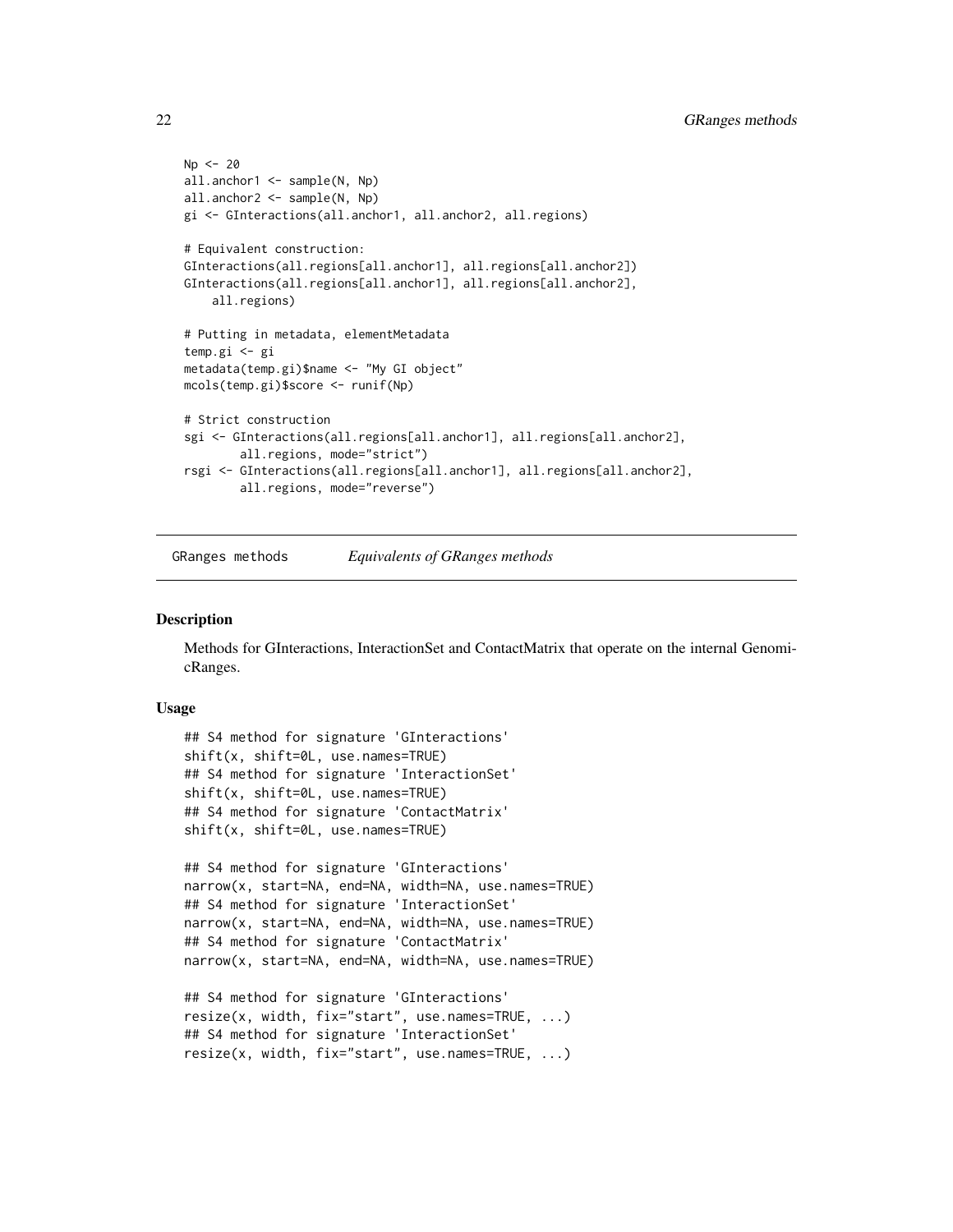```
Np <- 20
all.anchor1 <- sample(N, Np)
all.anchor2 <- sample(N, Np)
gi <- GInteractions(all.anchor1, all.anchor2, all.regions)

# Equivalent construction:
GInteractions(all.regions[all.anchor1], all.regions[all.anchor2])
GInteractions(all.regions[all.anchor1], all.regions[all.anchor2],
    all.regions)

# Putting in metadata, elementMetadata
temp.gi <- gi
metadata(temp.gi)$name <- "My GI object"
mcols(temp.gi)$score <- runif(Np)

# Strict construction
sgi <- GInteractions(all.regions[all.anchor1], all.regions[all.anchor2],
        all.regions, mode="strict")
rsgi <- GInteractions(all.regions[all.anchor1], all.regions[all.anchor2],
        all.regions, mode="reverse")
```

---

## GRanges methods — *Equivalents of GRanges methods*

### Description

Methods for GInteractions, InteractionSet and ContactMatrix that operate on the internal GenomicRanges.

### Usage

```
## S4 method for signature 'GInteractions'
shift(x, shift=0L, use.names=TRUE)
## S4 method for signature 'InteractionSet'
shift(x, shift=0L, use.names=TRUE)
## S4 method for signature 'ContactMatrix'
shift(x, shift=0L, use.names=TRUE)

## S4 method for signature 'GInteractions'
narrow(x, start=NA, end=NA, width=NA, use.names=TRUE)
## S4 method for signature 'InteractionSet'
narrow(x, start=NA, end=NA, width=NA, use.names=TRUE)
## S4 method for signature 'ContactMatrix'
narrow(x, start=NA, end=NA, width=NA, use.names=TRUE)

## S4 method for signature 'GInteractions'
resize(x, width, fix="start", use.names=TRUE, ...)
## S4 method for signature 'InteractionSet'
resize(x, width, fix="start", use.names=TRUE, ...)
```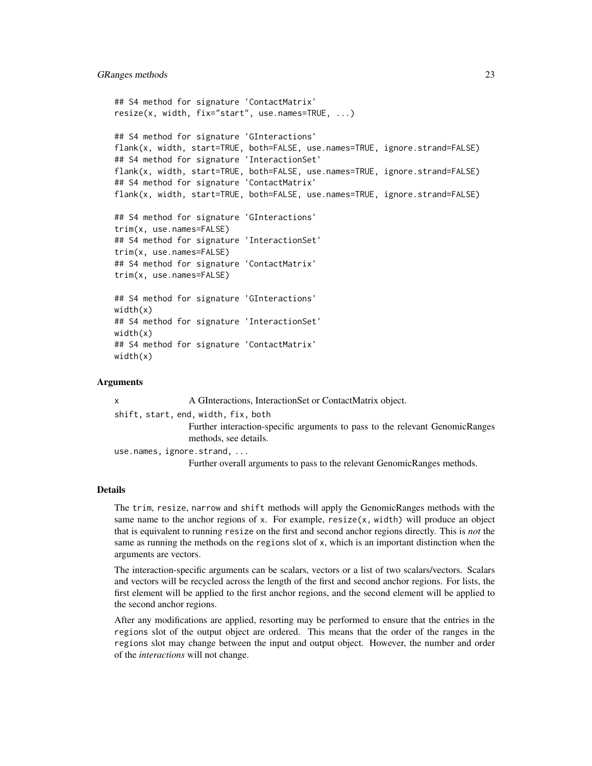```
## S4 method for signature 'ContactMatrix'
resize(x, width, fix="start", use.names=TRUE, ...)

## S4 method for signature 'GInteractions'
flank(x, width, start=TRUE, both=FALSE, use.names=TRUE, ignore.strand=FALSE)
## S4 method for signature 'InteractionSet'
flank(x, width, start=TRUE, both=FALSE, use.names=TRUE, ignore.strand=FALSE)
## S4 method for signature 'ContactMatrix'
flank(x, width, start=TRUE, both=FALSE, use.names=TRUE, ignore.strand=FALSE)

## S4 method for signature 'GInteractions'
trim(x, use.names=FALSE)
## S4 method for signature 'InteractionSet'
trim(x, use.names=FALSE)
## S4 method for signature 'ContactMatrix'
trim(x, use.names=FALSE)

## S4 method for signature 'GInteractions'
width(x)
## S4 method for signature 'InteractionSet'
width(x)
## S4 method for signature 'ContactMatrix'
width(x)
```

## Arguments

`x` A GInteractions, InteractionSet or ContactMatrix object.

`shift, start, end, width, fix, both`
Further interaction-specific arguments to pass to the relevant GenomicRanges methods, see details.

`use.names, ignore.strand, ...`
Further overall arguments to pass to the relevant GenomicRanges methods.

## Details

The `trim`, `resize`, `narrow` and `shift` methods will apply the GenomicRanges methods with the same name to the anchor regions of `x`. For example, `resize(x, width)` will produce an object that is equivalent to running `resize` on the first and second anchor regions directly. This is *not* the same as running the methods on the `regions` slot of `x`, which is an important distinction when the arguments are vectors.

The interaction-specific arguments can be scalars, vectors or a list of two scalars/vectors. Scalars and vectors will be recycled across the length of the first and second anchor regions. For lists, the first element will be applied to the first anchor regions, and the second element will be applied to the second anchor regions.

After any modifications are applied, resorting may be performed to ensure that the entries in the `regions` slot of the output object are ordered. This means that the order of the ranges in the `regions` slot may change between the input and output object. However, the number and order of the *interactions* will not change.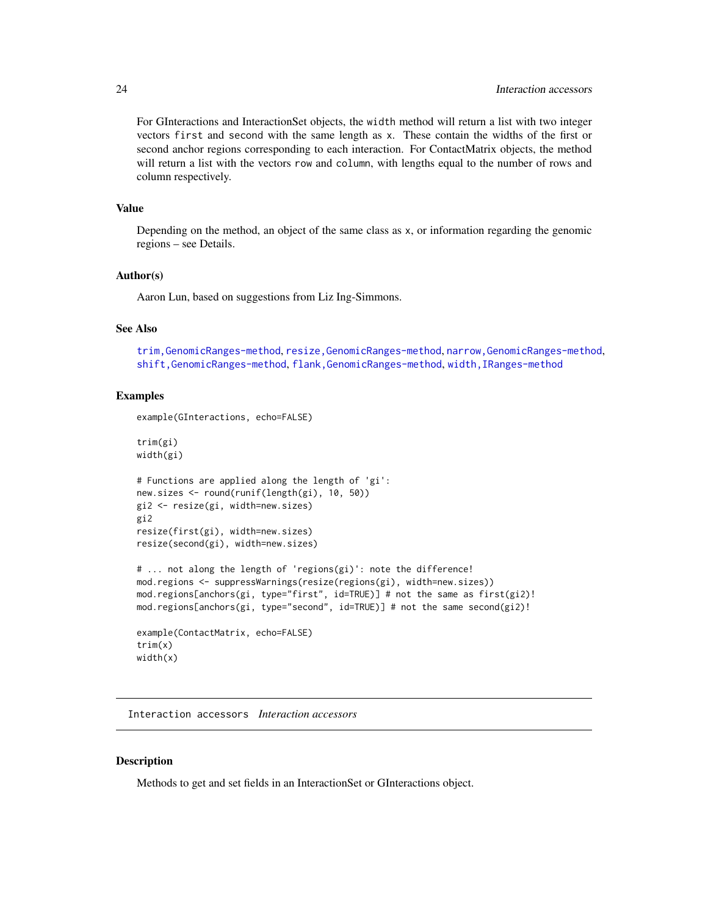For GInteractions and InteractionSet objects, the `width` method will return a list with two integer vectors `first` and `second` with the same length as `x`. These contain the widths of the first or second anchor regions corresponding to each interaction. For ContactMatrix objects, the method will return a list with the vectors `row` and `column`, with lengths equal to the number of rows and column respectively.

### Value

Depending on the method, an object of the same class as `x`, or information regarding the genomic regions – see Details.

### Author(s)

Aaron Lun, based on suggestions from Liz Ing-Simmons.

### See Also

`trim,GenomicRanges-method`, `resize,GenomicRanges-method`, `narrow,GenomicRanges-method`, `shift,GenomicRanges-method`, `flank,GenomicRanges-method`, `width,IRanges-method`

### Examples

```
example(GInteractions, echo=FALSE)

trim(gi)
width(gi)

# Functions are applied along the length of 'gi':
new.sizes <- round(runif(length(gi), 10, 50))
gi2 <- resize(gi, width=new.sizes)
gi2
resize(first(gi), width=new.sizes)
resize(second(gi), width=new.sizes)

# ... not along the length of 'regions(gi)': note the difference!
mod.regions <- suppressWarnings(resize(regions(gi), width=new.sizes))
mod.regions[anchors(gi, type="first", id=TRUE)] # not the same as first(gi2)!
mod.regions[anchors(gi, type="second", id=TRUE)] # not the same second(gi2)!

example(ContactMatrix, echo=FALSE)
trim(x)
width(x)
```

---

## Interaction accessors *Interaction accessors*

---

### Description

Methods to get and set fields in an InteractionSet or GInteractions object.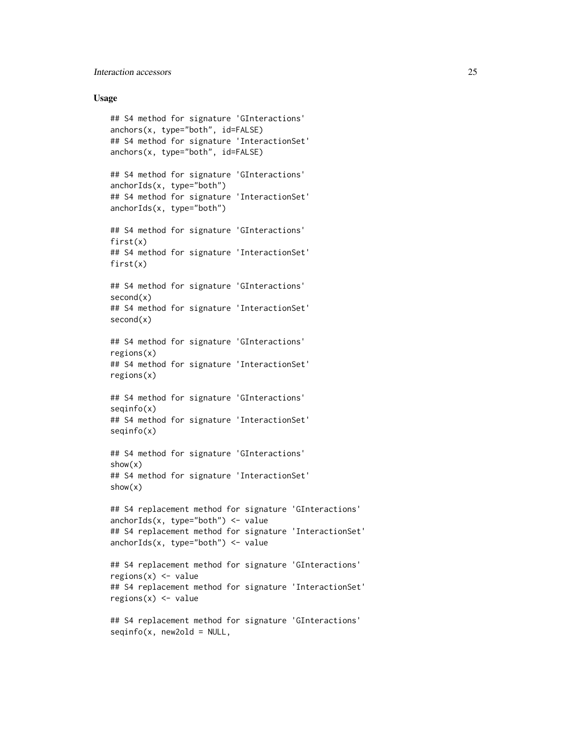## Usage

```
## S4 method for signature 'GInteractions'
anchors(x, type="both", id=FALSE)
## S4 method for signature 'InteractionSet'
anchors(x, type="both", id=FALSE)

## S4 method for signature 'GInteractions'
anchorIds(x, type="both")
## S4 method for signature 'InteractionSet'
anchorIds(x, type="both")

## S4 method for signature 'GInteractions'
first(x)
## S4 method for signature 'InteractionSet'
first(x)

## S4 method for signature 'GInteractions'
second(x)
## S4 method for signature 'InteractionSet'
second(x)

## S4 method for signature 'GInteractions'
regions(x)
## S4 method for signature 'InteractionSet'
regions(x)

## S4 method for signature 'GInteractions'
seqinfo(x)
## S4 method for signature 'InteractionSet'
seqinfo(x)

## S4 method for signature 'GInteractions'
show(x)
## S4 method for signature 'InteractionSet'
show(x)

## S4 replacement method for signature 'GInteractions'
anchorIds(x, type="both") <- value
## S4 replacement method for signature 'InteractionSet'
anchorIds(x, type="both") <- value

## S4 replacement method for signature 'GInteractions'
regions(x) <- value
## S4 replacement method for signature 'InteractionSet'
regions(x) <- value

## S4 replacement method for signature 'GInteractions'
seqinfo(x, new2old = NULL,
```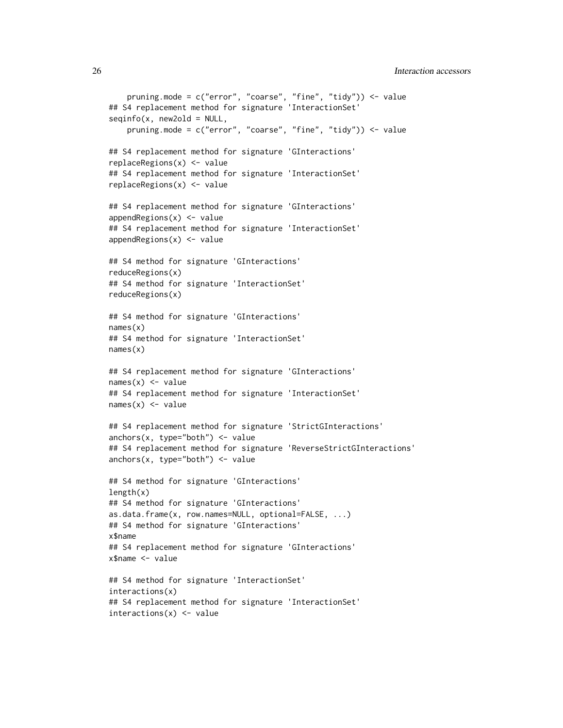```
    pruning.mode = c("error", "coarse", "fine", "tidy")) <- value
## S4 replacement method for signature 'InteractionSet'
seqinfo(x, new2old = NULL,
    pruning.mode = c("error", "coarse", "fine", "tidy")) <- value

## S4 replacement method for signature 'GInteractions'
replaceRegions(x) <- value
## S4 replacement method for signature 'InteractionSet'
replaceRegions(x) <- value

## S4 replacement method for signature 'GInteractions'
appendRegions(x) <- value
## S4 replacement method for signature 'InteractionSet'
appendRegions(x) <- value

## S4 method for signature 'GInteractions'
reduceRegions(x)
## S4 method for signature 'InteractionSet'
reduceRegions(x)

## S4 method for signature 'GInteractions'
names(x)
## S4 method for signature 'InteractionSet'
names(x)

## S4 replacement method for signature 'GInteractions'
names(x) <- value
## S4 replacement method for signature 'InteractionSet'
names(x) <- value

## S4 replacement method for signature 'StrictGInteractions'
anchors(x, type="both") <- value
## S4 replacement method for signature 'ReverseStrictGInteractions'
anchors(x, type="both") <- value

## S4 method for signature 'GInteractions'
length(x)
## S4 method for signature 'GInteractions'
as.data.frame(x, row.names=NULL, optional=FALSE, ...)
## S4 method for signature 'GInteractions'
x$name
## S4 replacement method for signature 'GInteractions'
x$name <- value

## S4 method for signature 'InteractionSet'
interactions(x)
## S4 replacement method for signature 'InteractionSet'
interactions(x) <- value
```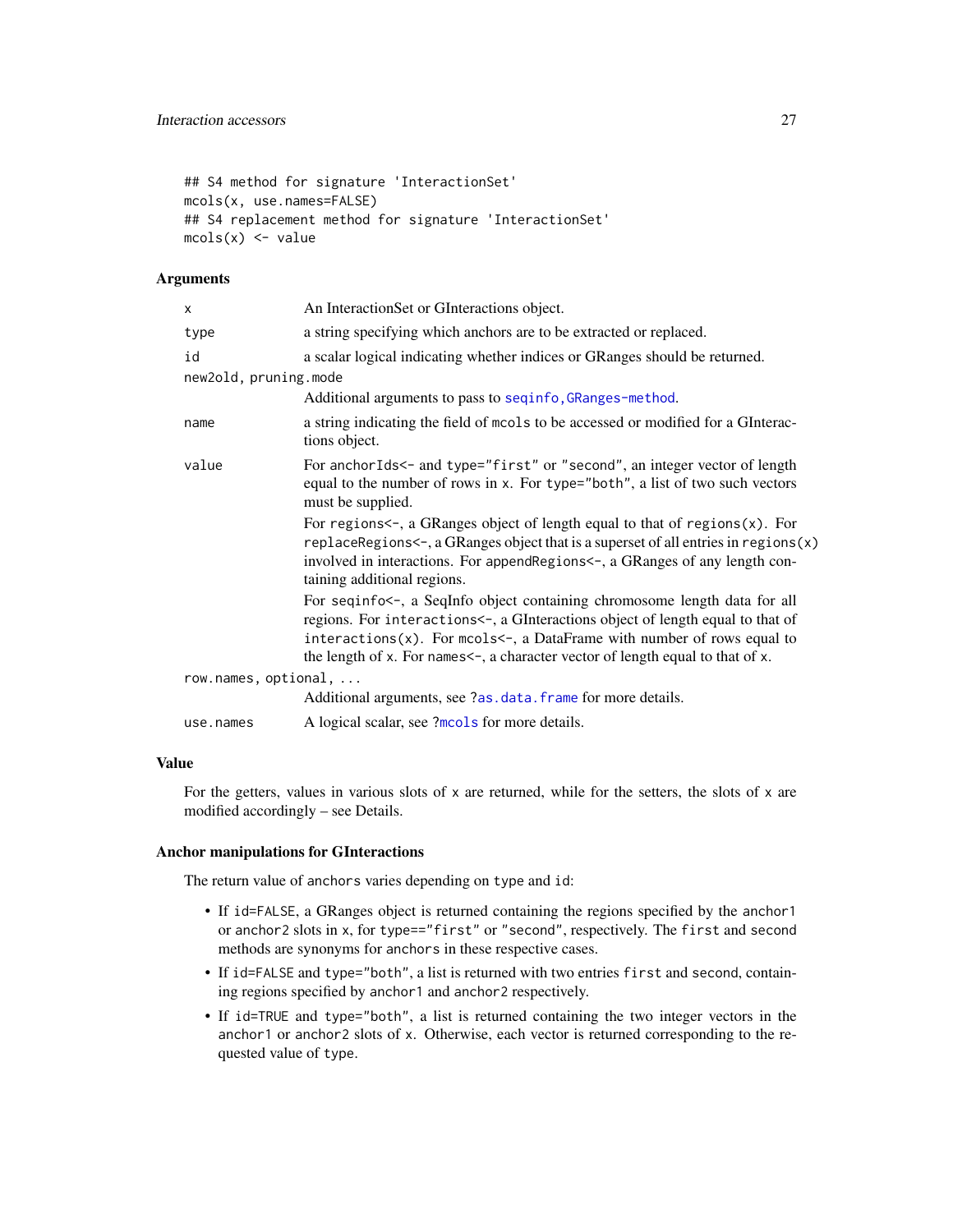```
## S4 method for signature 'InteractionSet'
mcols(x, use.names=FALSE)
## S4 replacement method for signature 'InteractionSet'
mcols(x) <- value
```

### Arguments

| | |
|---|---|
| `x` | An InteractionSet or GInteractions object. |
| `type` | a string specifying which anchors are to be extracted or replaced. |
| `id` | a scalar logical indicating whether indices or GRanges should be returned. |
| `new2old, pruning.mode` | Additional arguments to pass to `seqinfo,GRanges-method`. |
| `name` | a string indicating the field of `mcols` to be accessed or modified for a GInteractions object. |
| `value` | For `anchorIds<-` and `type="first"` or `"second"`, an integer vector of length equal to the number of rows in `x`. For `type="both"`, a list of two such vectors must be supplied.<br><br>For `regions<-`, a GRanges object of length equal to that of `regions(x)`. For `replaceRegions<-`, a GRanges object that is a superset of all entries in `regions(x)` involved in interactions. For `appendRegions<-`, a GRanges of any length containing additional regions.<br><br>For `seqinfo<-`, a SeqInfo object containing chromosome length data for all regions. For `interactions<-`, a GInteractions object of length equal to that of `interactions(x)`. For `mcols<-`, a DataFrame with number of rows equal to the length of `x`. For `names<-`, a character vector of length equal to that of `x`. |
| `row.names, optional, ...` | Additional arguments, see `?as.data.frame` for more details. |
| `use.names` | A logical scalar, see `?mcols` for more details. |

### Value

For the getters, values in various slots of `x` are returned, while for the setters, the slots of `x` are modified accordingly – see Details.

### Anchor manipulations for GInteractions

The return value of `anchors` varies depending on `type` and `id`:

- If `id=FALSE`, a GRanges object is returned containing the regions specified by the `anchor1` or `anchor2` slots in `x`, for `type=="first"` or `"second"`, respectively. The `first` and `second` methods are synonyms for `anchors` in these respective cases.
- If `id=FALSE` and `type="both"`, a list is returned with two entries `first` and `second`, containing regions specified by `anchor1` and `anchor2` respectively.
- If `id=TRUE` and `type="both"`, a list is returned containing the two integer vectors in the `anchor1` or `anchor2` slots of `x`. Otherwise, each vector is returned corresponding to the requested value of `type`.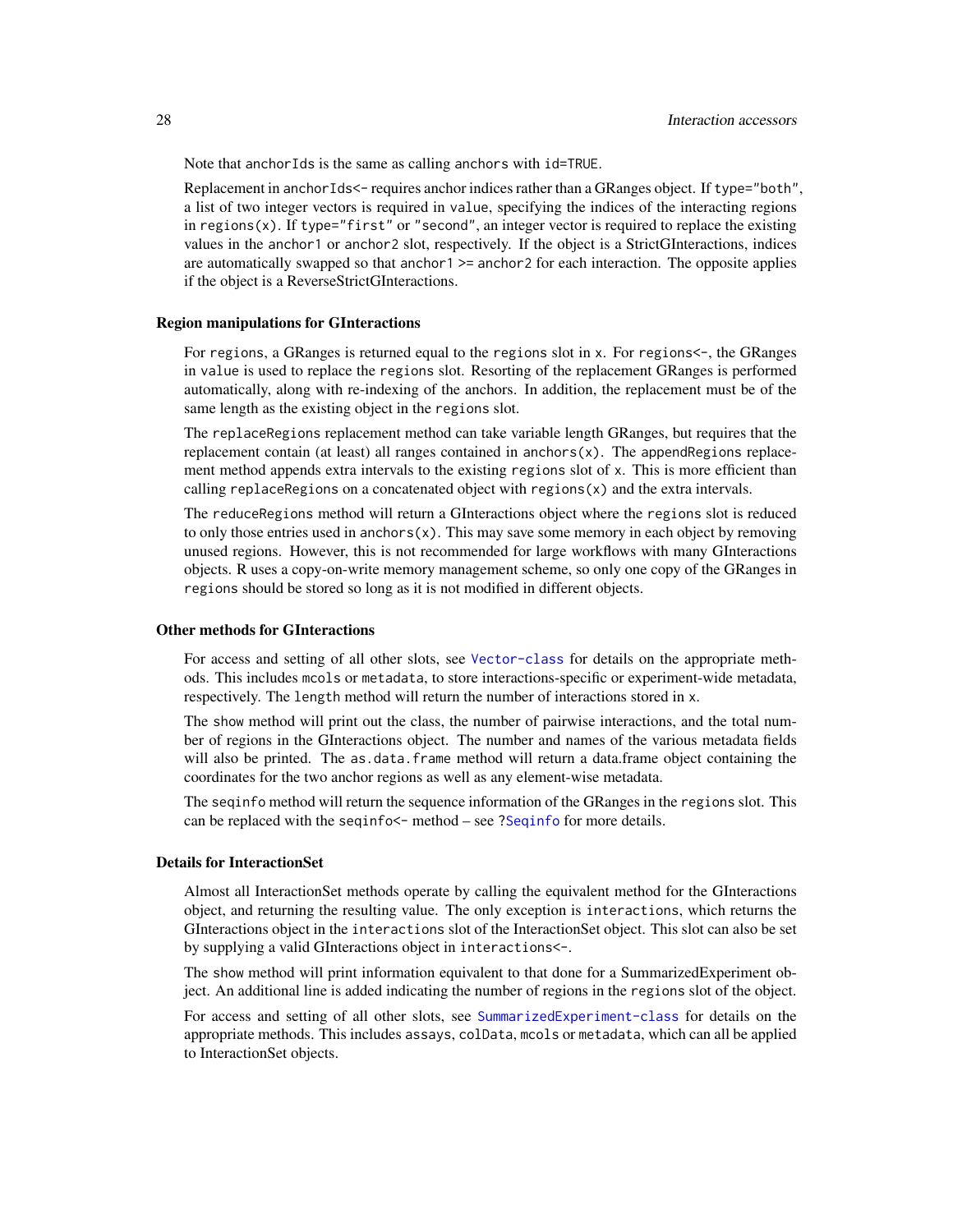Note that `anchorIds` is the same as calling `anchors` with `id=TRUE`.

Replacement in `anchorIds<-` requires anchor indices rather than a GRanges object. If `type="both"`, a list of two integer vectors is required in `value`, specifying the indices of the interacting regions in `regions(x)`. If `type="first"` or `"second"`, an integer vector is required to replace the existing values in the `anchor1` or `anchor2` slot, respectively. If the object is a StrictGInteractions, indices are automatically swapped so that `anchor1 >= anchor2` for each interaction. The opposite applies if the object is a ReverseStrictGInteractions.

### Region manipulations for GInteractions

For `regions`, a GRanges is returned equal to the `regions` slot in `x`. For `regions<-`, the GRanges in `value` is used to replace the `regions` slot. Resorting of the replacement GRanges is performed automatically, along with re-indexing of the anchors. In addition, the replacement must be of the same length as the existing object in the `regions` slot.

The `replaceRegions` replacement method can take variable length GRanges, but requires that the replacement contain (at least) all ranges contained in `anchors(x)`. The `appendRegions` replacement method appends extra intervals to the existing `regions` slot of `x`. This is more efficient than calling `replaceRegions` on a concatenated object with `regions(x)` and the extra intervals.

The `reduceRegions` method will return a GInteractions object where the `regions` slot is reduced to only those entries used in `anchors(x)`. This may save some memory in each object by removing unused regions. However, this is not recommended for large workflows with many GInteractions objects. R uses a copy-on-write memory management scheme, so only one copy of the GRanges in `regions` should be stored so long as it is not modified in different objects.

### Other methods for GInteractions

For access and setting of all other slots, see `Vector-class` for details on the appropriate methods. This includes `mcols` or `metadata`, to store interactions-specific or experiment-wide metadata, respectively. The `length` method will return the number of interactions stored in `x`.

The `show` method will print out the class, the number of pairwise interactions, and the total number of regions in the GInteractions object. The number and names of the various metadata fields will also be printed. The `as.data.frame` method will return a data.frame object containing the coordinates for the two anchor regions as well as any element-wise metadata.

The `seqinfo` method will return the sequence information of the GRanges in the `regions` slot. This can be replaced with the `seqinfo<-` method – see `?Seqinfo` for more details.

### Details for InteractionSet

Almost all InteractionSet methods operate by calling the equivalent method for the GInteractions object, and returning the resulting value. The only exception is `interactions`, which returns the GInteractions object in the `interactions` slot of the InteractionSet object. This slot can also be set by supplying a valid GInteractions object in `interactions<-`.

The `show` method will print information equivalent to that done for a SummarizedExperiment object. An additional line is added indicating the number of regions in the `regions` slot of the object.

For access and setting of all other slots, see `SummarizedExperiment-class` for details on the appropriate methods. This includes `assays`, `colData`, `mcols` or `metadata`, which can all be applied to InteractionSet objects.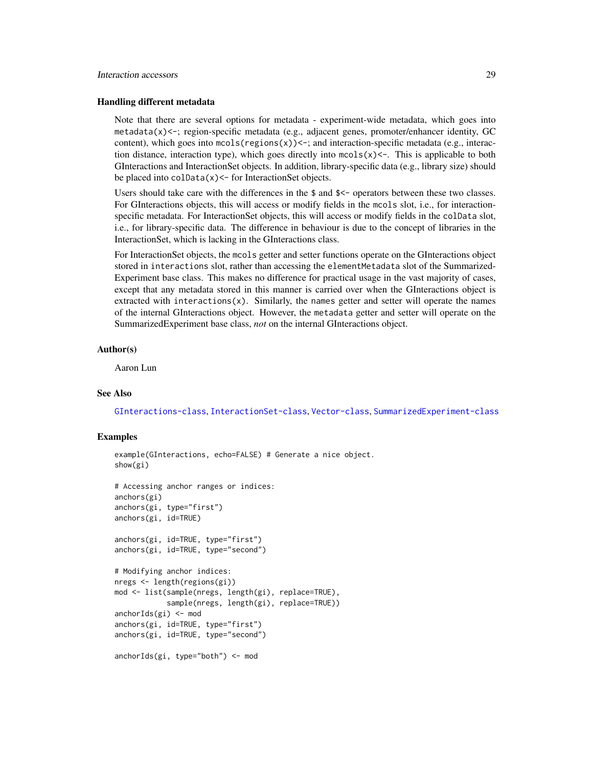### Handling different metadata

Note that there are several options for metadata - experiment-wide metadata, which goes into `metadata(x)<-`; region-specific metadata (e.g., adjacent genes, promoter/enhancer identity, GC content), which goes into `mcols(regions(x))<-`; and interaction-specific metadata (e.g., interaction distance, interaction type), which goes directly into `mcols(x)<-`. This is applicable to both GInteractions and InteractionSet objects. In addition, library-specific data (e.g., library size) should be placed into `colData(x)<-` for InteractionSet objects.

Users should take care with the differences in the `$` and `$<-` operators between these two classes. For GInteractions objects, this will access or modify fields in the `mcols` slot, i.e., for interaction-specific metadata. For InteractionSet objects, this will access or modify fields in the `colData` slot, i.e., for library-specific data. The difference in behaviour is due to the concept of libraries in the InteractionSet, which is lacking in the GInteractions class.

For InteractionSet objects, the `mcols` getter and setter functions operate on the GInteractions object stored in `interactions` slot, rather than accessing the `elementMetadata` slot of the SummarizedExperiment base class. This makes no difference for practical usage in the vast majority of cases, except that any metadata stored in this manner is carried over when the GInteractions object is extracted with `interactions(x)`. Similarly, the `names` getter and setter will operate the names of the internal GInteractions object. However, the `metadata` getter and setter will operate on the SummarizedExperiment base class, *not* on the internal GInteractions object.

## Author(s)

Aaron Lun

## See Also

GInteractions-class, InteractionSet-class, Vector-class, SummarizedExperiment-class

## Examples

```
example(GInteractions, echo=FALSE) # Generate a nice object.
show(gi)

# Accessing anchor ranges or indices:
anchors(gi)
anchors(gi, type="first")
anchors(gi, id=TRUE)

anchors(gi, id=TRUE, type="first")
anchors(gi, id=TRUE, type="second")

# Modifying anchor indices:
nregs <- length(regions(gi))
mod <- list(sample(nregs, length(gi), replace=TRUE),
            sample(nregs, length(gi), replace=TRUE))
anchorIds(gi) <- mod
anchors(gi, id=TRUE, type="first")
anchors(gi, id=TRUE, type="second")

anchorIds(gi, type="both") <- mod
```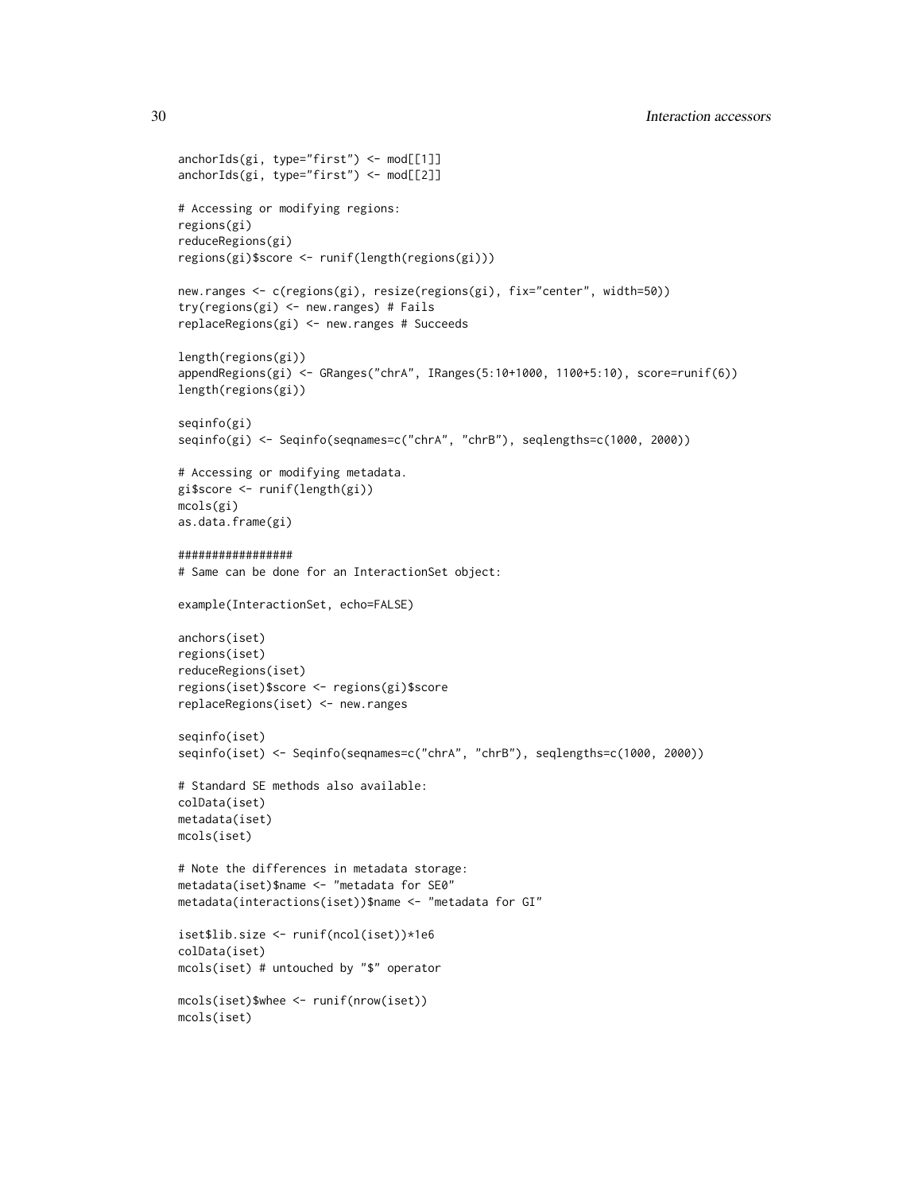```
anchorIds(gi, type="first") <- mod[[1]]
anchorIds(gi, type="first") <- mod[[2]]

# Accessing or modifying regions:
regions(gi)
reduceRegions(gi)
regions(gi)$score <- runif(length(regions(gi)))

new.ranges <- c(regions(gi), resize(regions(gi), fix="center", width=50))
try(regions(gi) <- new.ranges) # Fails
replaceRegions(gi) <- new.ranges # Succeeds

length(regions(gi))
appendRegions(gi) <- GRanges("chrA", IRanges(5:10+1000, 1100+5:10), score=runif(6))
length(regions(gi))

seqinfo(gi)
seqinfo(gi) <- Seqinfo(seqnames=c("chrA", "chrB"), seqlengths=c(1000, 2000))

# Accessing or modifying metadata.
gi$score <- runif(length(gi))
mcols(gi)
as.data.frame(gi)

#################
# Same can be done for an InteractionSet object:

example(InteractionSet, echo=FALSE)

anchors(iset)
regions(iset)
reduceRegions(iset)
regions(iset)$score <- regions(gi)$score
replaceRegions(iset) <- new.ranges

seqinfo(iset)
seqinfo(iset) <- Seqinfo(seqnames=c("chrA", "chrB"), seqlengths=c(1000, 2000))

# Standard SE methods also available:
colData(iset)
metadata(iset)
mcols(iset)

# Note the differences in metadata storage:
metadata(iset)$name <- "metadata for SE0"
metadata(interactions(iset))$name <- "metadata for GI"

iset$lib.size <- runif(ncol(iset))*1e6
colData(iset)
mcols(iset) # untouched by "$" operator

mcols(iset)$whee <- runif(nrow(iset))
mcols(iset)
```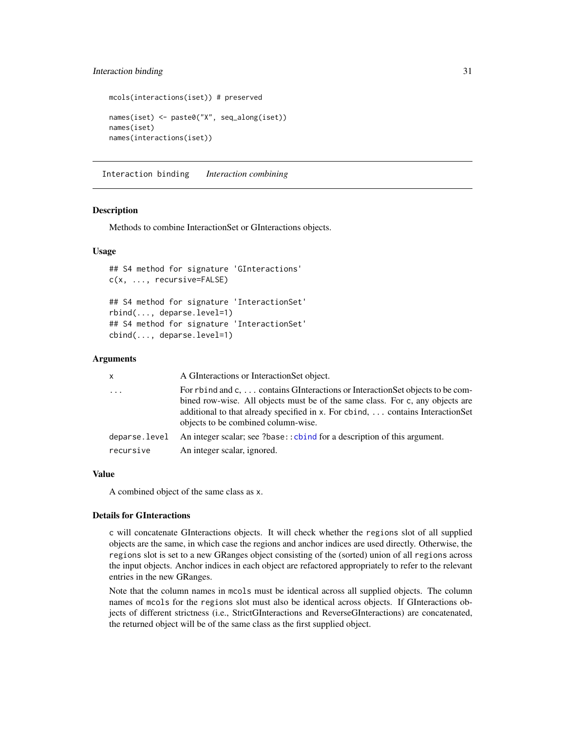```
mcols(interactions(iset)) # preserved

names(iset) <- paste0("X", seq_along(iset))
names(iset)
names(interactions(iset))
```

---

## Interaction binding    *Interaction combining*

---

### Description

Methods to combine InteractionSet or GInteractions objects.

### Usage

```
## S4 method for signature 'GInteractions'
c(x, ..., recursive=FALSE)

## S4 method for signature 'InteractionSet'
rbind(..., deparse.level=1)
## S4 method for signature 'InteractionSet'
cbind(..., deparse.level=1)
```

### Arguments

| | |
|---|---|
| `x` | A GInteractions or InteractionSet object. |
| `...` | For `rbind` and `c`, ... contains GInteractions or InteractionSet objects to be combined row-wise. All objects must be of the same class. For `c`, any objects are additional to that already specified in `x`. For `cbind`, ... contains InteractionSet objects to be combined column-wise. |
| `deparse.level` | An integer scalar; see `?base::cbind` for a description of this argument. |
| `recursive` | An integer scalar, ignored. |

### Value

A combined object of the same class as `x`.

### Details for GInteractions

`c` will concatenate GInteractions objects. It will check whether the `regions` slot of all supplied objects are the same, in which case the regions and anchor indices are used directly. Otherwise, the `regions` slot is set to a new GRanges object consisting of the (sorted) union of all `regions` across the input objects. Anchor indices in each object are refactored appropriately to refer to the relevant entries in the new GRanges.

Note that the column names in `mcols` must be identical across all supplied objects. The column names of `mcols` for the `regions` slot must also be identical across objects. If GInteractions objects of different strictness (i.e., StrictGInteractions and ReverseGInteractions) are concatenated, the returned object will be of the same class as the first supplied object.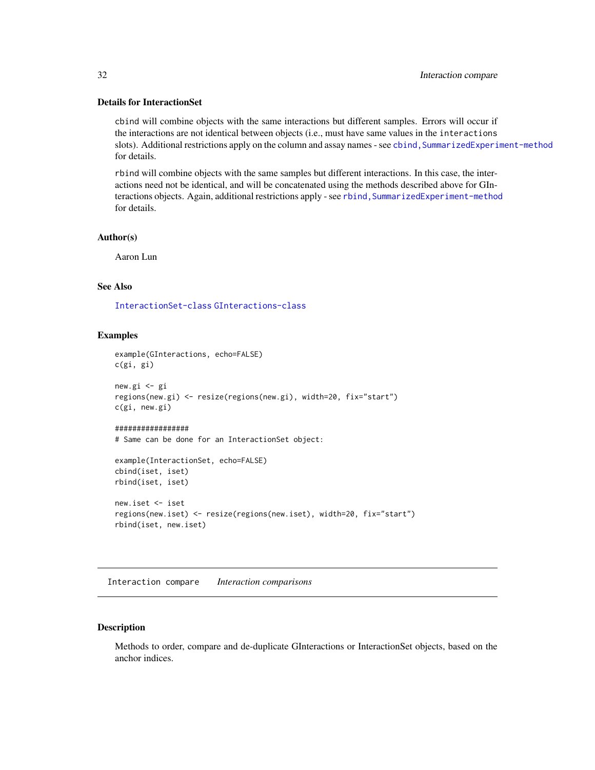### Details for InteractionSet

cbind will combine objects with the same interactions but different samples. Errors will occur if the interactions are not identical between objects (i.e., must have same values in the interactions slots). Additional restrictions apply on the column and assay names - see cbind,SummarizedExperiment-method for details.

rbind will combine objects with the same samples but different interactions. In this case, the interactions need not be identical, and will be concatenated using the methods described above for GInteractions objects. Again, additional restrictions apply - see rbind,SummarizedExperiment-method for details.

### Author(s)

Aaron Lun

### See Also

InteractionSet-class GInteractions-class

### Examples

```
example(GInteractions, echo=FALSE)
c(gi, gi)

new.gi <- gi
regions(new.gi) <- resize(regions(new.gi), width=20, fix="start")
c(gi, new.gi)

#################
# Same can be done for an InteractionSet object:

example(InteractionSet, echo=FALSE)
cbind(iset, iset)
rbind(iset, iset)

new.iset <- iset
regions(new.iset) <- resize(regions(new.iset), width=20, fix="start")
rbind(iset, new.iset)
```

---

## Interaction compare    *Interaction comparisons*

### Description

Methods to order, compare and de-duplicate GInteractions or InteractionSet objects, based on the anchor indices.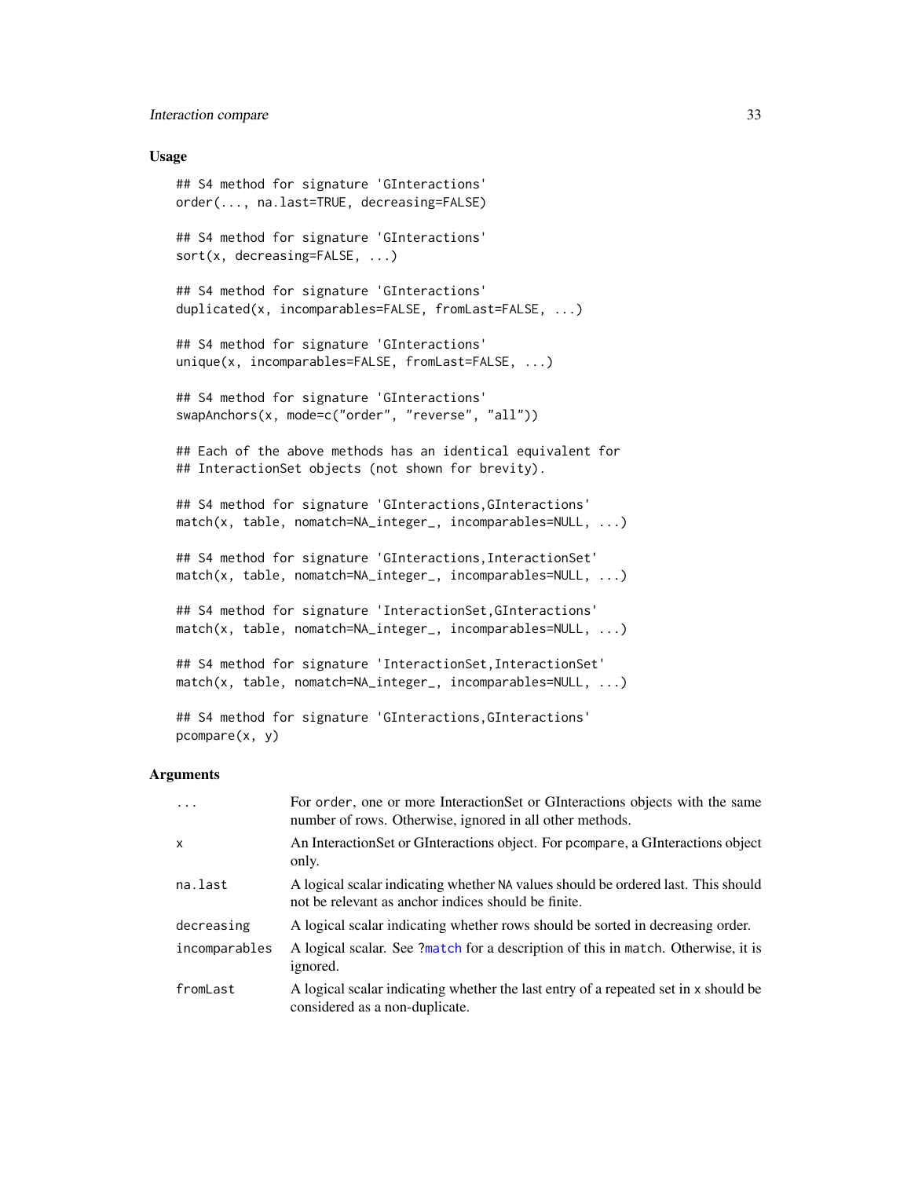## Usage

```
## S4 method for signature 'GInteractions'
order(..., na.last=TRUE, decreasing=FALSE)

## S4 method for signature 'GInteractions'
sort(x, decreasing=FALSE, ...)

## S4 method for signature 'GInteractions'
duplicated(x, incomparables=FALSE, fromLast=FALSE, ...)

## S4 method for signature 'GInteractions'
unique(x, incomparables=FALSE, fromLast=FALSE, ...)

## S4 method for signature 'GInteractions'
swapAnchors(x, mode=c("order", "reverse", "all"))

## Each of the above methods has an identical equivalent for
## InteractionSet objects (not shown for brevity).

## S4 method for signature 'GInteractions,GInteractions'
match(x, table, nomatch=NA_integer_, incomparables=NULL, ...)

## S4 method for signature 'GInteractions,InteractionSet'
match(x, table, nomatch=NA_integer_, incomparables=NULL, ...)

## S4 method for signature 'InteractionSet,GInteractions'
match(x, table, nomatch=NA_integer_, incomparables=NULL, ...)

## S4 method for signature 'InteractionSet,InteractionSet'
match(x, table, nomatch=NA_integer_, incomparables=NULL, ...)

## S4 method for signature 'GInteractions,GInteractions'
pcompare(x, y)
```

## Arguments

| | |
|---|---|
| `...` | For `order`, one or more InteractionSet or GInteractions objects with the same number of rows. Otherwise, ignored in all other methods. |
| `x` | An InteractionSet or GInteractions object. For `pcompare`, a GInteractions object only. |
| `na.last` | A logical scalar indicating whether `NA` values should be ordered last. This should not be relevant as anchor indices should be finite. |
| `decreasing` | A logical scalar indicating whether rows should be sorted in decreasing order. |
| `incomparables` | A logical scalar. See `?match` for a description of this in `match`. Otherwise, it is ignored. |
| `fromLast` | A logical scalar indicating whether the last entry of a repeated set in `x` should be considered as a non-duplicate. |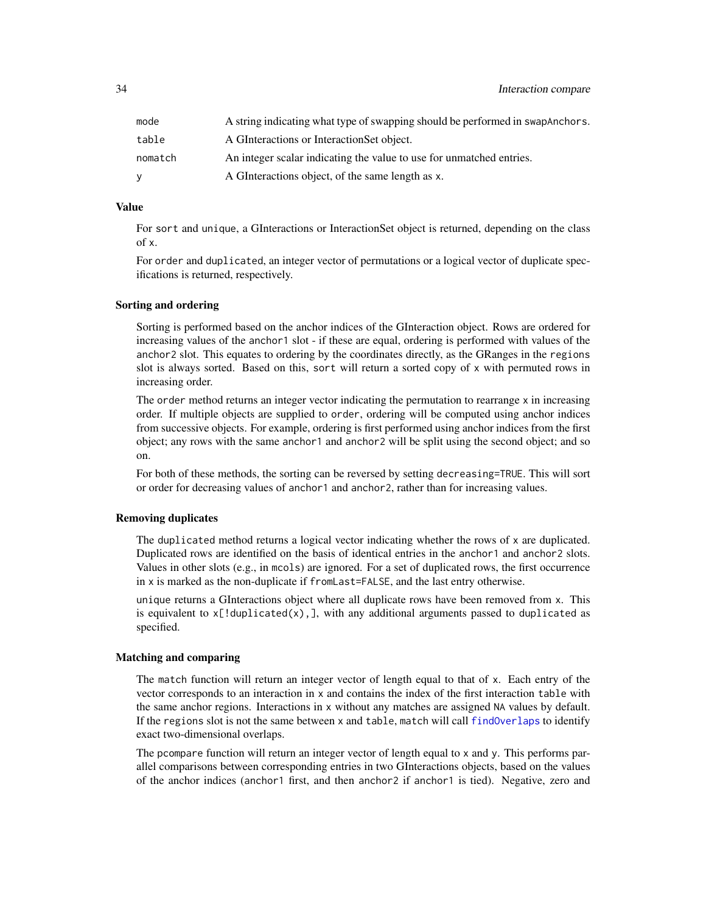| | |
|---|---|
| `mode` | A string indicating what type of swapping should be performed in `swapAnchors`. |
| `table` | A GInteractions or InteractionSet object. |
| `nomatch` | An integer scalar indicating the value to use for unmatched entries. |
| `y` | A GInteractions object, of the same length as `x`. |

### Value

For `sort` and `unique`, a GInteractions or InteractionSet object is returned, depending on the class of `x`.

For `order` and `duplicated`, an integer vector of permutations or a logical vector of duplicate specifications is returned, respectively.

### Sorting and ordering

Sorting is performed based on the anchor indices of the GInteraction object. Rows are ordered for increasing values of the `anchor1` slot - if these are equal, ordering is performed with values of the `anchor2` slot. This equates to ordering by the coordinates directly, as the GRanges in the `regions` slot is always sorted. Based on this, `sort` will return a sorted copy of `x` with permuted rows in increasing order.

The `order` method returns an integer vector indicating the permutation to rearrange `x` in increasing order. If multiple objects are supplied to `order`, ordering will be computed using anchor indices from successive objects. For example, ordering is first performed using anchor indices from the first object; any rows with the same `anchor1` and `anchor2` will be split using the second object; and so on.

For both of these methods, the sorting can be reversed by setting `decreasing=TRUE`. This will sort or order for decreasing values of `anchor1` and `anchor2`, rather than for increasing values.

### Removing duplicates

The `duplicated` method returns a logical vector indicating whether the rows of `x` are duplicated. Duplicated rows are identified on the basis of identical entries in the `anchor1` and `anchor2` slots. Values in other slots (e.g., in `mcols`) are ignored. For a set of duplicated rows, the first occurrence in `x` is marked as the non-duplicate if `fromLast=FALSE`, and the last entry otherwise.

`unique` returns a GInteractions object where all duplicate rows have been removed from `x`. This is equivalent to `x[!duplicated(x),]`, with any additional arguments passed to `duplicated` as specified.

### Matching and comparing

The `match` function will return an integer vector of length equal to that of `x`. Each entry of the vector corresponds to an interaction in `x` and contains the index of the first interaction `table` with the same anchor regions. Interactions in `x` without any matches are assigned `NA` values by default. If the `regions` slot is not the same between `x` and `table`, `match` will call `findOverlaps` to identify exact two-dimensional overlaps.

The `pcompare` function will return an integer vector of length equal to `x` and `y`. This performs parallel comparisons between corresponding entries in two GInteractions objects, based on the values of the anchor indices (`anchor1` first, and then `anchor2` if `anchor1` is tied). Negative, zero and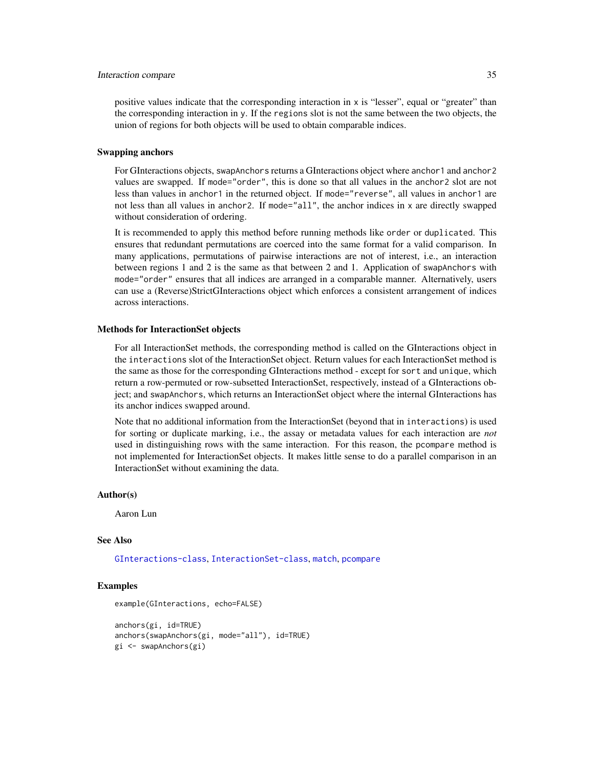positive values indicate that the corresponding interaction in `x` is "lesser", equal or "greater" than the corresponding interaction in `y`. If the `regions` slot is not the same between the two objects, the union of regions for both objects will be used to obtain comparable indices.

### Swapping anchors

For GInteractions objects, `swapAnchors` returns a GInteractions object where `anchor1` and `anchor2` values are swapped. If `mode="order"`, this is done so that all values in the `anchor2` slot are not less than values in `anchor1` in the returned object. If `mode="reverse"`, all values in `anchor1` are not less than all values in `anchor2`. If `mode="all"`, the anchor indices in `x` are directly swapped without consideration of ordering.

It is recommended to apply this method before running methods like `order` or `duplicated`. This ensures that redundant permutations are coerced into the same format for a valid comparison. In many applications, permutations of pairwise interactions are not of interest, i.e., an interaction between regions 1 and 2 is the same as that between 2 and 1. Application of `swapAnchors` with `mode="order"` ensures that all indices are arranged in a comparable manner. Alternatively, users can use a (Reverse)StrictGInteractions object which enforces a consistent arrangement of indices across interactions.

### Methods for InteractionSet objects

For all InteractionSet methods, the corresponding method is called on the GInteractions object in the `interactions` slot of the InteractionSet object. Return values for each InteractionSet method is the same as those for the corresponding GInteractions method - except for `sort` and `unique`, which return a row-permuted or row-subsetted InteractionSet, respectively, instead of a GInteractions object; and `swapAnchors`, which returns an InteractionSet object where the internal GInteractions has its anchor indices swapped around.

Note that no additional information from the InteractionSet (beyond that in `interactions`) is used for sorting or duplicate marking, i.e., the assay or metadata values for each interaction are *not* used in distinguishing rows with the same interaction. For this reason, the `pcompare` method is not implemented for InteractionSet objects. It makes little sense to do a parallel comparison in an InteractionSet without examining the data.

### Author(s)

Aaron Lun

### See Also

`GInteractions-class`, `InteractionSet-class`, `match`, `pcompare`

### Examples

```
example(GInteractions, echo=FALSE)

anchors(gi, id=TRUE)
anchors(swapAnchors(gi, mode="all"), id=TRUE)
gi <- swapAnchors(gi)
```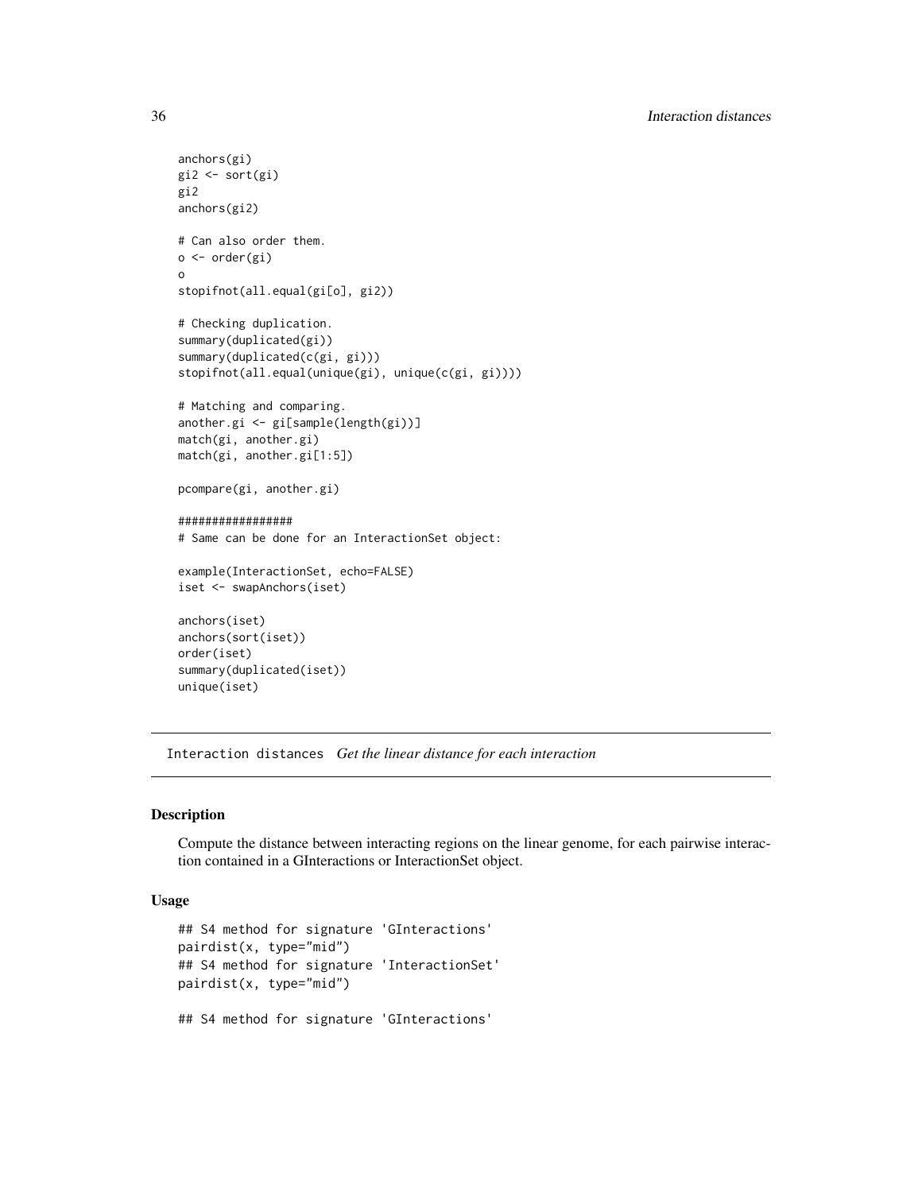```
anchors(gi)
gi2 <- sort(gi)
gi2
anchors(gi2)

# Can also order them.
o <- order(gi)
o
stopifnot(all.equal(gi[o], gi2))

# Checking duplication.
summary(duplicated(gi))
summary(duplicated(c(gi, gi)))
stopifnot(all.equal(unique(gi), unique(c(gi, gi))))

# Matching and comparing.
another.gi <- gi[sample(length(gi))]
match(gi, another.gi)
match(gi, another.gi[1:5])

pcompare(gi, another.gi)

#################
# Same can be done for an InteractionSet object:

example(InteractionSet, echo=FALSE)
iset <- swapAnchors(iset)

anchors(iset)
anchors(sort(iset))
order(iset)
summary(duplicated(iset))
unique(iset)
```

---

## Interaction distances *Get the linear distance for each interaction*

### Description

Compute the distance between interacting regions on the linear genome, for each pairwise interaction contained in a GInteractions or InteractionSet object.

### Usage

```
## S4 method for signature 'GInteractions'
pairdist(x, type="mid")
## S4 method for signature 'InteractionSet'
pairdist(x, type="mid")

## S4 method for signature 'GInteractions'
```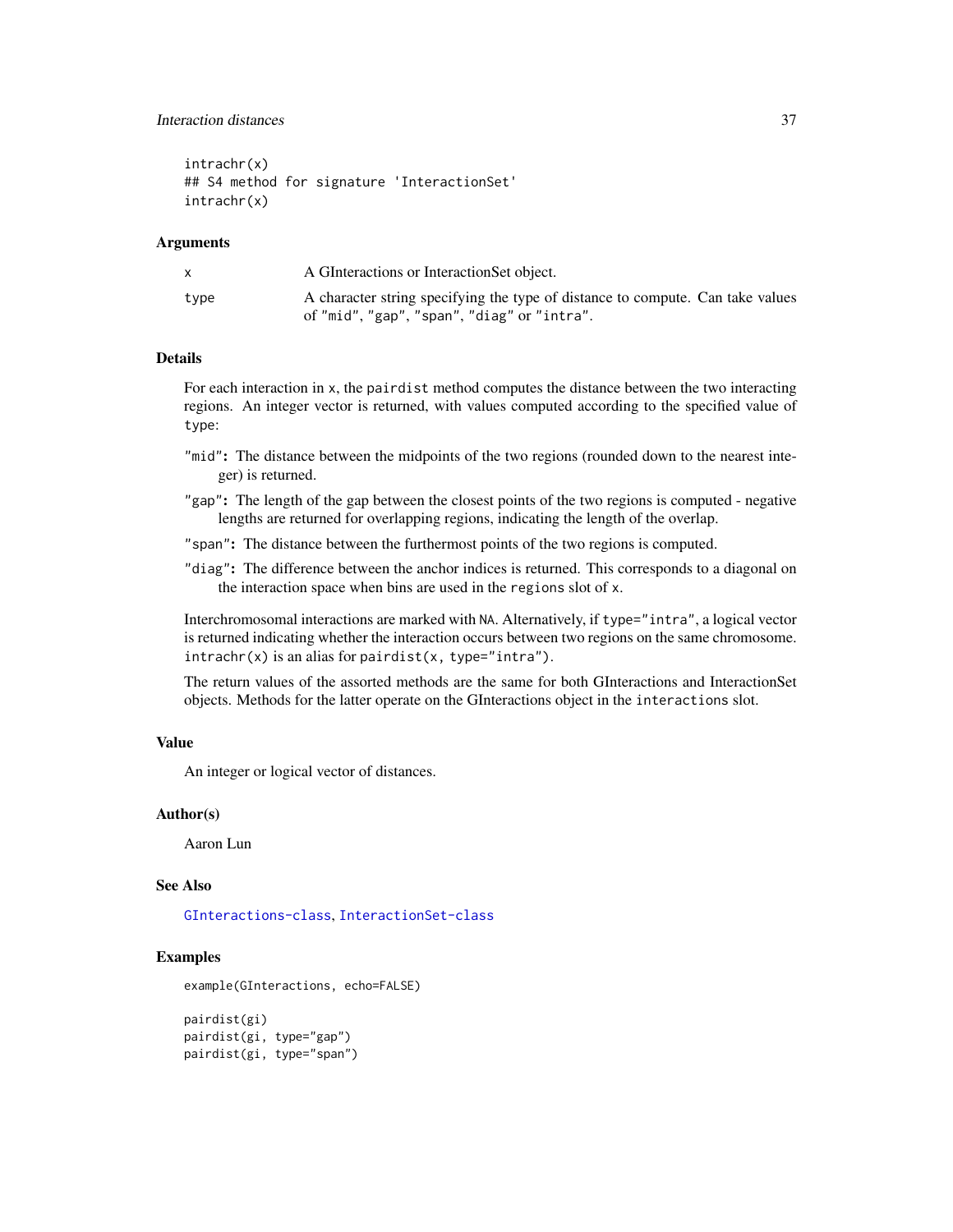```
intrachr(x)
## S4 method for signature 'InteractionSet'
intrachr(x)
```

## Arguments

| | |
|---|---|
| x | A GInteractions or InteractionSet object. |
| type | A character string specifying the type of distance to compute. Can take values of "mid", "gap", "span", "diag" or "intra". |

## Details

For each interaction in x, the pairdist method computes the distance between the two interacting regions. An integer vector is returned, with values computed according to the specified value of type:

- **"mid":** The distance between the midpoints of the two regions (rounded down to the nearest integer) is returned.
- **"gap":** The length of the gap between the closest points of the two regions is computed - negative lengths are returned for overlapping regions, indicating the length of the overlap.
- **"span":** The distance between the furthermost points of the two regions is computed.
- **"diag":** The difference between the anchor indices is returned. This corresponds to a diagonal on the interaction space when bins are used in the regions slot of x.

Interchromosomal interactions are marked with NA. Alternatively, if type="intra", a logical vector is returned indicating whether the interaction occurs between two regions on the same chromosome. intrachr(x) is an alias for pairdist(x, type="intra").

The return values of the assorted methods are the same for both GInteractions and InteractionSet objects. Methods for the latter operate on the GInteractions object in the interactions slot.

## Value

An integer or logical vector of distances.

## Author(s)

Aaron Lun

## See Also

GInteractions-class, InteractionSet-class

## Examples

```
example(GInteractions, echo=FALSE)

pairdist(gi)
pairdist(gi, type="gap")
pairdist(gi, type="span")
```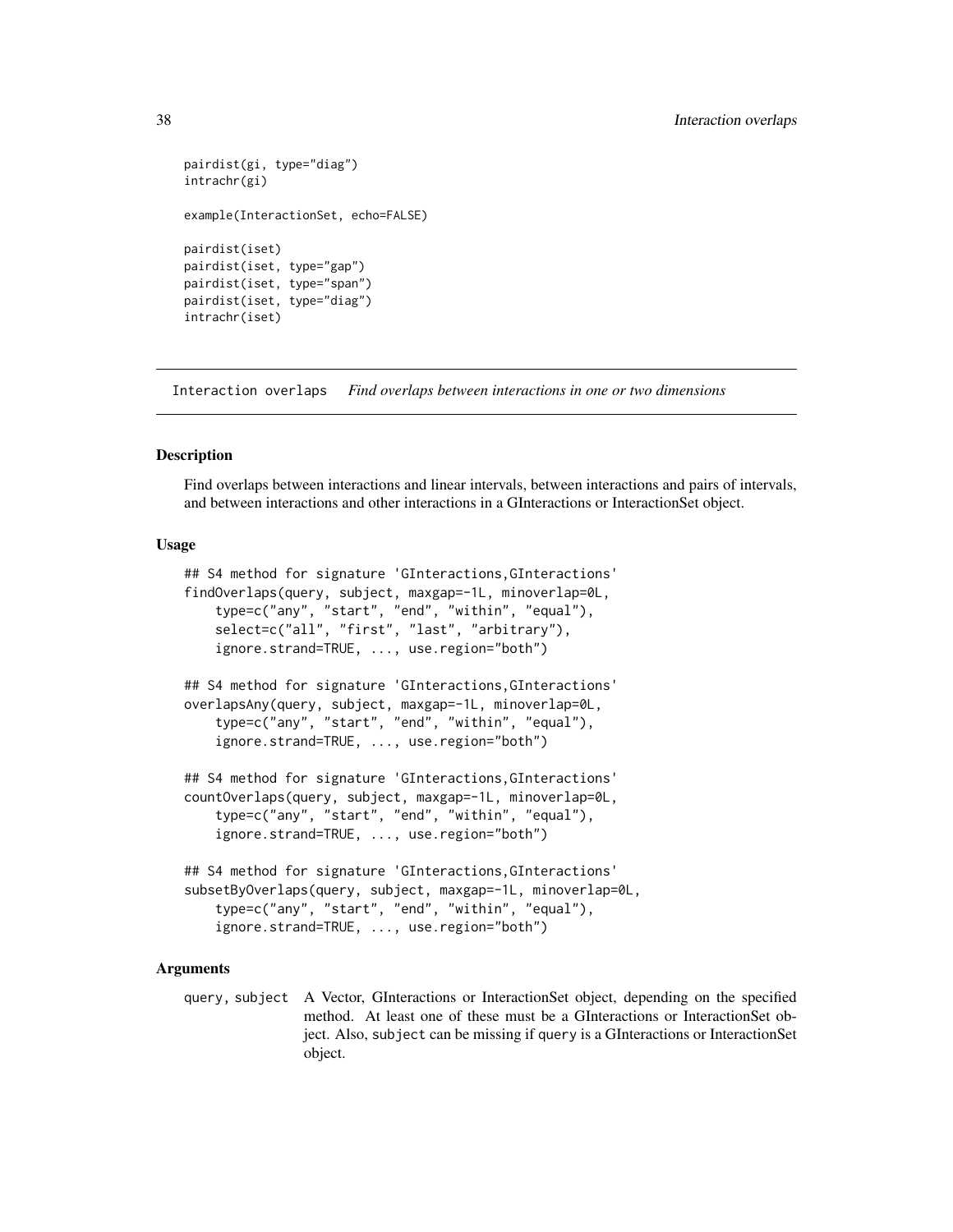```
pairdist(gi, type="diag")
intrachr(gi)

example(InteractionSet, echo=FALSE)

pairdist(iset)
pairdist(iset, type="gap")
pairdist(iset, type="span")
pairdist(iset, type="diag")
intrachr(iset)
```

---

## Interaction overlaps    *Find overlaps between interactions in one or two dimensions*

---

### Description

Find overlaps between interactions and linear intervals, between interactions and pairs of intervals, and between interactions and other interactions in a GInteractions or InteractionSet object.

### Usage

```
## S4 method for signature 'GInteractions,GInteractions'
findOverlaps(query, subject, maxgap=-1L, minoverlap=0L,
    type=c("any", "start", "end", "within", "equal"),
    select=c("all", "first", "last", "arbitrary"),
    ignore.strand=TRUE, ..., use.region="both")

## S4 method for signature 'GInteractions,GInteractions'
overlapsAny(query, subject, maxgap=-1L, minoverlap=0L,
    type=c("any", "start", "end", "within", "equal"),
    ignore.strand=TRUE, ..., use.region="both")

## S4 method for signature 'GInteractions,GInteractions'
countOverlaps(query, subject, maxgap=-1L, minoverlap=0L,
    type=c("any", "start", "end", "within", "equal"),
    ignore.strand=TRUE, ..., use.region="both")

## S4 method for signature 'GInteractions,GInteractions'
subsetByOverlaps(query, subject, maxgap=-1L, minoverlap=0L,
    type=c("any", "start", "end", "within", "equal"),
    ignore.strand=TRUE, ..., use.region="both")
```

### Arguments

`query, subject` A Vector, GInteractions or InteractionSet object, depending on the specified method. At least one of these must be a GInteractions or InteractionSet object. Also, `subject` can be missing if `query` is a GInteractions or InteractionSet object.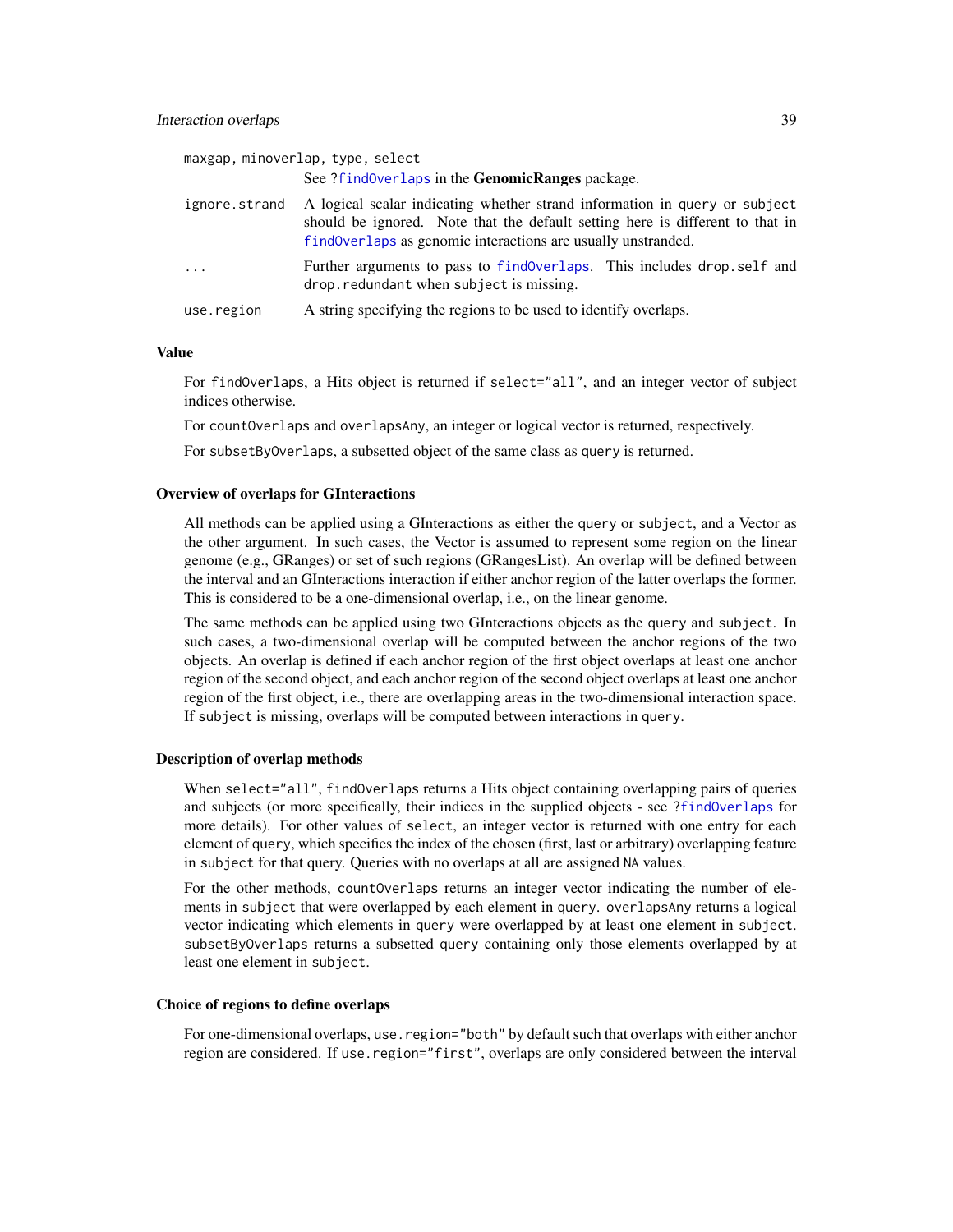maxgap, minoverlap, type, select
: See ?findOverlaps in the **GenomicRanges** package.

ignore.strand
: A logical scalar indicating whether strand information in query or subject should be ignored. Note that the default setting here is different to that in findOverlaps as genomic interactions are usually unstranded.

...
: Further arguments to pass to findOverlaps. This includes drop.self and drop.redundant when subject is missing.

use.region
: A string specifying the regions to be used to identify overlaps.

## Value

For findOverlaps, a Hits object is returned if select="all", and an integer vector of subject indices otherwise.

For countOverlaps and overlapsAny, an integer or logical vector is returned, respectively.

For subsetByOverlaps, a subsetted object of the same class as query is returned.

## Overview of overlaps for GInteractions

All methods can be applied using a GInteractions as either the query or subject, and a Vector as the other argument. In such cases, the Vector is assumed to represent some region on the linear genome (e.g., GRanges) or set of such regions (GRangesList). An overlap will be defined between the interval and an GInteractions interaction if either anchor region of the latter overlaps the former. This is considered to be a one-dimensional overlap, i.e., on the linear genome.

The same methods can be applied using two GInteractions objects as the query and subject. In such cases, a two-dimensional overlap will be computed between the anchor regions of the two objects. An overlap is defined if each anchor region of the first object overlaps at least one anchor region of the second object, and each anchor region of the second object overlaps at least one anchor region of the first object, i.e., there are overlapping areas in the two-dimensional interaction space. If subject is missing, overlaps will be computed between interactions in query.

## Description of overlap methods

When select="all", findOverlaps returns a Hits object containing overlapping pairs of queries and subjects (or more specifically, their indices in the supplied objects - see ?findOverlaps for more details). For other values of select, an integer vector is returned with one entry for each element of query, which specifies the index of the chosen (first, last or arbitrary) overlapping feature in subject for that query. Queries with no overlaps at all are assigned NA values.

For the other methods, countOverlaps returns an integer vector indicating the number of elements in subject that were overlapped by each element in query. overlapsAny returns a logical vector indicating which elements in query were overlapped by at least one element in subject. subsetByOverlaps returns a subsetted query containing only those elements overlapped by at least one element in subject.

## Choice of regions to define overlaps

For one-dimensional overlaps, use.region="both" by default such that overlaps with either anchor region are considered. If use.region="first", overlaps are only considered between the interval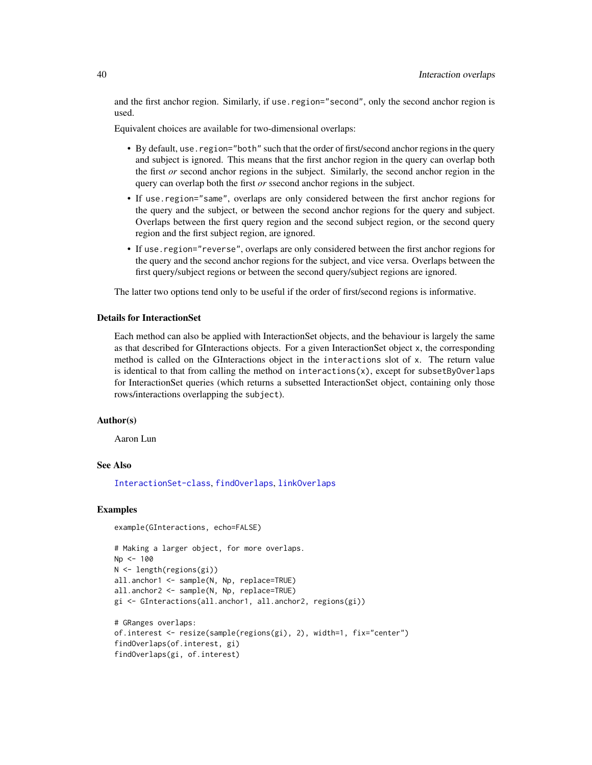and the first anchor region. Similarly, if use.region="second", only the second anchor region is used.

Equivalent choices are available for two-dimensional overlaps:

- By default, use.region="both" such that the order of first/second anchor regions in the query and subject is ignored. This means that the first anchor region in the query can overlap both the first *or* second anchor regions in the subject. Similarly, the second anchor region in the query can overlap both the first *or* ssecond anchor regions in the subject.
- If use.region="same", overlaps are only considered between the first anchor regions for the query and the subject, or between the second anchor regions for the query and subject. Overlaps between the first query region and the second subject region, or the second query region and the first subject region, are ignored.
- If use.region="reverse", overlaps are only considered between the first anchor regions for the query and the second anchor regions for the subject, and vice versa. Overlaps between the first query/subject regions or between the second query/subject regions are ignored.

The latter two options tend only to be useful if the order of first/second regions is informative.

### Details for InteractionSet

Each method can also be applied with InteractionSet objects, and the behaviour is largely the same as that described for GInteractions objects. For a given InteractionSet object x, the corresponding method is called on the GInteractions object in the interactions slot of x. The return value is identical to that from calling the method on interactions(x), except for subsetByOverlaps for InteractionSet queries (which returns a subsetted InteractionSet object, containing only those rows/interactions overlapping the subject).

### Author(s)

Aaron Lun

### See Also

InteractionSet-class, findOverlaps, linkOverlaps

### Examples

```
example(GInteractions, echo=FALSE)

# Making a larger object, for more overlaps.
Np <- 100
N <- length(regions(gi))
all.anchor1 <- sample(N, Np, replace=TRUE)
all.anchor2 <- sample(N, Np, replace=TRUE)
gi <- GInteractions(all.anchor1, all.anchor2, regions(gi))

# GRanges overlaps:
of.interest <- resize(sample(regions(gi), 2), width=1, fix="center")
findOverlaps(of.interest, gi)
findOverlaps(gi, of.interest)
```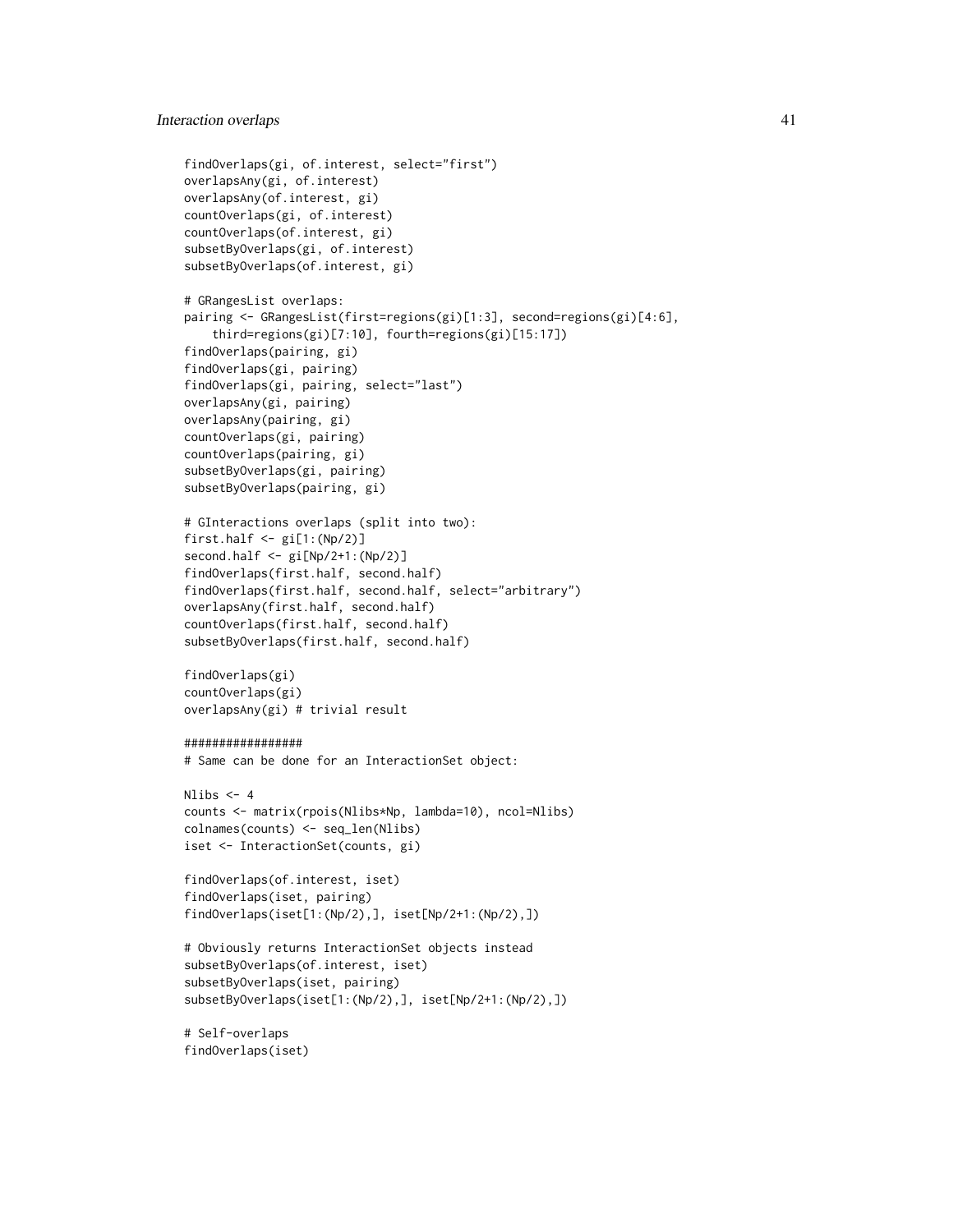```
findOverlaps(gi, of.interest, select="first")
overlapsAny(gi, of.interest)
overlapsAny(of.interest, gi)
countOverlaps(gi, of.interest)
countOverlaps(of.interest, gi)
subsetByOverlaps(gi, of.interest)
subsetByOverlaps(of.interest, gi)

# GRangesList overlaps:
pairing <- GRangesList(first=regions(gi)[1:3], second=regions(gi)[4:6],
    third=regions(gi)[7:10], fourth=regions(gi)[15:17])
findOverlaps(pairing, gi)
findOverlaps(gi, pairing)
findOverlaps(gi, pairing, select="last")
overlapsAny(gi, pairing)
overlapsAny(pairing, gi)
countOverlaps(gi, pairing)
countOverlaps(pairing, gi)
subsetByOverlaps(gi, pairing)
subsetByOverlaps(pairing, gi)

# GInteractions overlaps (split into two):
first.half <- gi[1:(Np/2)]
second.half <- gi[Np/2+1:(Np/2)]
findOverlaps(first.half, second.half)
findOverlaps(first.half, second.half, select="arbitrary")
overlapsAny(first.half, second.half)
countOverlaps(first.half, second.half)
subsetByOverlaps(first.half, second.half)

findOverlaps(gi)
countOverlaps(gi)
overlapsAny(gi) # trivial result

#################
# Same can be done for an InteractionSet object:

Nlibs <- 4
counts <- matrix(rpois(Nlibs*Np, lambda=10), ncol=Nlibs)
colnames(counts) <- seq_len(Nlibs)
iset <- InteractionSet(counts, gi)

findOverlaps(of.interest, iset)
findOverlaps(iset, pairing)
findOverlaps(iset[1:(Np/2),], iset[Np/2+1:(Np/2),])

# Obviously returns InteractionSet objects instead
subsetByOverlaps(of.interest, iset)
subsetByOverlaps(iset, pairing)
subsetByOverlaps(iset[1:(Np/2),], iset[Np/2+1:(Np/2),])

# Self-overlaps
findOverlaps(iset)
```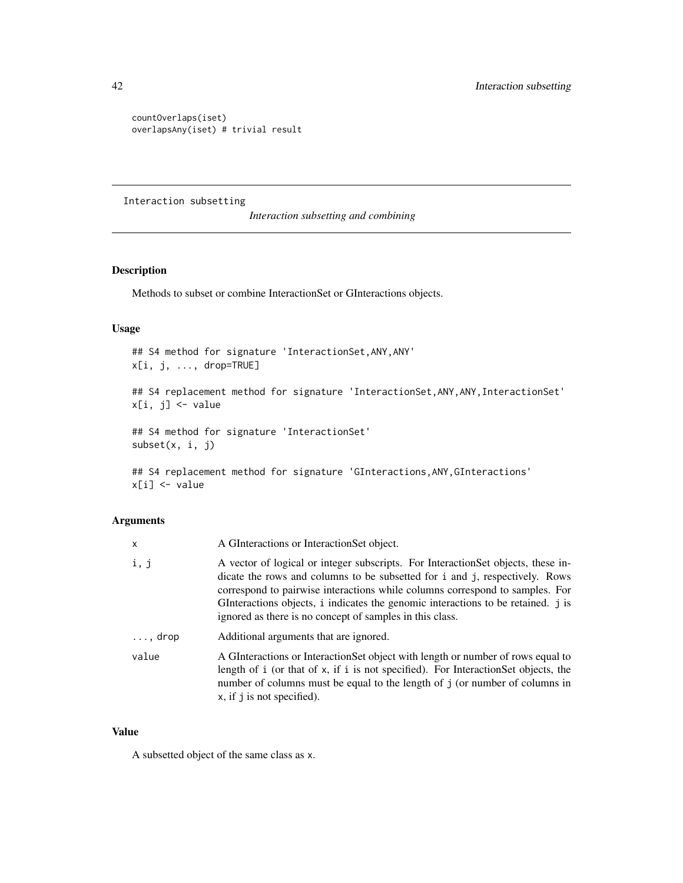```
countOverlaps(iset)
overlapsAny(iset) # trivial result
```

---

Interaction subsetting    *Interaction subsetting and combining*

---

## Description

Methods to subset or combine InteractionSet or GInteractions objects.

## Usage

```
## S4 method for signature 'InteractionSet,ANY,ANY'
x[i, j, ..., drop=TRUE]

## S4 replacement method for signature 'InteractionSet,ANY,ANY,InteractionSet'
x[i, j] <- value

## S4 method for signature 'InteractionSet'
subset(x, i, j)

## S4 replacement method for signature 'GInteractions,ANY,GInteractions'
x[i] <- value
```

## Arguments

| | |
|---|---|
| `x` | A GInteractions or InteractionSet object. |
| `i, j` | A vector of logical or integer subscripts. For InteractionSet objects, these indicate the rows and columns to be subsetted for `i` and `j`, respectively. Rows correspond to pairwise interactions while columns correspond to samples. For GInteractions objects, `i` indicates the genomic interactions to be retained. `j` is ignored as there is no concept of samples in this class. |
| `..., drop` | Additional arguments that are ignored. |
| `value` | A GInteractions or InteractionSet object with length or number of rows equal to length of `i` (or that of `x`, if `i` is not specified). For InteractionSet objects, the number of columns must be equal to the length of `j` (or number of columns in `x`, if `j` is not specified). |

## Value

A subsetted object of the same class as `x`.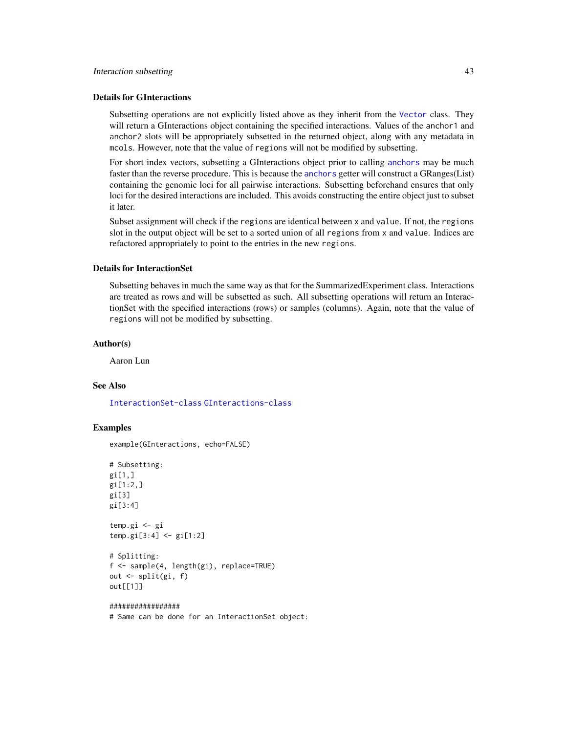### Details for GInteractions

Subsetting operations are not explicitly listed above as they inherit from the `Vector` class. They will return a GInteractions object containing the specified interactions. Values of the `anchor1` and `anchor2` slots will be appropriately subsetted in the returned object, along with any metadata in `mcols`. However, note that the value of `regions` will not be modified by subsetting.

For short index vectors, subsetting a GInteractions object prior to calling `anchors` may be much faster than the reverse procedure. This is because the `anchors` getter will construct a GRanges(List) containing the genomic loci for all pairwise interactions. Subsetting beforehand ensures that only loci for the desired interactions are included. This avoids constructing the entire object just to subset it later.

Subset assignment will check if the `regions` are identical between `x` and `value`. If not, the `regions` slot in the output object will be set to a sorted union of all `regions` from `x` and `value`. Indices are refactored appropriately to point to the entries in the new `regions`.

### Details for InteractionSet

Subsetting behaves in much the same way as that for the SummarizedExperiment class. Interactions are treated as rows and will be subsetted as such. All subsetting operations will return an InteractionSet with the specified interactions (rows) or samples (columns). Again, note that the value of `regions` will not be modified by subsetting.

### Author(s)

Aaron Lun

### See Also

`InteractionSet-class` `GInteractions-class`

### Examples

```
example(GInteractions, echo=FALSE)

# Subsetting:
gi[1,]
gi[1:2,]
gi[3]
gi[3:4]

temp.gi <- gi
temp.gi[3:4] <- gi[1:2]

# Splitting:
f <- sample(4, length(gi), replace=TRUE)
out <- split(gi, f)
out[[1]]

#################
# Same can be done for an InteractionSet object:
```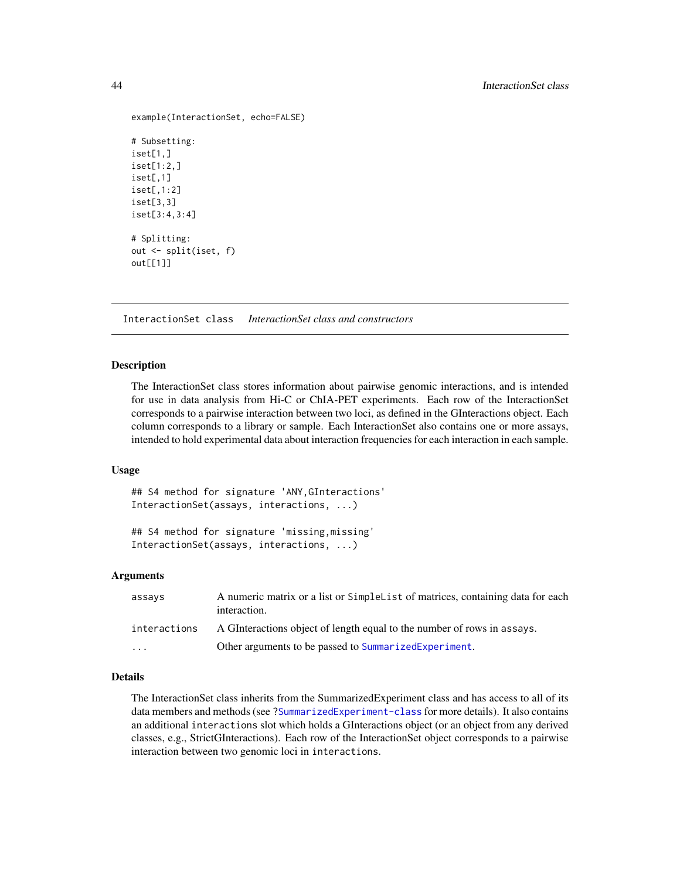```
example(InteractionSet, echo=FALSE)

# Subsetting:
iset[1,]
iset[1:2,]
iset[,1]
iset[,1:2]
iset[3,3]
iset[3:4,3:4]

# Splitting:
out <- split(iset, f)
out[[1]]
```

---

## InteractionSet class *InteractionSet class and constructors*

### Description

The InteractionSet class stores information about pairwise genomic interactions, and is intended for use in data analysis from Hi-C or ChIA-PET experiments. Each row of the InteractionSet corresponds to a pairwise interaction between two loci, as defined in the GInteractions object. Each column corresponds to a library or sample. Each InteractionSet also contains one or more assays, intended to hold experimental data about interaction frequencies for each interaction in each sample.

### Usage

```
## S4 method for signature 'ANY,GInteractions'
InteractionSet(assays, interactions, ...)

## S4 method for signature 'missing,missing'
InteractionSet(assays, interactions, ...)
```

### Arguments

| | |
|---|---|
| `assays` | A numeric matrix or a list or `SimpleList` of matrices, containing data for each interaction. |
| `interactions` | A GInteractions object of length equal to the number of rows in `assays`. |
| `...` | Other arguments to be passed to `SummarizedExperiment`. |

### Details

The InteractionSet class inherits from the SummarizedExperiment class and has access to all of its data members and methods (see ?`SummarizedExperiment-class` for more details). It also contains an additional `interactions` slot which holds a GInteractions object (or an object from any derived classes, e.g., StrictGInteractions). Each row of the InteractionSet object corresponds to a pairwise interaction between two genomic loci in `interactions`.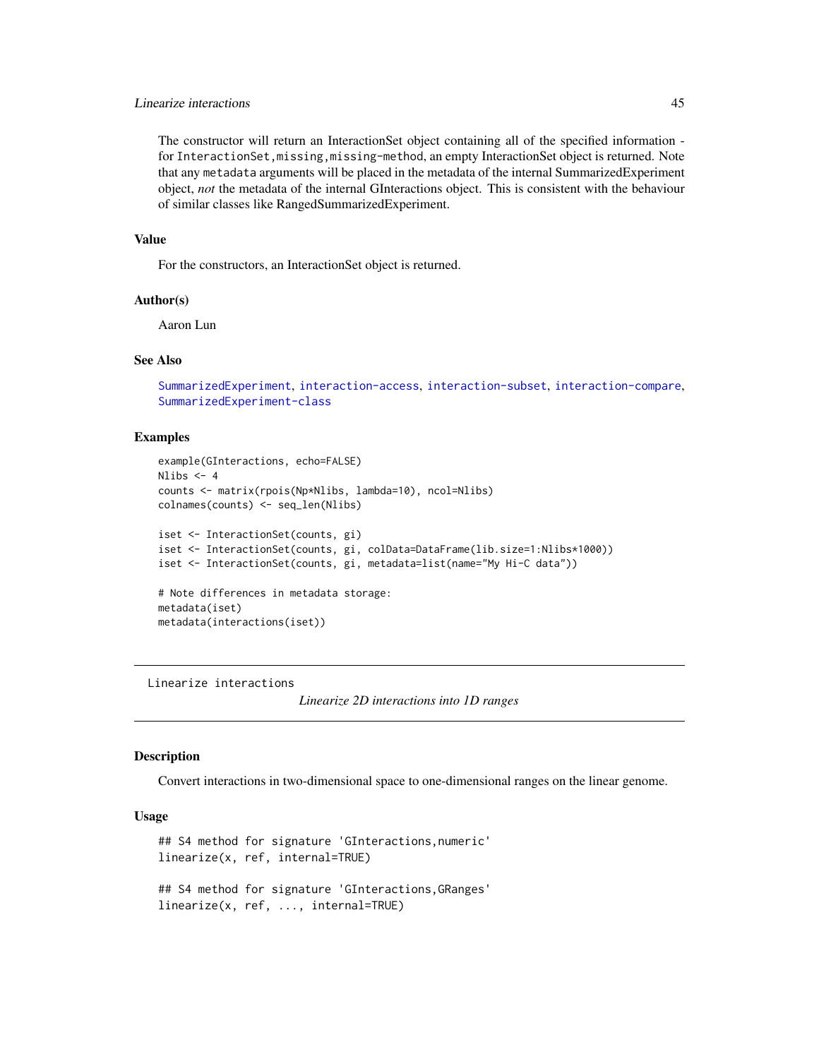The constructor will return an InteractionSet object containing all of the specified information - for `InteractionSet,missing,missing-method`, an empty InteractionSet object is returned. Note that any `metadata` arguments will be placed in the metadata of the internal SummarizedExperiment object, *not* the metadata of the internal GInteractions object. This is consistent with the behaviour of similar classes like RangedSummarizedExperiment.

### Value

For the constructors, an InteractionSet object is returned.

### Author(s)

Aaron Lun

### See Also

`SummarizedExperiment`, `interaction-access`, `interaction-subset`, `interaction-compare`, `SummarizedExperiment-class`

### Examples

```
example(GInteractions, echo=FALSE)
Nlibs <- 4
counts <- matrix(rpois(Np*Nlibs, lambda=10), ncol=Nlibs)
colnames(counts) <- seq_len(Nlibs)

iset <- InteractionSet(counts, gi)
iset <- InteractionSet(counts, gi, colData=DataFrame(lib.size=1:Nlibs*1000))
iset <- InteractionSet(counts, gi, metadata=list(name="My Hi-C data"))

# Note differences in metadata storage:
metadata(iset)
metadata(interactions(iset))
```

---

## Linearize interactions

*Linearize 2D interactions into 1D ranges*

### Description

Convert interactions in two-dimensional space to one-dimensional ranges on the linear genome.

### Usage

```
## S4 method for signature 'GInteractions,numeric'
linearize(x, ref, internal=TRUE)

## S4 method for signature 'GInteractions,GRanges'
linearize(x, ref, ..., internal=TRUE)
```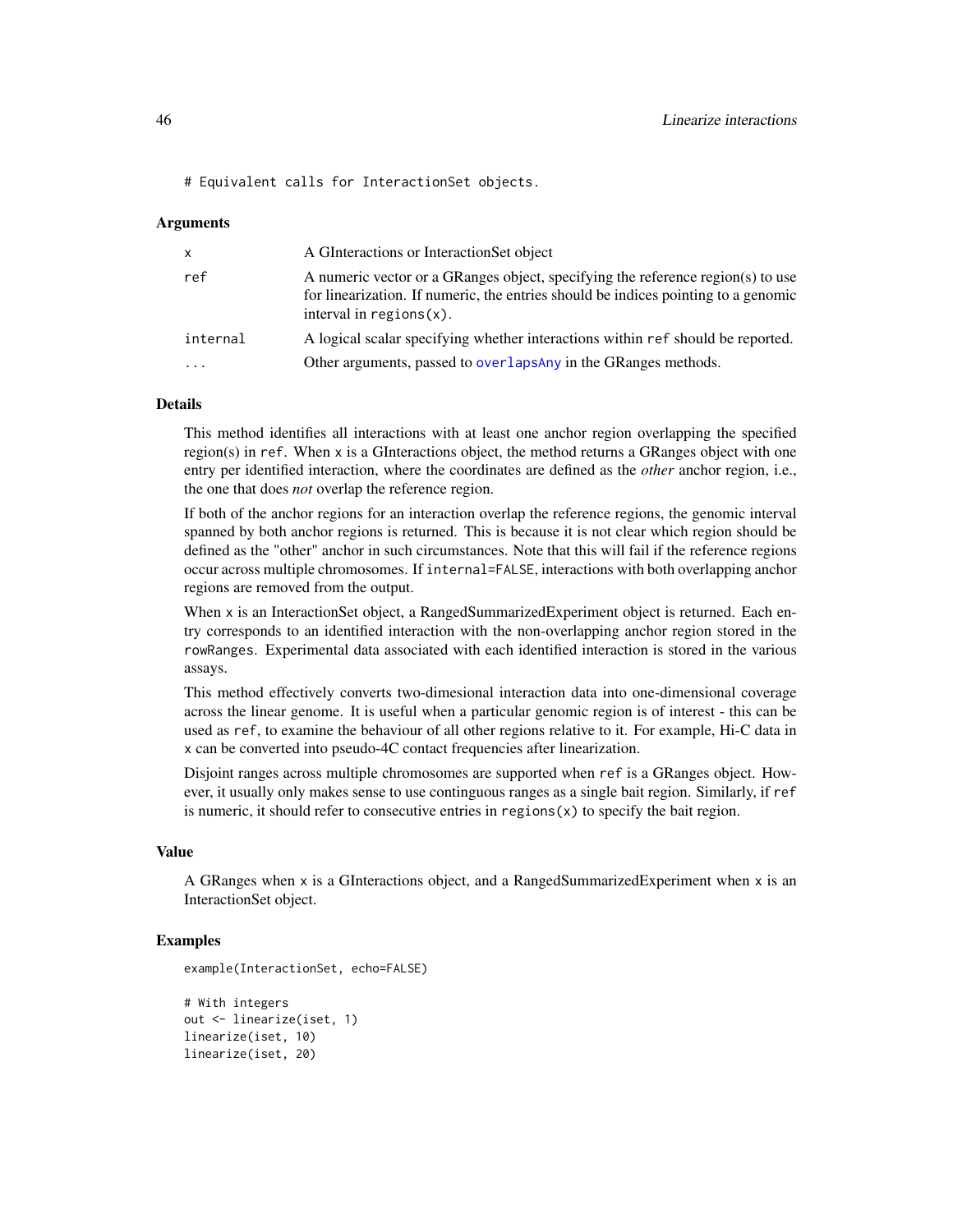```
# Equivalent calls for InteractionSet objects.
```

### Arguments

| | |
|---|---|
| x | A GInteractions or InteractionSet object |
| ref | A numeric vector or a GRanges object, specifying the reference region(s) to use for linearization. If numeric, the entries should be indices pointing to a genomic interval in `regions(x)`. |
| internal | A logical scalar specifying whether interactions within `ref` should be reported. |
| ... | Other arguments, passed to `overlapsAny` in the GRanges methods. |

### Details

This method identifies all interactions with at least one anchor region overlapping the specified region(s) in `ref`. When `x` is a GInteractions object, the method returns a GRanges object with one entry per identified interaction, where the coordinates are defined as the *other* anchor region, i.e., the one that does *not* overlap the reference region.

If both of the anchor regions for an interaction overlap the reference regions, the genomic interval spanned by both anchor regions is returned. This is because it is not clear which region should be defined as the "other" anchor in such circumstances. Note that this will fail if the reference regions occur across multiple chromosomes. If `internal=FALSE`, interactions with both overlapping anchor regions are removed from the output.

When `x` is an InteractionSet object, a RangedSummarizedExperiment object is returned. Each entry corresponds to an identified interaction with the non-overlapping anchor region stored in the `rowRanges`. Experimental data associated with each identified interaction is stored in the various assays.

This method effectively converts two-dimesional interaction data into one-dimensional coverage across the linear genome. It is useful when a particular genomic region is of interest - this can be used as `ref`, to examine the behaviour of all other regions relative to it. For example, Hi-C data in `x` can be converted into pseudo-4C contact frequencies after linearization.

Disjoint ranges across multiple chromosomes are supported when `ref` is a GRanges object. However, it usually only makes sense to use continguous ranges as a single bait region. Similarly, if `ref` is numeric, it should refer to consecutive entries in `regions(x)` to specify the bait region.

### Value

A GRanges when `x` is a GInteractions object, and a RangedSummarizedExperiment when `x` is an InteractionSet object.

### Examples

```
example(InteractionSet, echo=FALSE)

# With integers
out <- linearize(iset, 1)
linearize(iset, 10)
linearize(iset, 20)
```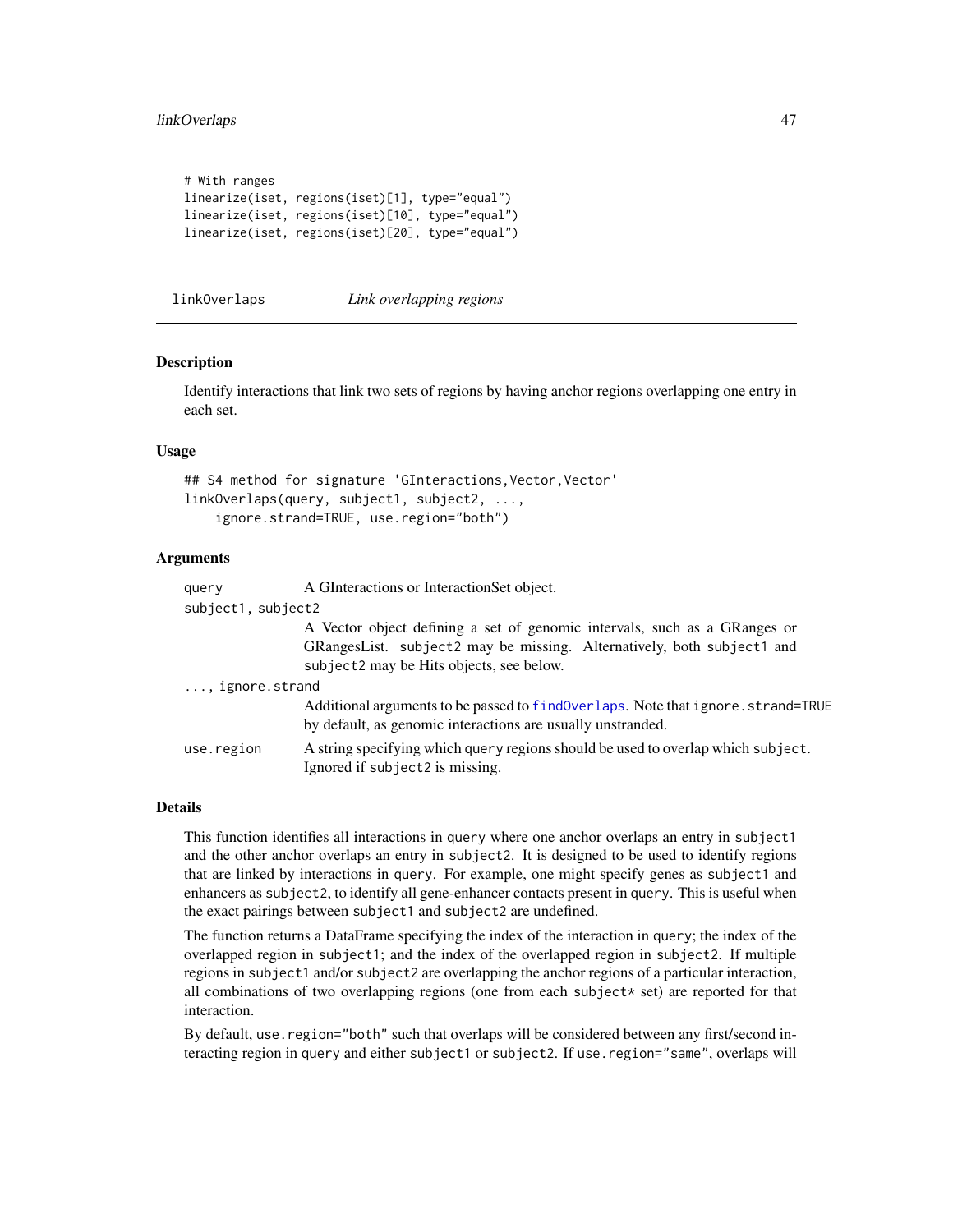```
# With ranges
linearize(iset, regions(iset)[1], type="equal")
linearize(iset, regions(iset)[10], type="equal")
linearize(iset, regions(iset)[20], type="equal")
```

---

## linkOverlaps — *Link overlapping regions*

### Description

Identify interactions that link two sets of regions by having anchor regions overlapping one entry in each set.

### Usage

```
## S4 method for signature 'GInteractions,Vector,Vector'
linkOverlaps(query, subject1, subject2, ...,
    ignore.strand=TRUE, use.region="both")
```

### Arguments

| | |
|---|---|
| `query` | A GInteractions or InteractionSet object. |
| `subject1, subject2` | A Vector object defining a set of genomic intervals, such as a GRanges or GRangesList. `subject2` may be missing. Alternatively, both `subject1` and `subject2` may be Hits objects, see below. |
| `..., ignore.strand` | Additional arguments to be passed to `findOverlaps`. Note that `ignore.strand=TRUE` by default, as genomic interactions are usually unstranded. |
| `use.region` | A string specifying which `query` regions should be used to overlap which `subject`. Ignored if `subject2` is missing. |

### Details

This function identifies all interactions in `query` where one anchor overlaps an entry in `subject1` and the other anchor overlaps an entry in `subject2`. It is designed to be used to identify regions that are linked by interactions in `query`. For example, one might specify genes as `subject1` and enhancers as `subject2`, to identify all gene-enhancer contacts present in `query`. This is useful when the exact pairings between `subject1` and `subject2` are undefined.

The function returns a DataFrame specifying the index of the interaction in `query`; the index of the overlapped region in `subject1`; and the index of the overlapped region in `subject2`. If multiple regions in `subject1` and/or `subject2` are overlapping the anchor regions of a particular interaction, all combinations of two overlapping regions (one from each `subject*` set) are reported for that interaction.

By default, `use.region="both"` such that overlaps will be considered between any first/second interacting region in `query` and either `subject1` or `subject2`. If `use.region="same"`, overlaps will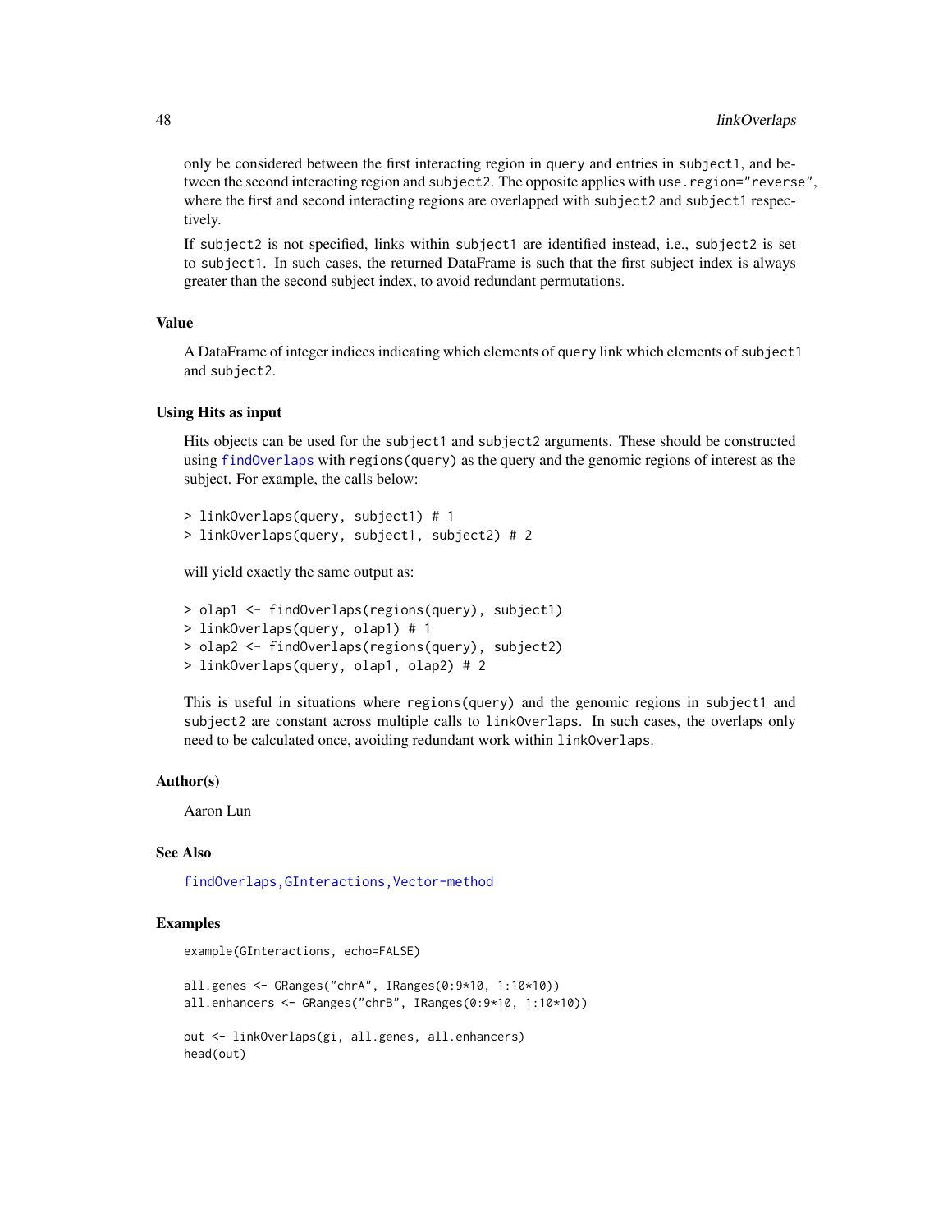only be considered between the first interacting region in `query` and entries in `subject1`, and between the second interacting region and `subject2`. The opposite applies with `use.region="reverse"`, where the first and second interacting regions are overlapped with `subject2` and `subject1` respectively.

If `subject2` is not specified, links within `subject1` are identified instead, i.e., `subject2` is set to `subject1`. In such cases, the returned DataFrame is such that the first subject index is always greater than the second subject index, to avoid redundant permutations.

### Value

A DataFrame of integer indices indicating which elements of `query` link which elements of `subject1` and `subject2`.

### Using Hits as input

Hits objects can be used for the `subject1` and `subject2` arguments. These should be constructed using `findOverlaps` with `regions(query)` as the query and the genomic regions of interest as the subject. For example, the calls below:

```
> linkOverlaps(query, subject1) # 1
> linkOverlaps(query, subject1, subject2) # 2
```

will yield exactly the same output as:

```
> olap1 <- findOverlaps(regions(query), subject1)
> linkOverlaps(query, olap1) # 1
> olap2 <- findOverlaps(regions(query), subject2)
> linkOverlaps(query, olap1, olap2) # 2
```

This is useful in situations where `regions(query)` and the genomic regions in `subject1` and `subject2` are constant across multiple calls to `linkOverlaps`. In such cases, the overlaps only need to be calculated once, avoiding redundant work within `linkOverlaps`.

### Author(s)

Aaron Lun

### See Also

`findOverlaps,GInteractions,Vector-method`

### Examples

```
example(GInteractions, echo=FALSE)

all.genes <- GRanges("chrA", IRanges(0:9*10, 1:10*10))
all.enhancers <- GRanges("chrB", IRanges(0:9*10, 1:10*10))

out <- linkOverlaps(gi, all.genes, all.enhancers)
head(out)
```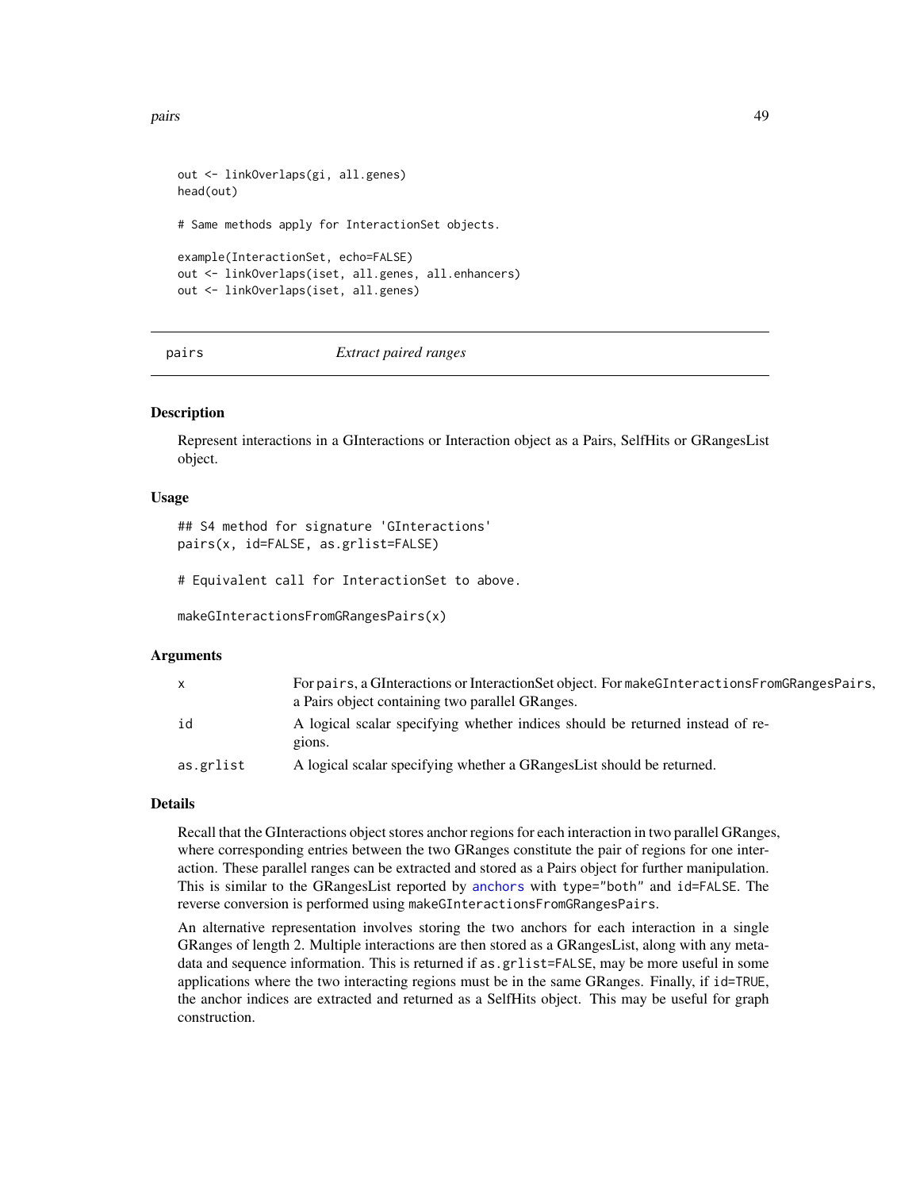```
out <- linkOverlaps(gi, all.genes)
head(out)

# Same methods apply for InteractionSet objects.

example(InteractionSet, echo=FALSE)
out <- linkOverlaps(iset, all.genes, all.enhancers)
out <- linkOverlaps(iset, all.genes)
```

---

## pairs    *Extract paired ranges*

---

### Description

Represent interactions in a GInteractions or Interaction object as a Pairs, SelfHits or GRangesList object.

### Usage

```
## S4 method for signature 'GInteractions'
pairs(x, id=FALSE, as.grlist=FALSE)

# Equivalent call for InteractionSet to above.

makeGInteractionsFromGRangesPairs(x)
```

### Arguments

| | |
|---|---|
| x | For pairs, a GInteractions or InteractionSet object. For makeGInteractionsFromGRangesPairs, a Pairs object containing two parallel GRanges. |
| id | A logical scalar specifying whether indices should be returned instead of regions. |
| as.grlist | A logical scalar specifying whether a GRangesList should be returned. |

### Details

Recall that the GInteractions object stores anchor regions for each interaction in two parallel GRanges, where corresponding entries between the two GRanges constitute the pair of regions for one interaction. These parallel ranges can be extracted and stored as a Pairs object for further manipulation. This is similar to the GRangesList reported by anchors with type="both" and id=FALSE. The reverse conversion is performed using makeGInteractionsFromGRangesPairs.

An alternative representation involves storing the two anchors for each interaction in a single GRanges of length 2. Multiple interactions are then stored as a GRangesList, along with any metadata and sequence information. This is returned if as.grlist=FALSE, may be more useful in some applications where the two interacting regions must be in the same GRanges. Finally, if id=TRUE, the anchor indices are extracted and returned as a SelfHits object. This may be useful for graph construction.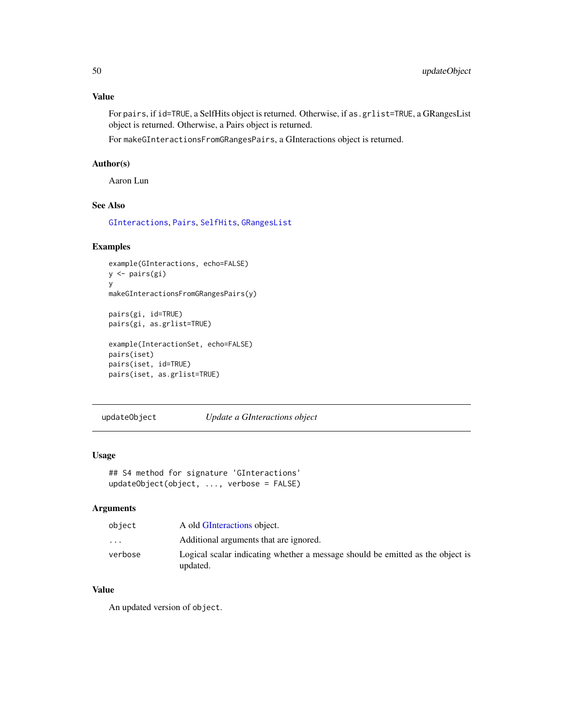### Value

For `pairs`, if `id=TRUE`, a SelfHits object is returned. Otherwise, if `as.grlist=TRUE`, a GRangesList object is returned. Otherwise, a Pairs object is returned.

For `makeGInteractionsFromGRangesPairs`, a GInteractions object is returned.

### Author(s)

Aaron Lun

### See Also

`GInteractions`, `Pairs`, `SelfHits`, `GRangesList`

### Examples

```
example(GInteractions, echo=FALSE)
y <- pairs(gi)
y
makeGInteractionsFromGRangesPairs(y)

pairs(gi, id=TRUE)
pairs(gi, as.grlist=TRUE)

example(InteractionSet, echo=FALSE)
pairs(iset)
pairs(iset, id=TRUE)
pairs(iset, as.grlist=TRUE)
```

---

## updateObject — *Update a GInteractions object*

### Usage

```
## S4 method for signature 'GInteractions'
updateObject(object, ..., verbose = FALSE)
```

### Arguments

| | |
|---|---|
| `object` | A old GInteractions object. |
| `...` | Additional arguments that are ignored. |
| `verbose` | Logical scalar indicating whether a message should be emitted as the object is updated. |

### Value

An updated version of `object`.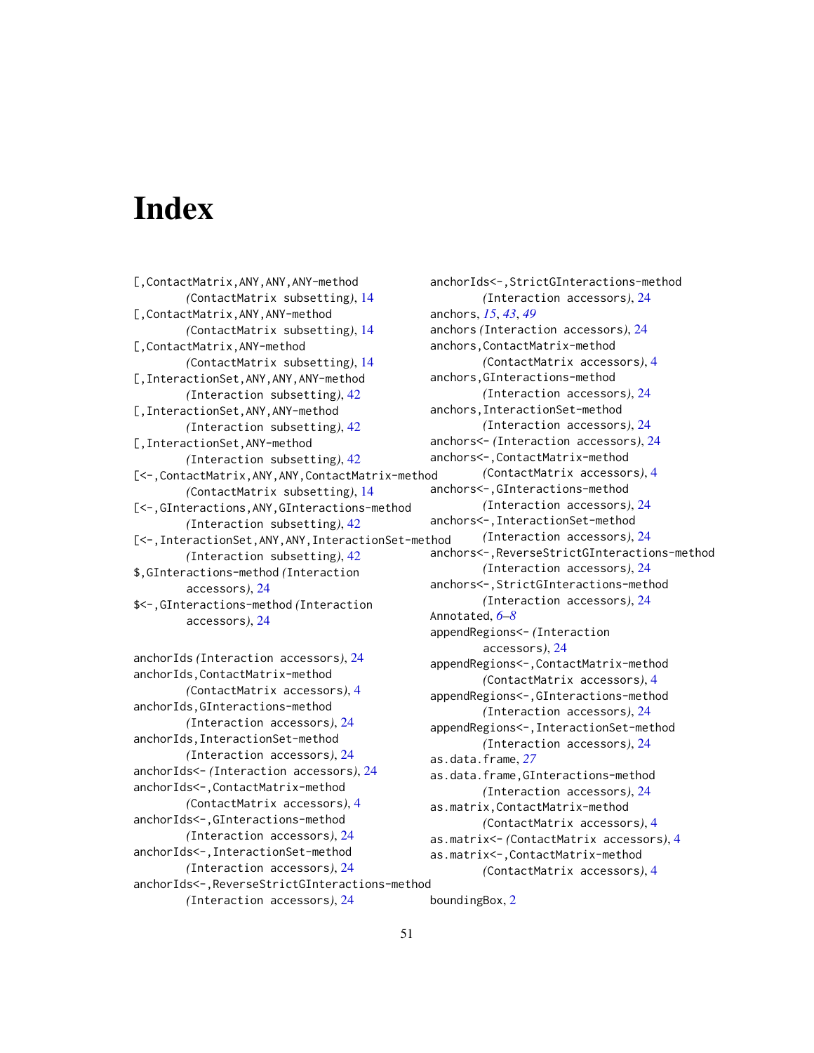# Index

[,ContactMatrix,ANY,ANY,ANY-method *(ContactMatrix subsetting)*, 14
[,ContactMatrix,ANY,ANY-method *(ContactMatrix subsetting)*, 14
[,ContactMatrix,ANY-method *(ContactMatrix subsetting)*, 14
[,InteractionSet,ANY,ANY,ANY-method *(Interaction subsetting)*, 42
[,InteractionSet,ANY,ANY-method *(Interaction subsetting)*, 42
[,InteractionSet,ANY-method *(Interaction subsetting)*, 42
[<-,ContactMatrix,ANY,ANY,ContactMatrix-method *(ContactMatrix subsetting)*, 14
[<-,GInteractions,ANY,GInteractions-method *(Interaction subsetting)*, 42
[<-,InteractionSet,ANY,ANY,InteractionSet-method *(Interaction subsetting)*, 42
$,GInteractions-method *(Interaction accessors)*, 24
$<-,GInteractions-method *(Interaction accessors)*, 24

anchorIds *(Interaction accessors)*, 24
anchorIds,ContactMatrix-method *(ContactMatrix accessors)*, 4
anchorIds,GInteractions-method *(Interaction accessors)*, 24
anchorIds,InteractionSet-method *(Interaction accessors)*, 24
anchorIds<- *(Interaction accessors)*, 24
anchorIds<-,ContactMatrix-method *(ContactMatrix accessors)*, 4
anchorIds<-,GInteractions-method *(Interaction accessors)*, 24
anchorIds<-,InteractionSet-method *(Interaction accessors)*, 24
anchorIds<-,ReverseStrictGInteractions-method *(Interaction accessors)*, 24
anchorIds<-,StrictGInteractions-method *(Interaction accessors)*, 24
anchors, *15*, *43*, *49*
anchors *(Interaction accessors)*, 24
anchors,ContactMatrix-method *(ContactMatrix accessors)*, 4
anchors,GInteractions-method *(Interaction accessors)*, 24
anchors,InteractionSet-method *(Interaction accessors)*, 24
anchors<- *(Interaction accessors)*, 24
anchors<-,ContactMatrix-method *(ContactMatrix accessors)*, 4
anchors<-,GInteractions-method *(Interaction accessors)*, 24
anchors<-,InteractionSet-method *(Interaction accessors)*, 24
anchors<-,ReverseStrictGInteractions-method *(Interaction accessors)*, 24
anchors<-,StrictGInteractions-method *(Interaction accessors)*, 24
Annotated, *6–8*
appendRegions<- *(Interaction accessors)*, 24
appendRegions<-,ContactMatrix-method *(ContactMatrix accessors)*, 4
appendRegions<-,GInteractions-method *(Interaction accessors)*, 24
appendRegions<-,InteractionSet-method *(Interaction accessors)*, 24
as.data.frame, *27*
as.data.frame,GInteractions-method *(Interaction accessors)*, 24
as.matrix,ContactMatrix-method *(ContactMatrix accessors)*, 4
as.matrix<- *(ContactMatrix accessors)*, 4
as.matrix<-,ContactMatrix-method *(ContactMatrix accessors)*, 4

boundingBox, 2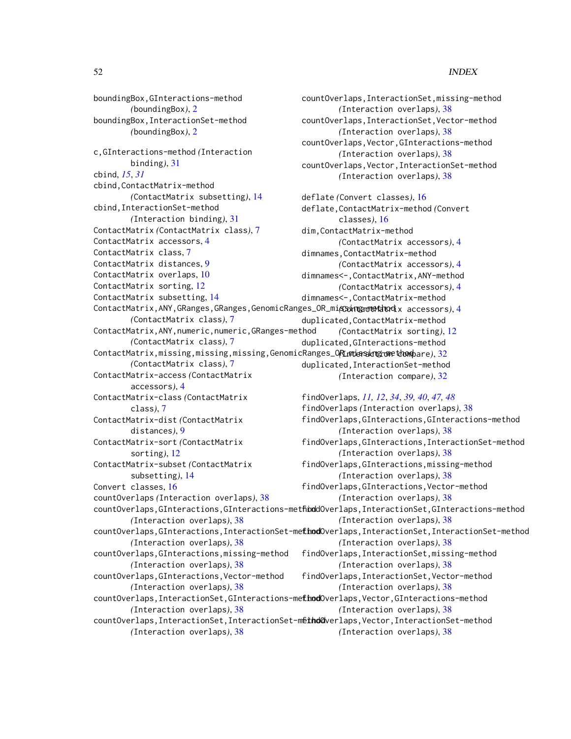boundingBox,GInteractions-method
(boundingBox), 2
boundingBox,InteractionSet-method
(boundingBox), 2

c,GInteractions-method (Interaction
binding), 31
cbind, *15*, *31*
cbind,ContactMatrix-method
(ContactMatrix subsetting), 14
cbind,InteractionSet-method
(Interaction binding), 31
ContactMatrix (ContactMatrix class), 7
ContactMatrix accessors, 4
ContactMatrix class, 7
ContactMatrix distances, 9
ContactMatrix overlaps, 10
ContactMatrix sorting, 12
ContactMatrix subsetting, 14
ContactMatrix,ANY,GRanges,GRanges,GenomicRanges_OR_missing-method
(ContactMatrix class), 7
ContactMatrix,ANY,numeric,numeric,GRanges-method
(ContactMatrix class), 7
ContactMatrix,missing,missing,missing,GenomicRanges_OR_missing-method
(ContactMatrix class), 7
ContactMatrix-access (ContactMatrix
accessors), 4
ContactMatrix-class (ContactMatrix
class), 7
ContactMatrix-dist (ContactMatrix
distances), 9
ContactMatrix-sort (ContactMatrix
sorting), 12
ContactMatrix-subset (ContactMatrix
subsetting), 14
Convert classes, 16
countOverlaps (Interaction overlaps), 38
countOverlaps,GInteractions,GInteractions-method
(Interaction overlaps), 38
countOverlaps,GInteractions,InteractionSet-method
(Interaction overlaps), 38
countOverlaps,GInteractions,missing-method
(Interaction overlaps), 38
countOverlaps,GInteractions,Vector-method
(Interaction overlaps), 38
countOverlaps,InteractionSet,GInteractions-method
(Interaction overlaps), 38
countOverlaps,InteractionSet,InteractionSet-method
(Interaction overlaps), 38
countOverlaps,InteractionSet,missing-method
(Interaction overlaps), 38
countOverlaps,InteractionSet,Vector-method
(Interaction overlaps), 38
countOverlaps,Vector,GInteractions-method
(Interaction overlaps), 38
countOverlaps,Vector,InteractionSet-method
(Interaction overlaps), 38

deflate (Convert classes), 16
deflate,ContactMatrix-method (Convert
classes), 16
dim,ContactMatrix-method
(ContactMatrix accessors), 4
dimnames,ContactMatrix-method
(ContactMatrix accessors), 4
dimnames<-,ContactMatrix,ANY-method
(ContactMatrix accessors), 4
dimnames<-,ContactMatrix-method
(ContactMatrix accessors), 4
duplicated,ContactMatrix-method
(ContactMatrix sorting), 12
duplicated,GInteractions-method
(Interaction compare), 32
duplicated,InteractionSet-method
(Interaction compare), 32

findOverlaps, *11, 12*, *34*, *39, 40*, *47, 48*
findOverlaps (Interaction overlaps), 38
findOverlaps,GInteractions,GInteractions-method
(Interaction overlaps), 38
findOverlaps,GInteractions,InteractionSet-method
(Interaction overlaps), 38
findOverlaps,GInteractions,missing-method
(Interaction overlaps), 38
findOverlaps,GInteractions,Vector-method
(Interaction overlaps), 38
findOverlaps,InteractionSet,GInteractions-method
(Interaction overlaps), 38
findOverlaps,InteractionSet,InteractionSet-method
(Interaction overlaps), 38
findOverlaps,InteractionSet,missing-method
(Interaction overlaps), 38
findOverlaps,InteractionSet,Vector-method
(Interaction overlaps), 38
findOverlaps,Vector,GInteractions-method
(Interaction overlaps), 38
findOverlaps,Vector,InteractionSet-method
(Interaction overlaps), 38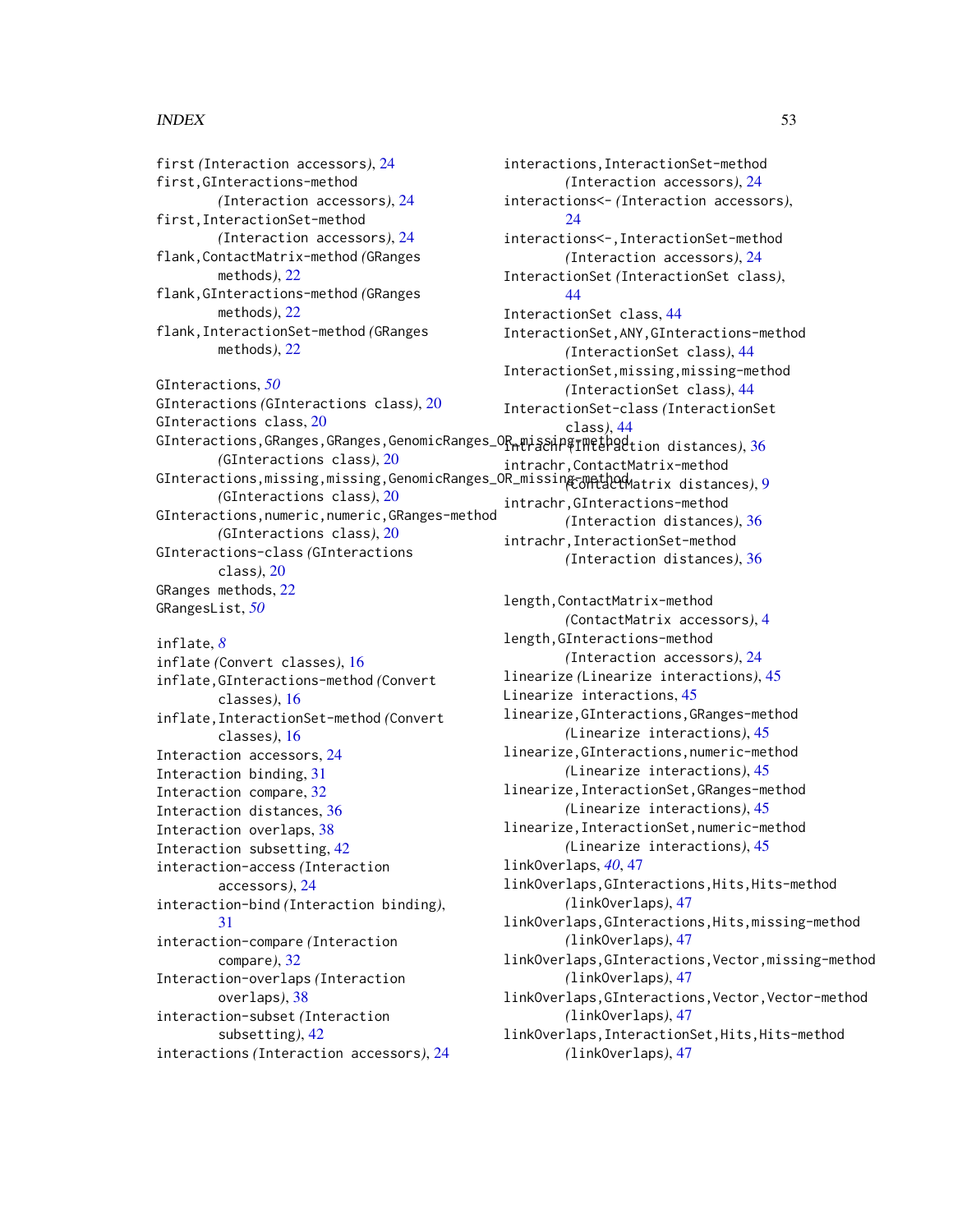first *(Interaction accessors)*, 24
first,GInteractions-method *(Interaction accessors)*, 24
first,InteractionSet-method *(Interaction accessors)*, 24
flank,ContactMatrix-method *(GRanges methods)*, 22
flank,GInteractions-method *(GRanges methods)*, 22
flank,InteractionSet-method *(GRanges methods)*, 22

GInteractions, *50*
GInteractions *(GInteractions class)*, 20
GInteractions class, 20
GInteractions,GRanges,GRanges,GenomicRanges_OR_missing-method *(GInteractions class)*, 20
GInteractions,missing,missing,GenomicRanges_OR_missing-method *(GInteractions class)*, 20
GInteractions,numeric,numeric,GRanges-method *(GInteractions class)*, 20
GInteractions-class *(GInteractions class)*, 20
GRanges methods, 22
GRangesList, *50*

inflate, *8*
inflate *(Convert classes)*, 16
inflate,GInteractions-method *(Convert classes)*, 16
inflate,InteractionSet-method *(Convert classes)*, 16
Interaction accessors, 24
Interaction binding, 31
Interaction compare, 32
Interaction distances, 36
Interaction overlaps, 38
Interaction subsetting, 42
interaction-access *(Interaction accessors)*, 24
interaction-bind *(Interaction binding)*, 31
interaction-compare *(Interaction compare)*, 32
Interaction-overlaps *(Interaction overlaps)*, 38
interaction-subset *(Interaction subsetting)*, 42
interactions *(Interaction accessors)*, 24
interactions,InteractionSet-method *(Interaction accessors)*, 24
interactions<- *(Interaction accessors)*, 24
interactions<-,InteractionSet-method *(Interaction accessors)*, 24
InteractionSet *(InteractionSet class)*, 44
InteractionSet class, 44
InteractionSet,ANY,GInteractions-method *(InteractionSet class)*, 44
InteractionSet,missing,missing-method *(InteractionSet class)*, 44
InteractionSet-class *(InteractionSet class)*, 44
intrachr *(Interaction distances)*, 36
intrachr,ContactMatrix-method *(ContactMatrix distances)*, 9
intrachr,GInteractions-method *(Interaction distances)*, 36
intrachr,InteractionSet-method *(Interaction distances)*, 36

length,ContactMatrix-method *(ContactMatrix accessors)*, 4
length,GInteractions-method *(Interaction accessors)*, 24
linearize *(Linearize interactions)*, 45
Linearize interactions, 45
linearize,GInteractions,GRanges-method *(Linearize interactions)*, 45
linearize,GInteractions,numeric-method *(Linearize interactions)*, 45
linearize,InteractionSet,GRanges-method *(Linearize interactions)*, 45
linearize,InteractionSet,numeric-method *(Linearize interactions)*, 45
linkOverlaps, *40*, 47
linkOverlaps,GInteractions,Hits,Hits-method *(linkOverlaps)*, 47
linkOverlaps,GInteractions,Hits,missing-method *(linkOverlaps)*, 47
linkOverlaps,GInteractions,Vector,missing-method *(linkOverlaps)*, 47
linkOverlaps,GInteractions,Vector,Vector-method *(linkOverlaps)*, 47
linkOverlaps,InteractionSet,Hits,Hits-method *(linkOverlaps)*, 47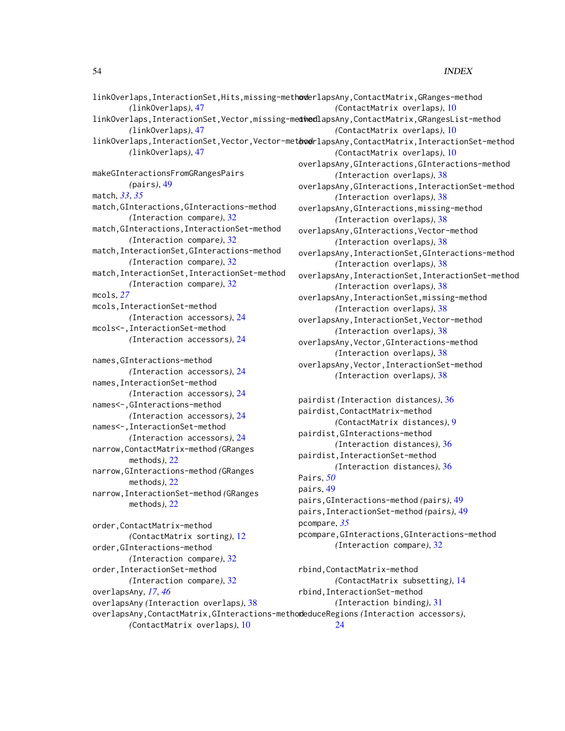linkOverlaps,InteractionSet,Hits,missing-method (linkOverlaps), 47
linkOverlaps,InteractionSet,Vector,missing-method (linkOverlaps), 47
linkOverlaps,InteractionSet,Vector,Vector-method (linkOverlaps), 47

makeGInteractionsFromGRangesPairs (pairs), 49
match, *33*, *35*
match,GInteractions,GInteractions-method (Interaction compare), 32
match,GInteractions,InteractionSet-method (Interaction compare), 32
match,InteractionSet,GInteractions-method (Interaction compare), 32
match,InteractionSet,InteractionSet-method (Interaction compare), 32
mcols, *27*
mcols,InteractionSet-method (Interaction accessors), 24
mcols<-,InteractionSet-method (Interaction accessors), 24

names,GInteractions-method (Interaction accessors), 24
names,InteractionSet-method (Interaction accessors), 24
names<-,GInteractions-method (Interaction accessors), 24
names<-,InteractionSet-method (Interaction accessors), 24
narrow,ContactMatrix-method (GRanges methods), 22
narrow,GInteractions-method (GRanges methods), 22
narrow,InteractionSet-method (GRanges methods), 22

order,ContactMatrix-method (ContactMatrix sorting), 12
order,GInteractions-method (Interaction compare), 32
order,InteractionSet-method (Interaction compare), 32
overlapsAny, *17*, *46*
overlapsAny (Interaction overlaps), 38
overlapsAny,ContactMatrix,GInteractions-method (ContactMatrix overlaps), 10
overlapsAny,ContactMatrix,GRanges-method (ContactMatrix overlaps), 10
overlapsAny,ContactMatrix,GRangesList-method (ContactMatrix overlaps), 10
overlapsAny,ContactMatrix,InteractionSet-method (ContactMatrix overlaps), 10
overlapsAny,GInteractions,GInteractions-method (Interaction overlaps), 38
overlapsAny,GInteractions,InteractionSet-method (Interaction overlaps), 38
overlapsAny,GInteractions,missing-method (Interaction overlaps), 38
overlapsAny,GInteractions,Vector-method (Interaction overlaps), 38
overlapsAny,InteractionSet,GInteractions-method (Interaction overlaps), 38
overlapsAny,InteractionSet,InteractionSet-method (Interaction overlaps), 38
overlapsAny,InteractionSet,missing-method (Interaction overlaps), 38
overlapsAny,InteractionSet,Vector-method (Interaction overlaps), 38
overlapsAny,Vector,GInteractions-method (Interaction overlaps), 38
overlapsAny,Vector,InteractionSet-method (Interaction overlaps), 38

pairdist (Interaction distances), 36
pairdist,ContactMatrix-method (ContactMatrix distances), 9
pairdist,GInteractions-method (Interaction distances), 36
pairdist,InteractionSet-method (Interaction distances), 36
Pairs, *50*
pairs, 49
pairs,GInteractions-method (pairs), 49
pairs,InteractionSet-method (pairs), 49
pcompare, *35*
pcompare,GInteractions,GInteractions-method (Interaction compare), 32

rbind,ContactMatrix-method (ContactMatrix subsetting), 14
rbind,InteractionSet-method (Interaction binding), 31
reduceRegions (Interaction accessors), 24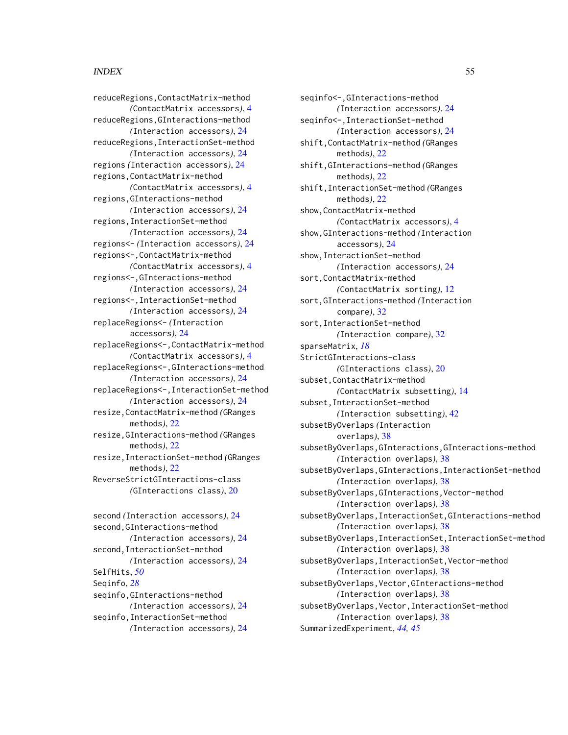reduceRegions,ContactMatrix-method
(ContactMatrix accessors), 4
reduceRegions,GInteractions-method
(Interaction accessors), 24
reduceRegions,InteractionSet-method
(Interaction accessors), 24
regions (Interaction accessors), 24
regions,ContactMatrix-method
(ContactMatrix accessors), 4
regions,GInteractions-method
(Interaction accessors), 24
regions,InteractionSet-method
(Interaction accessors), 24
regions<- (Interaction accessors), 24
regions<-,ContactMatrix-method
(ContactMatrix accessors), 4
regions<-,GInteractions-method
(Interaction accessors), 24
regions<-,InteractionSet-method
(Interaction accessors), 24
replaceRegions<- (Interaction
accessors), 24
replaceRegions<-,ContactMatrix-method
(ContactMatrix accessors), 4
replaceRegions<-,GInteractions-method
(Interaction accessors), 24
replaceRegions<-,InteractionSet-method
(Interaction accessors), 24
resize,ContactMatrix-method (GRanges
methods), 22
resize,GInteractions-method (GRanges
methods), 22
resize,InteractionSet-method (GRanges
methods), 22
ReverseStrictGInteractions-class
(GInteractions class), 20

second (Interaction accessors), 24
second,GInteractions-method
(Interaction accessors), 24
second,InteractionSet-method
(Interaction accessors), 24
SelfHits, *50*
Seqinfo, *28*
seqinfo,GInteractions-method
(Interaction accessors), 24
seqinfo,InteractionSet-method
(Interaction accessors), 24
seqinfo<-,GInteractions-method
(Interaction accessors), 24
seqinfo<-,InteractionSet-method
(Interaction accessors), 24
shift,ContactMatrix-method (GRanges
methods), 22
shift,GInteractions-method (GRanges
methods), 22
shift,InteractionSet-method (GRanges
methods), 22
show,ContactMatrix-method
(ContactMatrix accessors), 4
show,GInteractions-method (Interaction
accessors), 24
show,InteractionSet-method
(Interaction accessors), 24
sort,ContactMatrix-method
(ContactMatrix sorting), 12
sort,GInteractions-method (Interaction
compare), 32
sort,InteractionSet-method
(Interaction compare), 32
sparseMatrix, *18*
StrictGInteractions-class
(GInteractions class), 20
subset,ContactMatrix-method
(ContactMatrix subsetting), 14
subset,InteractionSet-method
(Interaction subsetting), 42
subsetByOverlaps (Interaction
overlaps), 38
subsetByOverlaps,GInteractions,GInteractions-method
(Interaction overlaps), 38
subsetByOverlaps,GInteractions,InteractionSet-method
(Interaction overlaps), 38
subsetByOverlaps,GInteractions,Vector-method
(Interaction overlaps), 38
subsetByOverlaps,InteractionSet,GInteractions-method
(Interaction overlaps), 38
subsetByOverlaps,InteractionSet,InteractionSet-method
(Interaction overlaps), 38
subsetByOverlaps,InteractionSet,Vector-method
(Interaction overlaps), 38
subsetByOverlaps,Vector,GInteractions-method
(Interaction overlaps), 38
subsetByOverlaps,Vector,InteractionSet-method
(Interaction overlaps), 38
SummarizedExperiment, *44*, *45*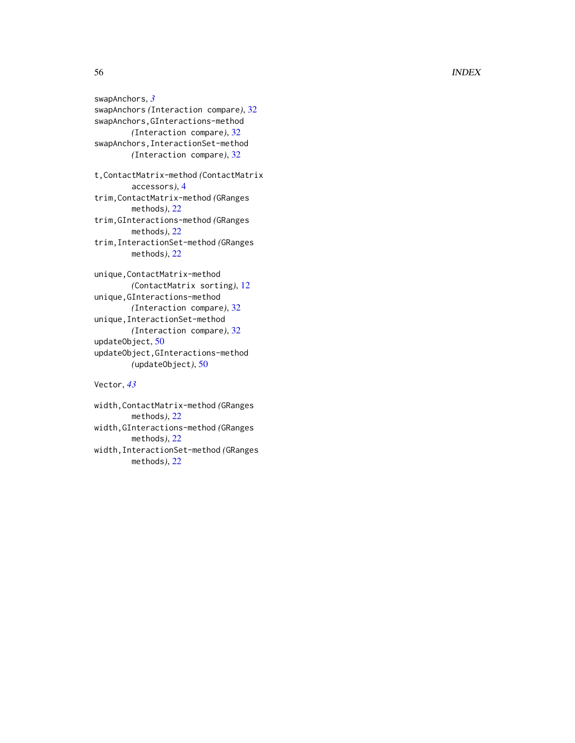swapAnchors, *3*
swapAnchors *(*Interaction compare*)*, 32
swapAnchors,GInteractions-method
  *(*Interaction compare*)*, 32
swapAnchors,InteractionSet-method
  *(*Interaction compare*)*, 32

t,ContactMatrix-method *(*ContactMatrix
  accessors*)*, 4
trim,ContactMatrix-method *(*GRanges
  methods*)*, 22
trim,GInteractions-method *(*GRanges
  methods*)*, 22
trim,InteractionSet-method *(*GRanges
  methods*)*, 22

unique,ContactMatrix-method
  *(*ContactMatrix sorting*)*, 12
unique,GInteractions-method
  *(*Interaction compare*)*, 32
unique,InteractionSet-method
  *(*Interaction compare*)*, 32
updateObject, 50
updateObject,GInteractions-method
  *(*updateObject*)*, 50

Vector, *43*

width,ContactMatrix-method *(*GRanges
  methods*)*, 22
width,GInteractions-method *(*GRanges
  methods*)*, 22
width,InteractionSet-method *(*GRanges
  methods*)*, 22